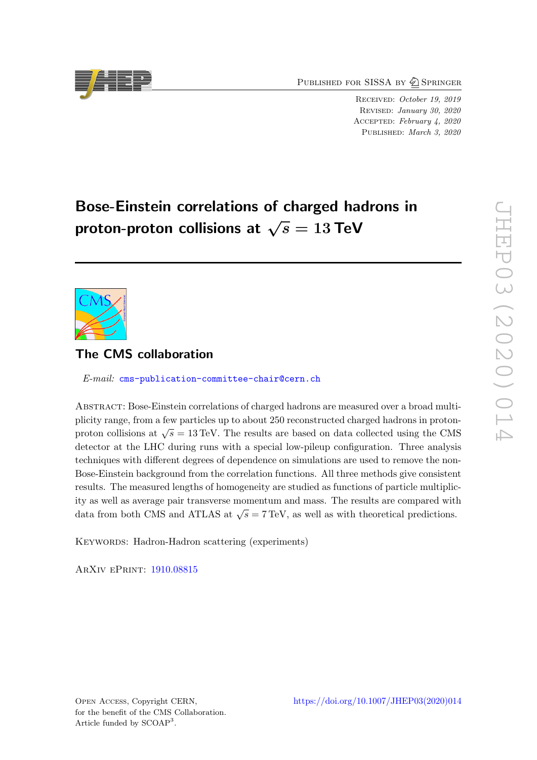Published for SISSA by Springer

Received: *October 19, 2019*
Revised: *January 30, 2020*
Accepted: *February 4, 2020*
Published: *March 3, 2020*

# Bose-Einstein correlations of charged hadrons in proton-proton collisions at $\sqrt{s} = 13$ TeV

## The CMS collaboration

*E-mail:* cms-publication-committee-chair@cern.ch

Abstract: Bose-Einstein correlations of charged hadrons are measured over a broad multiplicity range, from a few particles up to about 250 reconstructed charged hadrons in proton-proton collisions at $\sqrt{s} = 13$ TeV. The results are based on data collected using the CMS detector at the LHC during runs with a special low-pileup configuration. Three analysis techniques with different degrees of dependence on simulations are used to remove the non-Bose-Einstein background from the correlation functions. All three methods give consistent results. The measured lengths of homogeneity are studied as functions of particle multiplicity as well as average pair transverse momentum and mass. The results are compared with data from both CMS and ATLAS at $\sqrt{s} = 7$ TeV, as well as with theoretical predictions.

Keywords: Hadron-Hadron scattering (experiments)

ArXiv ePrint: 1910.08815

Open Access, Copyright CERN,
for the benefit of the CMS Collaboration.
Article funded by SCOAP[3].

https://doi.org/10.1007/JHEP03(2020)014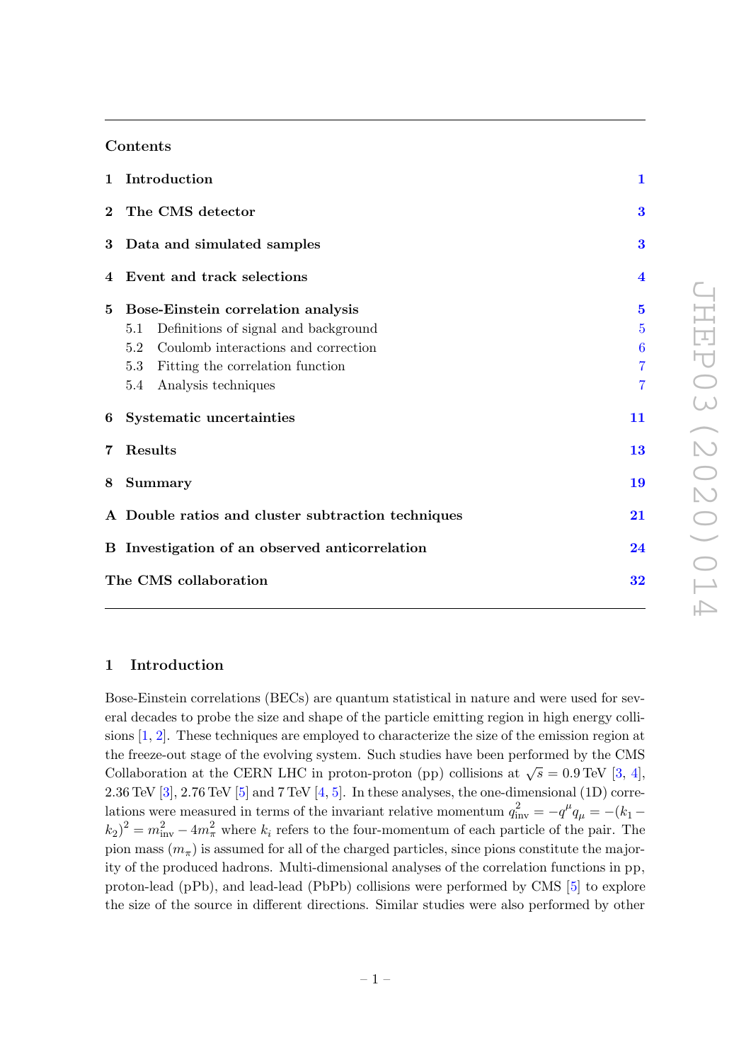## Contents

| | | |
|---|---|---|
| **1** | **Introduction** | **1** |
| **2** | **The CMS detector** | **3** |
| **3** | **Data and simulated samples** | **3** |
| **4** | **Event and track selections** | **4** |
| **5** | **Bose-Einstein correlation analysis** | **5** |
| | 5.1 Definitions of signal and background | 5 |
| | 5.2 Coulomb interactions and correction | 6 |
| | 5.3 Fitting the correlation function | 7 |
| | 5.4 Analysis techniques | 7 |
| **6** | **Systematic uncertainties** | **11** |
| **7** | **Results** | **13** |
| **8** | **Summary** | **19** |
| **A** | **Double ratios and cluster subtraction techniques** | **21** |
| **B** | **Investigation of an observed anticorrelation** | **24** |
| | **The CMS collaboration** | **32** |

## 1 Introduction

Bose-Einstein correlations (BECs) are quantum statistical in nature and were used for several decades to probe the size and shape of the particle emitting region in high energy collisions [1, 2]. These techniques are employed to characterize the size of the emission region at the freeze-out stage of the evolving system. Such studies have been performed by the CMS Collaboration at the CERN LHC in proton-proton (pp) collisions at $\sqrt{s} = 0.9\,\text{TeV}$ [3, 4], $2.36\,\text{TeV}$ [3], $2.76\,\text{TeV}$ [5] and $7\,\text{TeV}$ [4, 5]. In these analyses, the one-dimensional (1D) correlations were measured in terms of the invariant relative momentum $q^2_{\text{inv}} = -q^{\mu}q_{\mu} = -(k_1 - k_2)^2 = m^2_{\text{inv}} - 4m^2_{\pi}$ where $k_i$ refers to the four-momentum of each particle of the pair. The pion mass ($m_{\pi}$) is assumed for all of the charged particles, since pions constitute the majority of the produced hadrons. Multi-dimensional analyses of the correlation functions in pp, proton-lead (pPb), and lead-lead (PbPb) collisions were performed by CMS [5] to explore the size of the source in different directions. Similar studies were also performed by other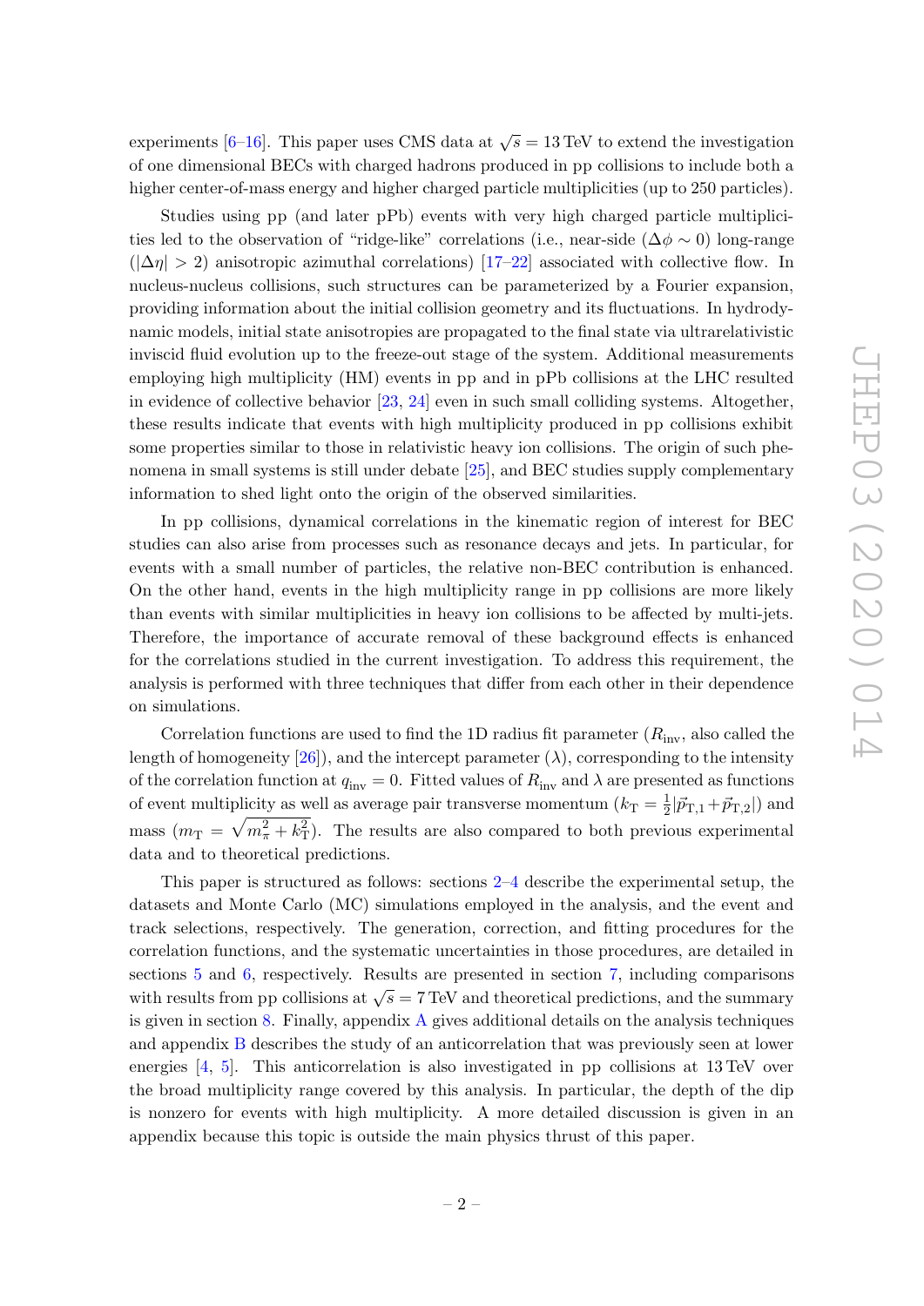experiments [6–16]. This paper uses CMS data at $\sqrt{s} = 13\,\text{TeV}$ to extend the investigation of one dimensional BECs with charged hadrons produced in pp collisions to include both a higher center-of-mass energy and higher charged particle multiplicities (up to 250 particles).

Studies using pp (and later pPb) events with very high charged particle multiplicities led to the observation of "ridge-like" correlations (i.e., near-side ($\Delta\phi \sim 0$) long-range ($|\Delta\eta| > 2$) anisotropic azimuthal correlations) [17–22] associated with collective flow. In nucleus-nucleus collisions, such structures can be parameterized by a Fourier expansion, providing information about the initial collision geometry and its fluctuations. In hydrodynamic models, initial state anisotropies are propagated to the final state via ultrarelativistic inviscid fluid evolution up to the freeze-out stage of the system. Additional measurements employing high multiplicity (HM) events in pp and in pPb collisions at the LHC resulted in evidence of collective behavior [23, 24] even in such small colliding systems. Altogether, these results indicate that events with high multiplicity produced in pp collisions exhibit some properties similar to those in relativistic heavy ion collisions. The origin of such phenomena in small systems is still under debate [25], and BEC studies supply complementary information to shed light onto the origin of the observed similarities.

In pp collisions, dynamical correlations in the kinematic region of interest for BEC studies can also arise from processes such as resonance decays and jets. In particular, for events with a small number of particles, the relative non-BEC contribution is enhanced. On the other hand, events in the high multiplicity range in pp collisions are more likely than events with similar multiplicities in heavy ion collisions to be affected by multi-jets. Therefore, the importance of accurate removal of these background effects is enhanced for the correlations studied in the current investigation. To address this requirement, the analysis is performed with three techniques that differ from each other in their dependence on simulations.

Correlation functions are used to find the 1D radius fit parameter ($R_{\text{inv}}$, also called the length of homogeneity [26]), and the intercept parameter ($\lambda$), corresponding to the intensity of the correlation function at $q_{\text{inv}} = 0$. Fitted values of $R_{\text{inv}}$ and $\lambda$ are presented as functions of event multiplicity as well as average pair transverse momentum ($k_{\text{T}} = \frac{1}{2}|\vec{p}_{\text{T},1} + \vec{p}_{\text{T},2}|$) and mass ($m_{\text{T}} = \sqrt{m_\pi^2 + k_{\text{T}}^2}$). The results are also compared to both previous experimental data and to theoretical predictions.

This paper is structured as follows: sections 2–4 describe the experimental setup, the datasets and Monte Carlo (MC) simulations employed in the analysis, and the event and track selections, respectively. The generation, correction, and fitting procedures for the correlation functions, and the systematic uncertainties in those procedures, are detailed in sections 5 and 6, respectively. Results are presented in section 7, including comparisons with results from pp collisions at $\sqrt{s} = 7\,\text{TeV}$ and theoretical predictions, and the summary is given in section 8. Finally, appendix A gives additional details on the analysis techniques and appendix B describes the study of an anticorrelation that was previously seen at lower energies [4, 5]. This anticorrelation is also investigated in pp collisions at 13 TeV over the broad multiplicity range covered by this analysis. In particular, the depth of the dip is nonzero for events with high multiplicity. A more detailed discussion is given in an appendix because this topic is outside the main physics thrust of this paper.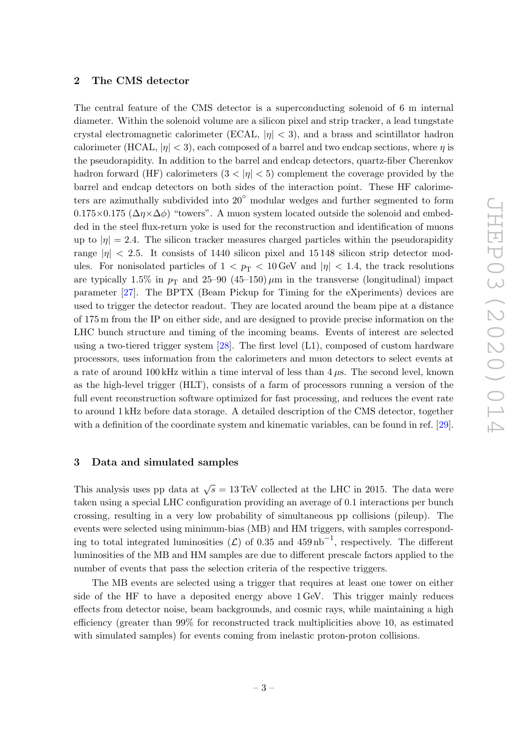## 2 The CMS detector

The central feature of the CMS detector is a superconducting solenoid of 6 m internal diameter. Within the solenoid volume are a silicon pixel and strip tracker, a lead tungstate crystal electromagnetic calorimeter (ECAL, $|\eta| < 3$), and a brass and scintillator hadron calorimeter (HCAL, $|\eta| < 3$), each composed of a barrel and two endcap sections, where $\eta$ is the pseudorapidity. In addition to the barrel and endcap detectors, quartz-fiber Cherenkov hadron forward (HF) calorimeters ($3 < |\eta| < 5$) complement the coverage provided by the barrel and endcap detectors on both sides of the interaction point. These HF calorimeters are azimuthally subdivided into $20^{\circ}$ modular wedges and further segmented to form $0.175{\times}0.175$ ($\Delta\eta{\times}\Delta\phi$) "towers". A muon system located outside the solenoid and embedded in the steel flux-return yoke is used for the reconstruction and identification of muons up to $|\eta| = 2.4$. The silicon tracker measures charged particles within the pseudorapidity range $|\eta| < 2.5$. It consists of 1440 silicon pixel and 15 148 silicon strip detector modules. For nonisolated particles of $1 < p_{\mathrm{T}} < 10\,\mathrm{GeV}$ and $|\eta| < 1.4$, the track resolutions are typically 1.5% in $p_{\mathrm{T}}$ and 25–90 (45–150) $\mu$m in the transverse (longitudinal) impact parameter [27]. The BPTX (Beam Pickup for Timing for the eXperiments) devices are used to trigger the detector readout. They are located around the beam pipe at a distance of 175 m from the IP on either side, and are designed to provide precise information on the LHC bunch structure and timing of the incoming beams. Events of interest are selected using a two-tiered trigger system [28]. The first level (L1), composed of custom hardware processors, uses information from the calorimeters and muon detectors to select events at a rate of around 100 kHz within a time interval of less than 4 $\mu$s. The second level, known as the high-level trigger (HLT), consists of a farm of processors running a version of the full event reconstruction software optimized for fast processing, and reduces the event rate to around 1 kHz before data storage. A detailed description of the CMS detector, together with a definition of the coordinate system and kinematic variables, can be found in ref. [29].

## 3 Data and simulated samples

This analysis uses pp data at $\sqrt{s} = 13\,\mathrm{TeV}$ collected at the LHC in 2015. The data were taken using a special LHC configuration providing an average of 0.1 interactions per bunch crossing, resulting in a very low probability of simultaneous pp collisions (pileup). The events were selected using minimum-bias (MB) and HM triggers, with samples corresponding to total integrated luminosities ($\mathcal{L}$) of 0.35 and $459\,\mathrm{nb}^{-1}$, respectively. The different luminosities of the MB and HM samples are due to different prescale factors applied to the number of events that pass the selection criteria of the respective triggers.

The MB events are selected using a trigger that requires at least one tower on either side of the HF to have a deposited energy above 1 GeV. This trigger mainly reduces effects from detector noise, beam backgrounds, and cosmic rays, while maintaining a high efficiency (greater than 99% for reconstructed track multiplicities above 10, as estimated with simulated samples) for events coming from inelastic proton-proton collisions.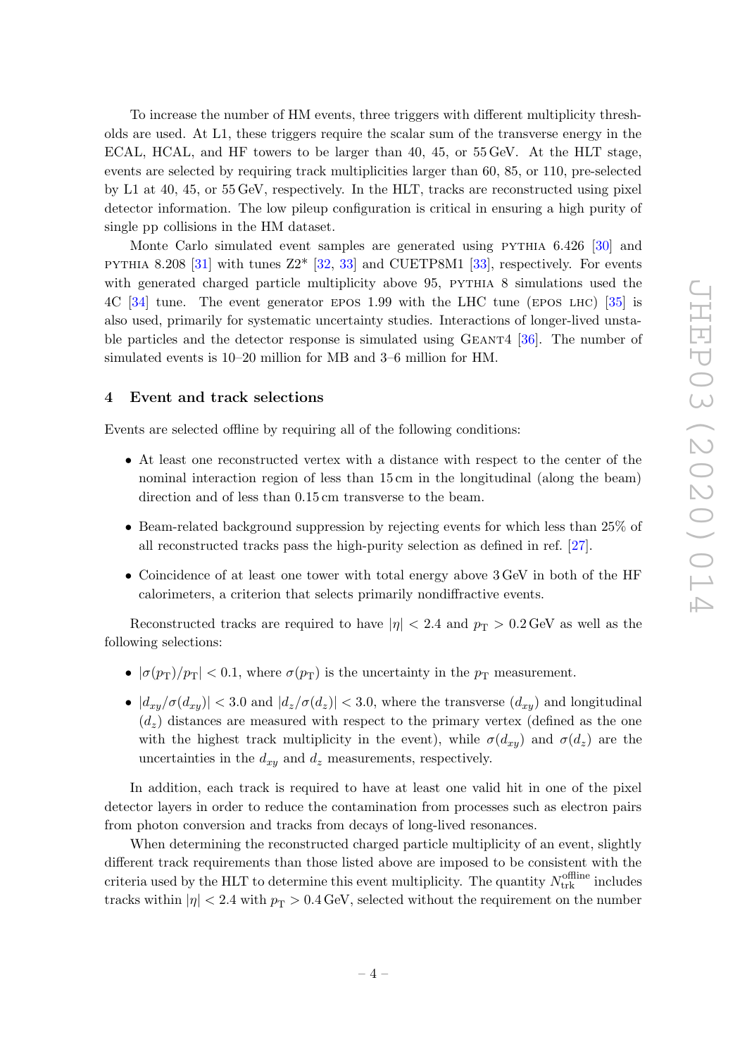To increase the number of HM events, three triggers with different multiplicity thresholds are used. At L1, these triggers require the scalar sum of the transverse energy in the ECAL, HCAL, and HF towers to be larger than 40, 45, or 55 GeV. At the HLT stage, events are selected by requiring track multiplicities larger than 60, 85, or 110, pre-selected by L1 at 40, 45, or 55 GeV, respectively. In the HLT, tracks are reconstructed using pixel detector information. The low pileup configuration is critical in ensuring a high purity of single pp collisions in the HM dataset.

Monte Carlo simulated event samples are generated using PYTHIA 6.426 [30] and PYTHIA 8.208 [31] with tunes Z2* [32, 33] and CUETP8M1 [33], respectively. For events with generated charged particle multiplicity above 95, PYTHIA 8 simulations used the 4C [34] tune. The event generator EPOS 1.99 with the LHC tune (EPOS LHC) [35] is also used, primarily for systematic uncertainty studies. Interactions of longer-lived unstable particles and the detector response is simulated using GEANT4 [36]. The number of simulated events is 10–20 million for MB and 3–6 million for HM.

## 4 Event and track selections

Events are selected offline by requiring all of the following conditions:

- At least one reconstructed vertex with a distance with respect to the center of the nominal interaction region of less than 15 cm in the longitudinal (along the beam) direction and of less than 0.15 cm transverse to the beam.
- Beam-related background suppression by rejecting events for which less than 25% of all reconstructed tracks pass the high-purity selection as defined in ref. [27].
- Coincidence of at least one tower with total energy above 3 GeV in both of the HF calorimeters, a criterion that selects primarily nondiffractive events.

Reconstructed tracks are required to have $|\eta| < 2.4$ and $p_{\mathrm{T}} > 0.2\,\mathrm{GeV}$ as well as the following selections:

- $|\sigma(p_{\mathrm{T}})/p_{\mathrm{T}}| < 0.1$, where $\sigma(p_{\mathrm{T}})$ is the uncertainty in the $p_{\mathrm{T}}$ measurement.
- $|d_{xy}/\sigma(d_{xy})| < 3.0$ and $|d_z/\sigma(d_z)| < 3.0$, where the transverse ($d_{xy}$) and longitudinal ($d_z$) distances are measured with respect to the primary vertex (defined as the one with the highest track multiplicity in the event), while $\sigma(d_{xy})$ and $\sigma(d_z)$ are the uncertainties in the $d_{xy}$ and $d_z$ measurements, respectively.

In addition, each track is required to have at least one valid hit in one of the pixel detector layers in order to reduce the contamination from processes such as electron pairs from photon conversion and tracks from decays of long-lived resonances.

When determining the reconstructed charged particle multiplicity of an event, slightly different track requirements than those listed above are imposed to be consistent with the criteria used by the HLT to determine this event multiplicity. The quantity $N_{\mathrm{trk}}^{\mathrm{offline}}$ includes tracks within $|\eta| < 2.4$ with $p_{\mathrm{T}} > 0.4\,\mathrm{GeV}$, selected without the requirement on the number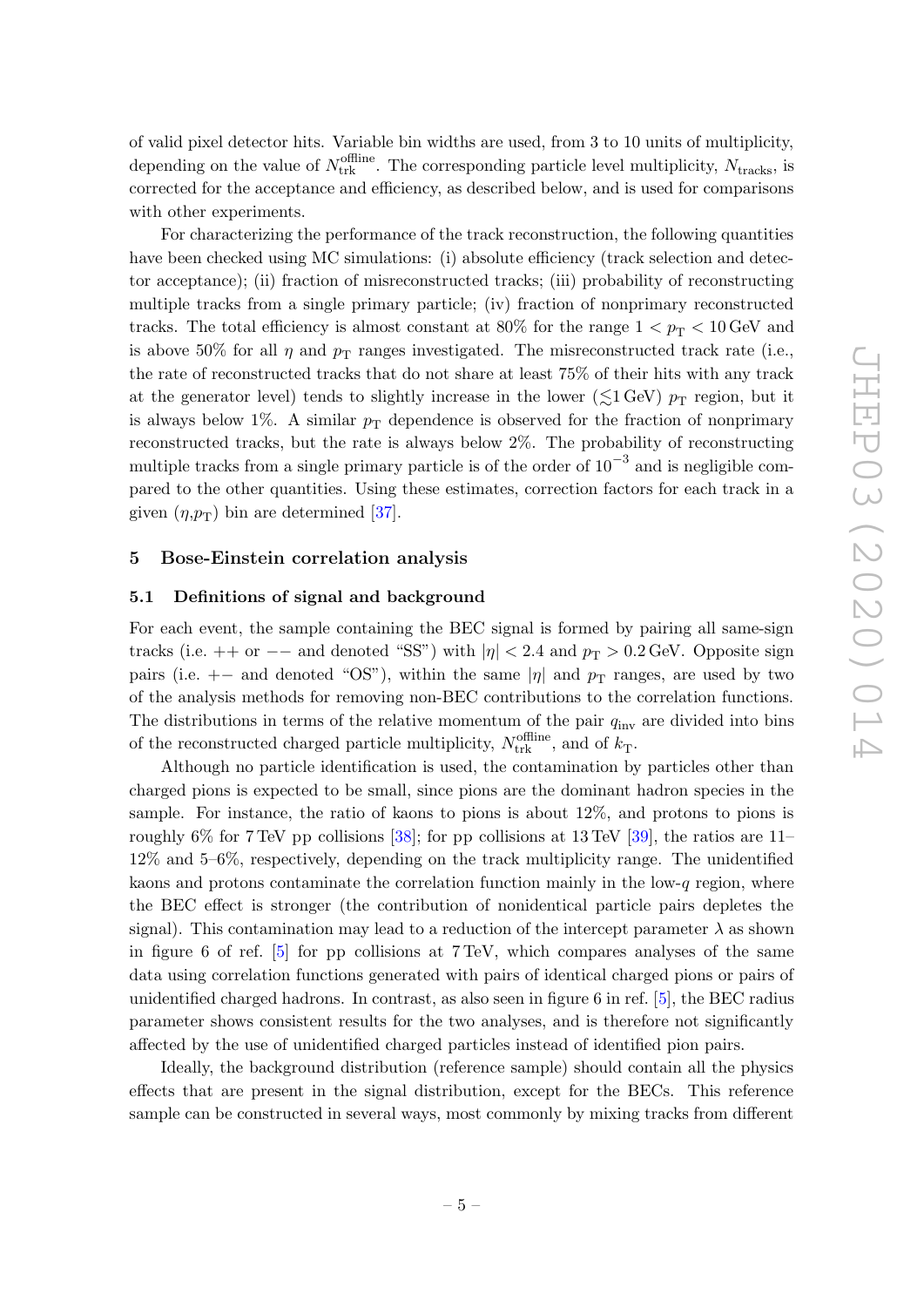of valid pixel detector hits. Variable bin widths are used, from 3 to 10 units of multiplicity, depending on the value of $N_{\mathrm{trk}}^{\mathrm{offline}}$. The corresponding particle level multiplicity, $N_{\mathrm{tracks}}$, is corrected for the acceptance and efficiency, as described below, and is used for comparisons with other experiments.

For characterizing the performance of the track reconstruction, the following quantities have been checked using MC simulations: (i) absolute efficiency (track selection and detector acceptance); (ii) fraction of misreconstructed tracks; (iii) probability of reconstructing multiple tracks from a single primary particle; (iv) fraction of nonprimary reconstructed tracks. The total efficiency is almost constant at 80% for the range $1 < p_{\mathrm{T}} < 10\,\mathrm{GeV}$ and is above 50% for all $\eta$ and $p_{\mathrm{T}}$ ranges investigated. The misreconstructed track rate (i.e., the rate of reconstructed tracks that do not share at least 75% of their hits with any track at the generator level) tends to slightly increase in the lower ($\lesssim 1\,\mathrm{GeV}$) $p_{\mathrm{T}}$ region, but it is always below 1%. A similar $p_{\mathrm{T}}$ dependence is observed for the fraction of nonprimary reconstructed tracks, but the rate is always below 2%. The probability of reconstructing multiple tracks from a single primary particle is of the order of $10^{-3}$ and is negligible compared to the other quantities. Using these estimates, correction factors for each track in a given $(\eta, p_{\mathrm{T}})$ bin are determined [37].

## 5 Bose-Einstein correlation analysis

### 5.1 Definitions of signal and background

For each event, the sample containing the BEC signal is formed by pairing all same-sign tracks (i.e. $++$ or $--$ and denoted "SS") with $|\eta| < 2.4$ and $p_{\mathrm{T}} > 0.2\,\mathrm{GeV}$. Opposite sign pairs (i.e. $+-$ and denoted "OS"), within the same $|\eta|$ and $p_{\mathrm{T}}$ ranges, are used by two of the analysis methods for removing non-BEC contributions to the correlation functions. The distributions in terms of the relative momentum of the pair $q_{\mathrm{inv}}$ are divided into bins of the reconstructed charged particle multiplicity, $N_{\mathrm{trk}}^{\mathrm{offline}}$, and of $k_{\mathrm{T}}$.

Although no particle identification is used, the contamination by particles other than charged pions is expected to be small, since pions are the dominant hadron species in the sample. For instance, the ratio of kaons to pions is about 12%, and protons to pions is roughly 6% for 7 TeV pp collisions [38]; for pp collisions at 13 TeV [39], the ratios are 11–12% and 5–6%, respectively, depending on the track multiplicity range. The unidentified kaons and protons contaminate the correlation function mainly in the low-$q$ region, where the BEC effect is stronger (the contribution of nonidentical particle pairs depletes the signal). This contamination may lead to a reduction of the intercept parameter $\lambda$ as shown in figure 6 of ref. [5] for pp collisions at 7 TeV, which compares analyses of the same data using correlation functions generated with pairs of identical charged pions or pairs of unidentified charged hadrons. In contrast, as also seen in figure 6 in ref. [5], the BEC radius parameter shows consistent results for the two analyses, and is therefore not significantly affected by the use of unidentified charged particles instead of identified pion pairs.

Ideally, the background distribution (reference sample) should contain all the physics effects that are present in the signal distribution, except for the BECs. This reference sample can be constructed in several ways, most commonly by mixing tracks from different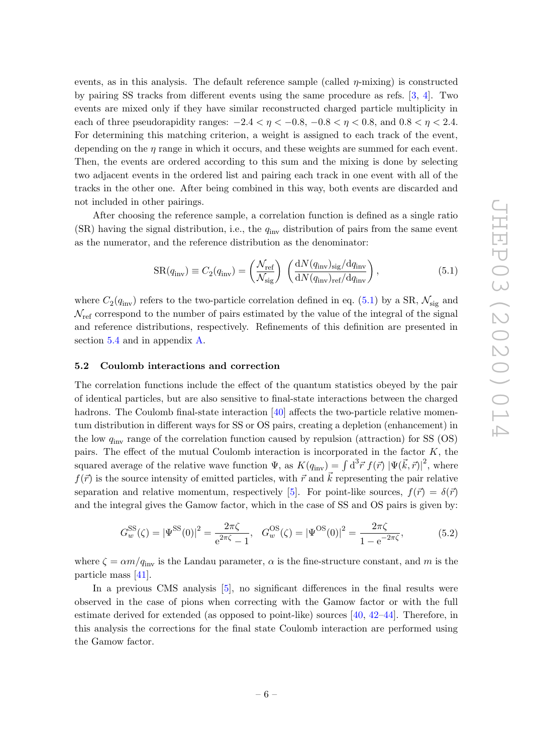events, as in this analysis. The default reference sample (called $\eta$-mixing) is constructed by pairing SS tracks from different events using the same procedure as refs. [3, 4]. Two events are mixed only if they have similar reconstructed charged particle multiplicity in each of three pseudorapidity ranges: $-2.4 < \eta < -0.8$, $-0.8 < \eta < 0.8$, and $0.8 < \eta < 2.4$. For determining this matching criterion, a weight is assigned to each track of the event, depending on the $\eta$ range in which it occurs, and these weights are summed for each event. Then, the events are ordered according to this sum and the mixing is done by selecting two adjacent events in the ordered list and pairing each track in one event with all of the tracks in the other one. After being combined in this way, both events are discarded and not included in other pairings.

After choosing the reference sample, a correlation function is defined as a single ratio (SR) having the signal distribution, i.e., the $q_{\rm inv}$ distribution of pairs from the same event as the numerator, and the reference distribution as the denominator:

$$\mathrm{SR}(q_{\rm inv}) \equiv C_2(q_{\rm inv}) = \left(\frac{\mathcal{N}_{\rm ref}}{\mathcal{N}_{\rm sig}}\right) \left(\frac{\mathrm{d}N(q_{\rm inv})_{\rm sig}/\mathrm{d}q_{\rm inv}}{\mathrm{d}N(q_{\rm inv})_{\rm ref}/\mathrm{d}q_{\rm inv}}\right), \tag{5.1}$$

where $C_2(q_{\rm inv})$ refers to the two-particle correlation defined in eq. (5.1) by a SR, $\mathcal{N}_{\rm sig}$ and $\mathcal{N}_{\rm ref}$ correspond to the number of pairs estimated by the value of the integral of the signal and reference distributions, respectively. Refinements of this definition are presented in section 5.4 and in appendix A.

### 5.2 Coulomb interactions and correction

The correlation functions include the effect of the quantum statistics obeyed by the pair of identical particles, but are also sensitive to final-state interactions between the charged hadrons. The Coulomb final-state interaction [40] affects the two-particle relative momentum distribution in different ways for SS or OS pairs, creating a depletion (enhancement) in the low $q_{\rm inv}$ range of the correlation function caused by repulsion (attraction) for SS (OS) pairs. The effect of the mutual Coulomb interaction is incorporated in the factor $K$, the squared average of the relative wave function $\Psi$, as $K(q_{\rm inv}) = \int \mathrm{d}^3\vec{r}\, f(\vec{r})\, |\Psi(\vec{k},\vec{r})|^2$, where $f(\vec{r})$ is the source intensity of emitted particles, with $\vec{r}$ and $\vec{k}$ representing the pair relative separation and relative momentum, respectively [5]. For point-like sources, $f(\vec{r}) = \delta(\vec{r})$ and the integral gives the Gamow factor, which in the case of SS and OS pairs is given by:

$$G_w^{\rm SS}(\zeta) = |\Psi^{\rm SS}(0)|^2 = \frac{2\pi\zeta}{\mathrm{e}^{2\pi\zeta} - 1}, \quad G_w^{\rm OS}(\zeta) = |\Psi^{\rm OS}(0)|^2 = \frac{2\pi\zeta}{1 - \mathrm{e}^{-2\pi\zeta}}, \tag{5.2}$$

where $\zeta = \alpha m / q_{\rm inv}$ is the Landau parameter, $\alpha$ is the fine-structure constant, and $m$ is the particle mass [41].

In a previous CMS analysis [5], no significant differences in the final results were observed in the case of pions when correcting with the Gamow factor or with the full estimate derived for extended (as opposed to point-like) sources [40, 42–44]. Therefore, in this analysis the corrections for the final state Coulomb interaction are performed using the Gamow factor.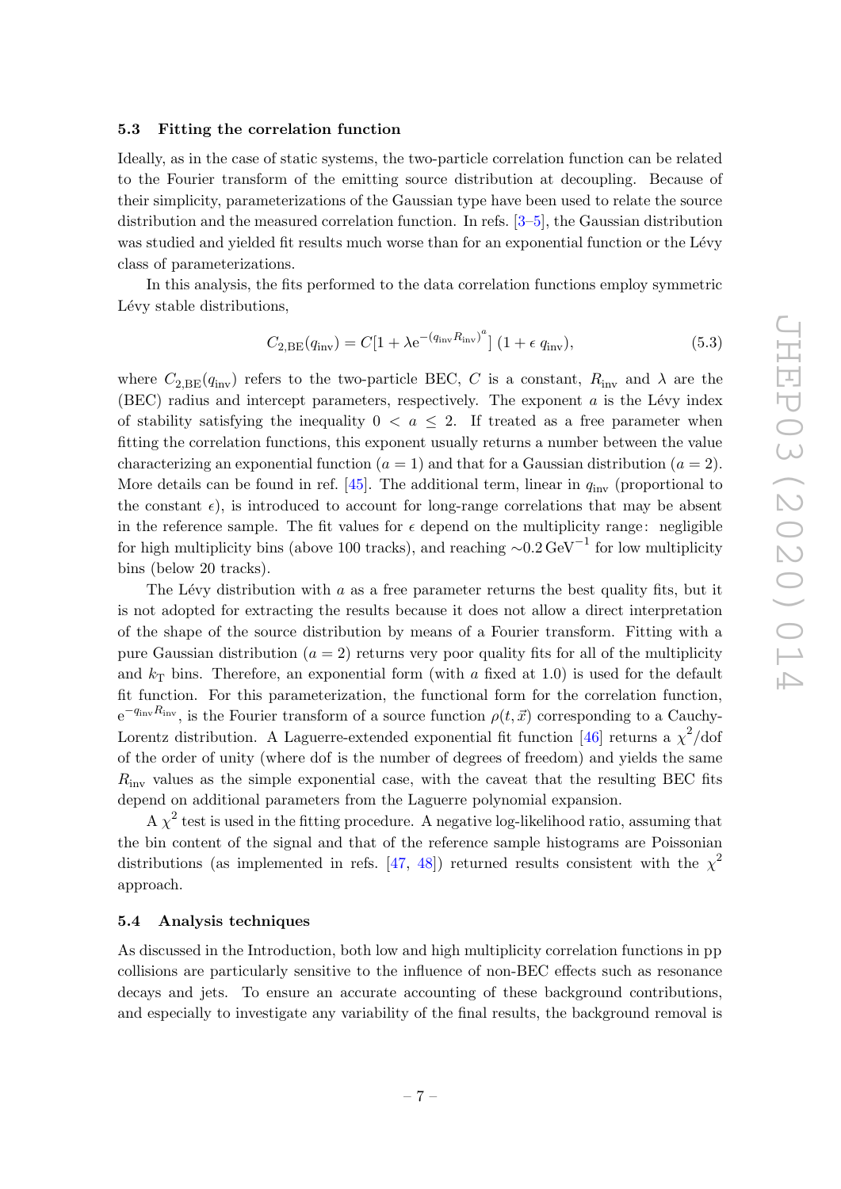### 5.3 Fitting the correlation function

Ideally, as in the case of static systems, the two-particle correlation function can be related to the Fourier transform of the emitting source distribution at decoupling. Because of their simplicity, parameterizations of the Gaussian type have been used to relate the source distribution and the measured correlation function. In refs. [3–5], the Gaussian distribution was studied and yielded fit results much worse than for an exponential function or the Lévy class of parameterizations.

In this analysis, the fits performed to the data correlation functions employ symmetric Lévy stable distributions,

$$C_{2,\mathrm{BE}}(q_{\mathrm{inv}}) = C[1 + \lambda \mathrm{e}^{-(q_{\mathrm{inv}} R_{\mathrm{inv}})^{a}}]\,(1 + \epsilon\, q_{\mathrm{inv}}), \tag{5.3}$$

where $C_{2,\mathrm{BE}}(q_{\mathrm{inv}})$ refers to the two-particle BEC, $C$ is a constant, $R_{\mathrm{inv}}$ and $\lambda$ are the (BEC) radius and intercept parameters, respectively. The exponent $a$ is the Lévy index of stability satisfying the inequality $0 < a \leq 2$. If treated as a free parameter when fitting the correlation functions, this exponent usually returns a number between the value characterizing an exponential function ($a = 1$) and that for a Gaussian distribution ($a = 2$). More details can be found in ref. [45]. The additional term, linear in $q_{\mathrm{inv}}$ (proportional to the constant $\epsilon$), is introduced to account for long-range correlations that may be absent in the reference sample. The fit values for $\epsilon$ depend on the multiplicity range: negligible for high multiplicity bins (above 100 tracks), and reaching $\sim 0.2\,\mathrm{GeV}^{-1}$ for low multiplicity bins (below 20 tracks).

The Lévy distribution with $a$ as a free parameter returns the best quality fits, but it is not adopted for extracting the results because it does not allow a direct interpretation of the shape of the source distribution by means of a Fourier transform. Fitting with a pure Gaussian distribution ($a = 2$) returns very poor quality fits for all of the multiplicity and $k_{\mathrm{T}}$ bins. Therefore, an exponential form (with $a$ fixed at 1.0) is used for the default fit function. For this parameterization, the functional form for the correlation function, $\mathrm{e}^{-q_{\mathrm{inv}} R_{\mathrm{inv}}}$, is the Fourier transform of a source function $\rho(t, \vec{x})$ corresponding to a Cauchy-Lorentz distribution. A Laguerre-extended exponential fit function [46] returns a $\chi^2$/dof of the order of unity (where dof is the number of degrees of freedom) and yields the same $R_{\mathrm{inv}}$ values as the simple exponential case, with the caveat that the resulting BEC fits depend on additional parameters from the Laguerre polynomial expansion.

A $\chi^2$ test is used in the fitting procedure. A negative log-likelihood ratio, assuming that the bin content of the signal and that of the reference sample histograms are Poissonian distributions (as implemented in refs. [47, 48]) returned results consistent with the $\chi^2$ approach.

### 5.4 Analysis techniques

As discussed in the Introduction, both low and high multiplicity correlation functions in pp collisions are particularly sensitive to the influence of non-BEC effects such as resonance decays and jets. To ensure an accurate accounting of these background contributions, and especially to investigate any variability of the final results, the background removal is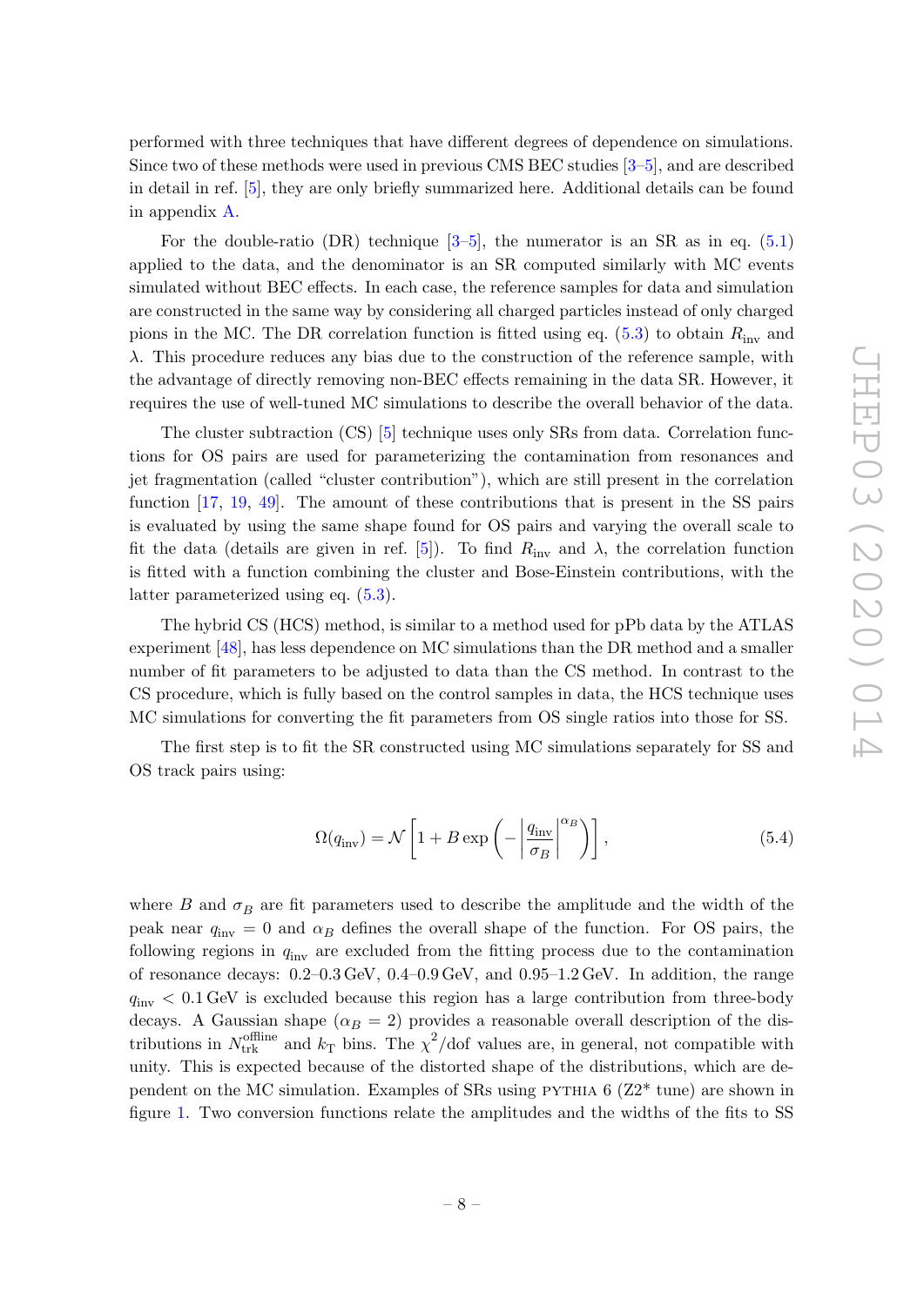performed with three techniques that have different degrees of dependence on simulations. Since two of these methods were used in previous CMS BEC studies [3–5], and are described in detail in ref. [5], they are only briefly summarized here. Additional details can be found in appendix A.

For the double-ratio (DR) technique [3–5], the numerator is an SR as in eq. (5.1) applied to the data, and the denominator is an SR computed similarly with MC events simulated without BEC effects. In each case, the reference samples for data and simulation are constructed in the same way by considering all charged particles instead of only charged pions in the MC. The DR correlation function is fitted using eq. (5.3) to obtain $R_{\text{inv}}$ and $\lambda$. This procedure reduces any bias due to the construction of the reference sample, with the advantage of directly removing non-BEC effects remaining in the data SR. However, it requires the use of well-tuned MC simulations to describe the overall behavior of the data.

The cluster subtraction (CS) [5] technique uses only SRs from data. Correlation functions for OS pairs are used for parameterizing the contamination from resonances and jet fragmentation (called "cluster contribution"), which are still present in the correlation function [17, 19, 49]. The amount of these contributions that is present in the SS pairs is evaluated by using the same shape found for OS pairs and varying the overall scale to fit the data (details are given in ref. [5]). To find $R_{\text{inv}}$ and $\lambda$, the correlation function is fitted with a function combining the cluster and Bose-Einstein contributions, with the latter parameterized using eq. (5.3).

The hybrid CS (HCS) method, is similar to a method used for pPb data by the ATLAS experiment [48], has less dependence on MC simulations than the DR method and a smaller number of fit parameters to be adjusted to data than the CS method. In contrast to the CS procedure, which is fully based on the control samples in data, the HCS technique uses MC simulations for converting the fit parameters from OS single ratios into those for SS.

The first step is to fit the SR constructed using MC simulations separately for SS and OS track pairs using:

$$\Omega(q_{\text{inv}}) = \mathcal{N}\left[1 + B\exp\left(-\left|\frac{q_{\text{inv}}}{\sigma_B}\right|^{\alpha_B}\right)\right], \tag{5.4}$$

where $B$ and $\sigma_B$ are fit parameters used to describe the amplitude and the width of the peak near $q_{\text{inv}} = 0$ and $\alpha_B$ defines the overall shape of the function. For OS pairs, the following regions in $q_{\text{inv}}$ are excluded from the fitting process due to the contamination of resonance decays: 0.2–0.3 GeV, 0.4–0.9 GeV, and 0.95–1.2 GeV. In addition, the range $q_{\text{inv}} < 0.1$ GeV is excluded because this region has a large contribution from three-body decays. A Gaussian shape ($\alpha_B = 2$) provides a reasonable overall description of the distributions in $N_{\text{trk}}^{\text{offline}}$ and $k_{\text{T}}$ bins. The $\chi^2$/dof values are, in general, not compatible with unity. This is expected because of the distorted shape of the distributions, which are dependent on the MC simulation. Examples of SRs using PYTHIA 6 (Z2* tune) are shown in figure 1. Two conversion functions relate the amplitudes and the widths of the fits to SS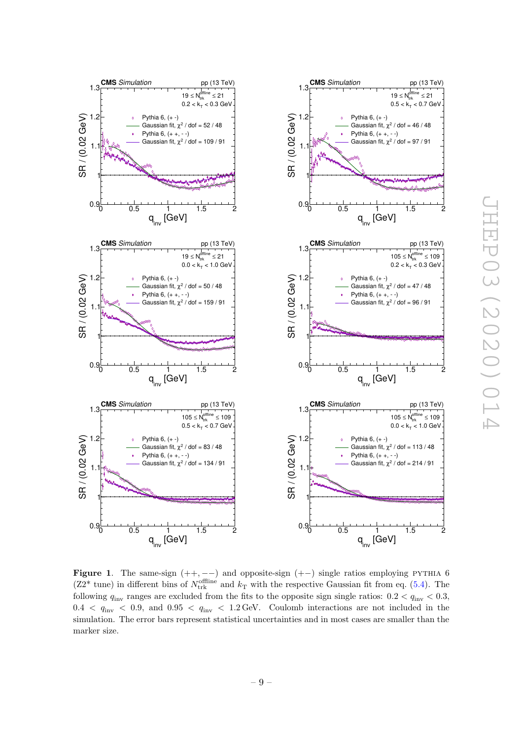**Figure 1**. The same-sign $(++,--)$ and opposite-sign $(+-)$ single ratios employing PYTHIA 6 (Z2* tune) in different bins of $N_{\rm trk}^{\rm offline}$ and $k_{\rm T}$ with the respective Gaussian fit from eq. (5.4). The following $q_{\rm inv}$ ranges are excluded from the fits to the opposite sign single ratios: $0.2 < q_{\rm inv} < 0.3$, $0.4 < q_{\rm inv} < 0.9$, and $0.95 < q_{\rm inv} < 1.2\,{\rm GeV}$. Coulomb interactions are not included in the simulation. The error bars represent statistical uncertainties and in most cases are smaller than the marker size.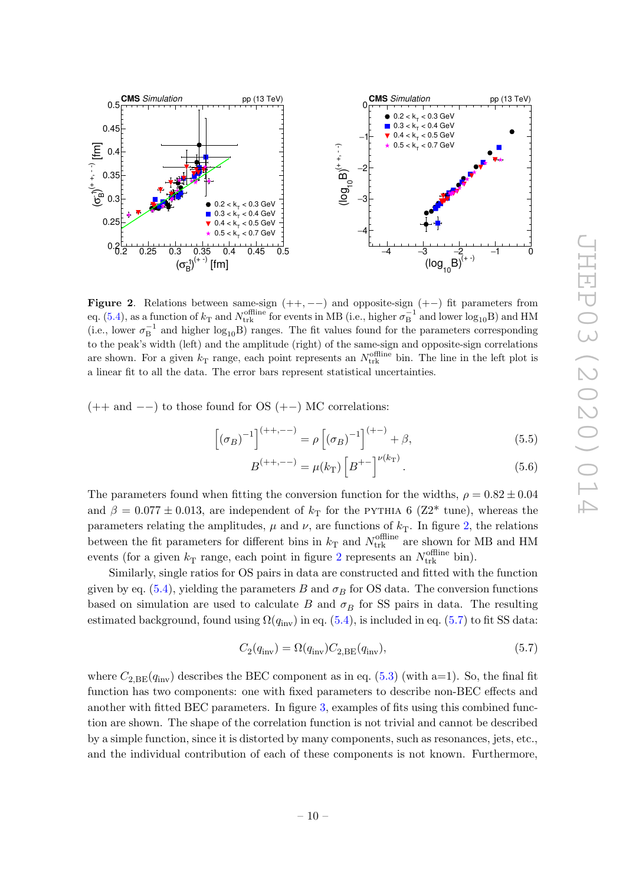**Figure 2**. Relations between same-sign $(++,--)$ and opposite-sign $(+-)$ fit parameters from eq. (5.4), as a function of $k_{\mathrm{T}}$ and $N_{\mathrm{trk}}^{\mathrm{offline}}$ for events in MB (i.e., higher $\sigma_{\mathrm{B}}^{-1}$ and lower $\log_{10}\mathrm{B}$) and HM (i.e., lower $\sigma_{\mathrm{B}}^{-1}$ and higher $\log_{10}\mathrm{B}$) ranges. The fit values found for the parameters corresponding to the peak's width (left) and the amplitude (right) of the same-sign and opposite-sign correlations are shown. For a given $k_{\mathrm{T}}$ range, each point represents an $N_{\mathrm{trk}}^{\mathrm{offline}}$ bin. The line in the left plot is a linear fit to all the data. The error bars represent statistical uncertainties.

$(++$ and $--)$ to those found for OS $(+-)$ MC correlations:

$$\left[(\sigma_B)^{-1}\right]^{(++,--)} = \rho \left[(\sigma_B)^{-1}\right]^{(+-)} + \beta, \tag{5.5}$$

$$B^{(++,--)} = \mu(k_{\mathrm{T}}) \left[B^{+-}\right]^{\nu(k_{\mathrm{T}})}. \tag{5.6}$$

The parameters found when fitting the conversion function for the widths, $\rho = 0.82 \pm 0.04$ and $\beta = 0.077 \pm 0.013$, are independent of $k_{\mathrm{T}}$ for the PYTHIA 6 (Z2* tune), whereas the parameters relating the amplitudes, $\mu$ and $\nu$, are functions of $k_{\mathrm{T}}$. In figure 2, the relations between the fit parameters for different bins in $k_{\mathrm{T}}$ and $N_{\mathrm{trk}}^{\mathrm{offline}}$ are shown for MB and HM events (for a given $k_{\mathrm{T}}$ range, each point in figure 2 represents an $N_{\mathrm{trk}}^{\mathrm{offline}}$ bin).

Similarly, single ratios for OS pairs in data are constructed and fitted with the function given by eq. (5.4), yielding the parameters $B$ and $\sigma_B$ for OS data. The conversion functions based on simulation are used to calculate $B$ and $\sigma_B$ for SS pairs in data. The resulting estimated background, found using $\Omega(q_{\mathrm{inv}})$ in eq. (5.4), is included in eq. (5.7) to fit SS data:

$$C_2(q_{\mathrm{inv}}) = \Omega(q_{\mathrm{inv}}) C_{2,\mathrm{BE}}(q_{\mathrm{inv}}), \tag{5.7}$$

where $C_{2,\mathrm{BE}}(q_{\mathrm{inv}})$ describes the BEC component as in eq. (5.3) (with a=1). So, the final fit function has two components: one with fixed parameters to describe non-BEC effects and another with fitted BEC parameters. In figure 3, examples of fits using this combined function are shown. The shape of the correlation function is not trivial and cannot be described by a simple function, since it is distorted by many components, such as resonances, jets, etc., and the individual contribution of each of these components is not known. Furthermore,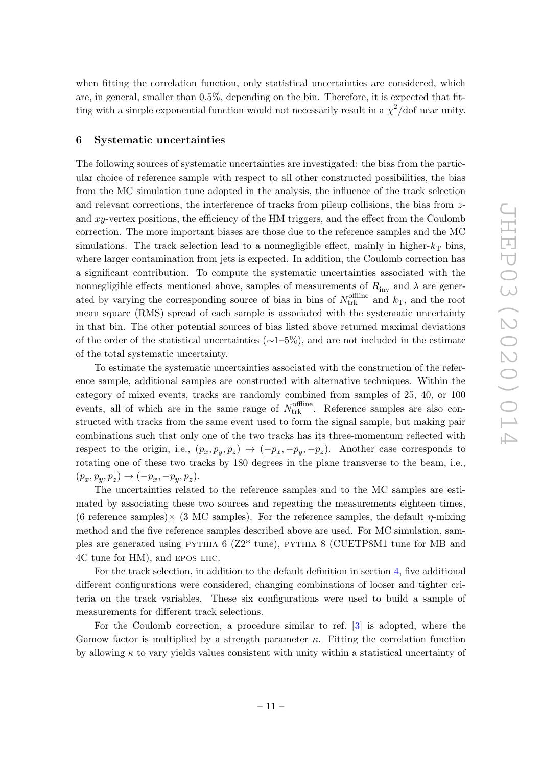when fitting the correlation function, only statistical uncertainties are considered, which are, in general, smaller than 0.5%, depending on the bin. Therefore, it is expected that fitting with a simple exponential function would not necessarily result in a $\chi^2$/dof near unity.

## 6 Systematic uncertainties

The following sources of systematic uncertainties are investigated: the bias from the particular choice of reference sample with respect to all other constructed possibilities, the bias from the MC simulation tune adopted in the analysis, the influence of the track selection and relevant corrections, the interference of tracks from pileup collisions, the bias from $z$- and $xy$-vertex positions, the efficiency of the HM triggers, and the effect from the Coulomb correction. The more important biases are those due to the reference samples and the MC simulations. The track selection lead to a nonnegligible effect, mainly in higher-$k_T$ bins, where larger contamination from jets is expected. In addition, the Coulomb correction has a significant contribution. To compute the systematic uncertainties associated with the nonnegligible effects mentioned above, samples of measurements of $R_{\text{inv}}$ and $\lambda$ are generated by varying the corresponding source of bias in bins of $N_{\text{trk}}^{\text{offline}}$ and $k_T$, and the root mean square (RMS) spread of each sample is associated with the systematic uncertainty in that bin. The other potential sources of bias listed above returned maximal deviations of the order of the statistical uncertainties (∼1–5%), and are not included in the estimate of the total systematic uncertainty.

To estimate the systematic uncertainties associated with the construction of the reference sample, additional samples are constructed with alternative techniques. Within the category of mixed events, tracks are randomly combined from samples of 25, 40, or 100 events, all of which are in the same range of $N_{\text{trk}}^{\text{offline}}$. Reference samples are also constructed with tracks from the same event used to form the signal sample, but making pair combinations such that only one of the two tracks has its three-momentum reflected with respect to the origin, i.e., $(p_x, p_y, p_z) \to (-p_x, -p_y, -p_z)$. Another case corresponds to rotating one of these two tracks by 180 degrees in the plane transverse to the beam, i.e., $(p_x, p_y, p_z) \to (-p_x, -p_y, p_z)$.

The uncertainties related to the reference samples and to the MC samples are estimated by associating these two sources and repeating the measurements eighteen times, (6 reference samples)× (3 MC samples). For the reference samples, the default $\eta$-mixing method and the five reference samples described above are used. For MC simulation, samples are generated using PYTHIA 6 (Z2* tune), PYTHIA 8 (CUETP8M1 tune for MB and 4C tune for HM), and EPOS LHC.

For the track selection, in addition to the default definition in section 4, five additional different configurations were considered, changing combinations of looser and tighter criteria on the track variables. These six configurations were used to build a sample of measurements for different track selections.

For the Coulomb correction, a procedure similar to ref. [3] is adopted, where the Gamow factor is multiplied by a strength parameter $\kappa$. Fitting the correlation function by allowing $\kappa$ to vary yields values consistent with unity within a statistical uncertainty of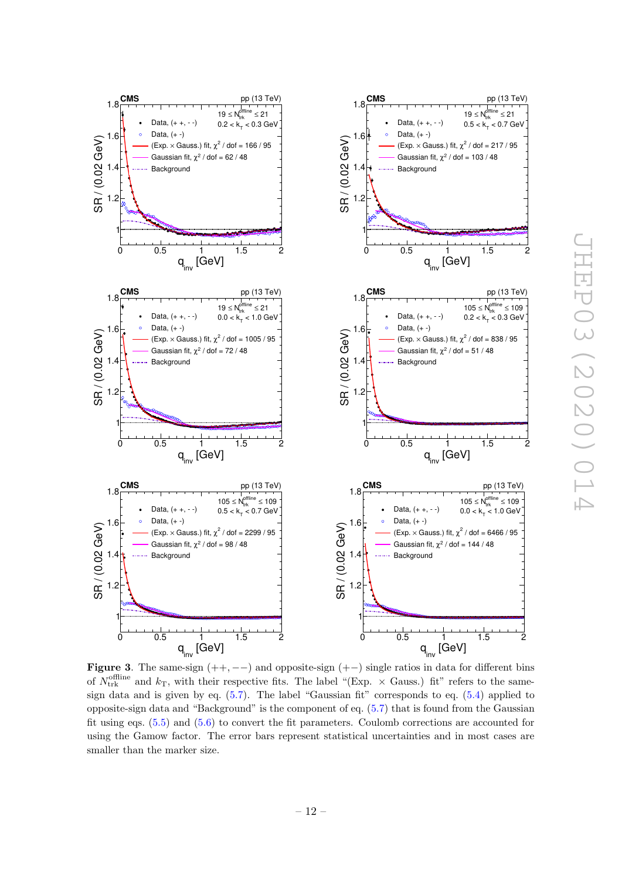**Figure 3**. The same-sign ($++, --$) and opposite-sign ($+-$) single ratios in data for different bins of $N_{\text{trk}}^{\text{offline}}$ and $k_{\text{T}}$, with their respective fits. The label "(Exp. $\times$ Gauss.) fit" refers to the same-sign data and is given by eq. (5.7). The label "Gaussian fit" corresponds to eq. (5.4) applied to opposite-sign data and "Background" is the component of eq. (5.7) that is found from the Gaussian fit using eqs. (5.5) and (5.6) to convert the fit parameters. Coulomb corrections are accounted for using the Gamow factor. The error bars represent statistical uncertainties and in most cases are smaller than the marker size.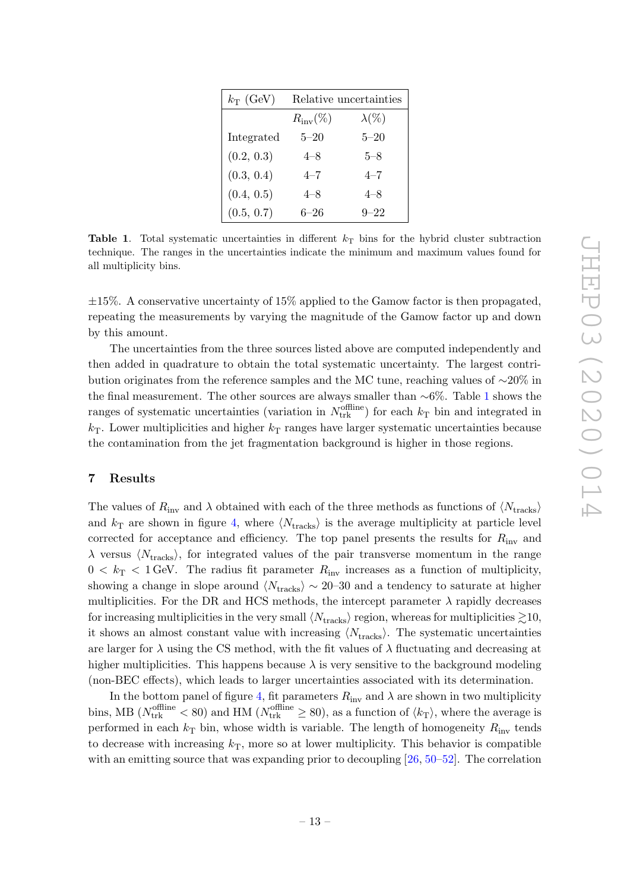| $k_T$ (GeV) | Relative uncertainties | |
|---|---|---|
| | $R_{inv}$(%) | $\lambda$(%) |
| Integrated | 5–20 | 5–20 |
| (0.2, 0.3) | 4–8 | 5–8 |
| (0.3, 0.4) | 4–7 | 4–7 |
| (0.4, 0.5) | 4–8 | 4–8 |
| (0.5, 0.7) | 6–26 | 9–22 |

**Table 1**. Total systematic uncertainties in different $k_T$ bins for the hybrid cluster subtraction technique. The ranges in the uncertainties indicate the minimum and maximum values found for all multiplicity bins.

±15%. A conservative uncertainty of 15% applied to the Gamow factor is then propagated, repeating the measurements by varying the magnitude of the Gamow factor up and down by this amount.

The uncertainties from the three sources listed above are computed independently and then added in quadrature to obtain the total systematic uncertainty. The largest contribution originates from the reference samples and the MC tune, reaching values of ∼20% in the final measurement. The other sources are always smaller than ∼6%. Table 1 shows the ranges of systematic uncertainties (variation in $N_{trk}^{offline}$) for each $k_T$ bin and integrated in $k_T$. Lower multiplicities and higher $k_T$ ranges have larger systematic uncertainties because the contamination from the jet fragmentation background is higher in those regions.

## 7 Results

The values of $R_{inv}$ and $\lambda$ obtained with each of the three methods as functions of $\langle N_{tracks}\rangle$ and $k_T$ are shown in figure 4, where $\langle N_{tracks}\rangle$ is the average multiplicity at particle level corrected for acceptance and efficiency. The top panel presents the results for $R_{inv}$ and $\lambda$ versus $\langle N_{tracks}\rangle$, for integrated values of the pair transverse momentum in the range $0 < k_T < 1$ GeV. The radius fit parameter $R_{inv}$ increases as a function of multiplicity, showing a change in slope around $\langle N_{tracks}\rangle \sim 20$–30 and a tendency to saturate at higher multiplicities. For the DR and HCS methods, the intercept parameter $\lambda$ rapidly decreases for increasing multiplicities in the very small $\langle N_{tracks}\rangle$ region, whereas for multiplicities $\gtrsim$10, it shows an almost constant value with increasing $\langle N_{tracks}\rangle$. The systematic uncertainties are larger for $\lambda$ using the CS method, with the fit values of $\lambda$ fluctuating and decreasing at higher multiplicities. This happens because $\lambda$ is very sensitive to the background modeling (non-BEC effects), which leads to larger uncertainties associated with its determination.

In the bottom panel of figure 4, fit parameters $R_{inv}$ and $\lambda$ are shown in two multiplicity bins, MB ($N_{trk}^{offline} < 80$) and HM ($N_{trk}^{offline} \geq 80$), as a function of $\langle k_T\rangle$, where the average is performed in each $k_T$ bin, whose width is variable. The length of homogeneity $R_{inv}$ tends to decrease with increasing $k_T$, more so at lower multiplicity. This behavior is compatible with an emitting source that was expanding prior to decoupling [26, 50–52]. The correlation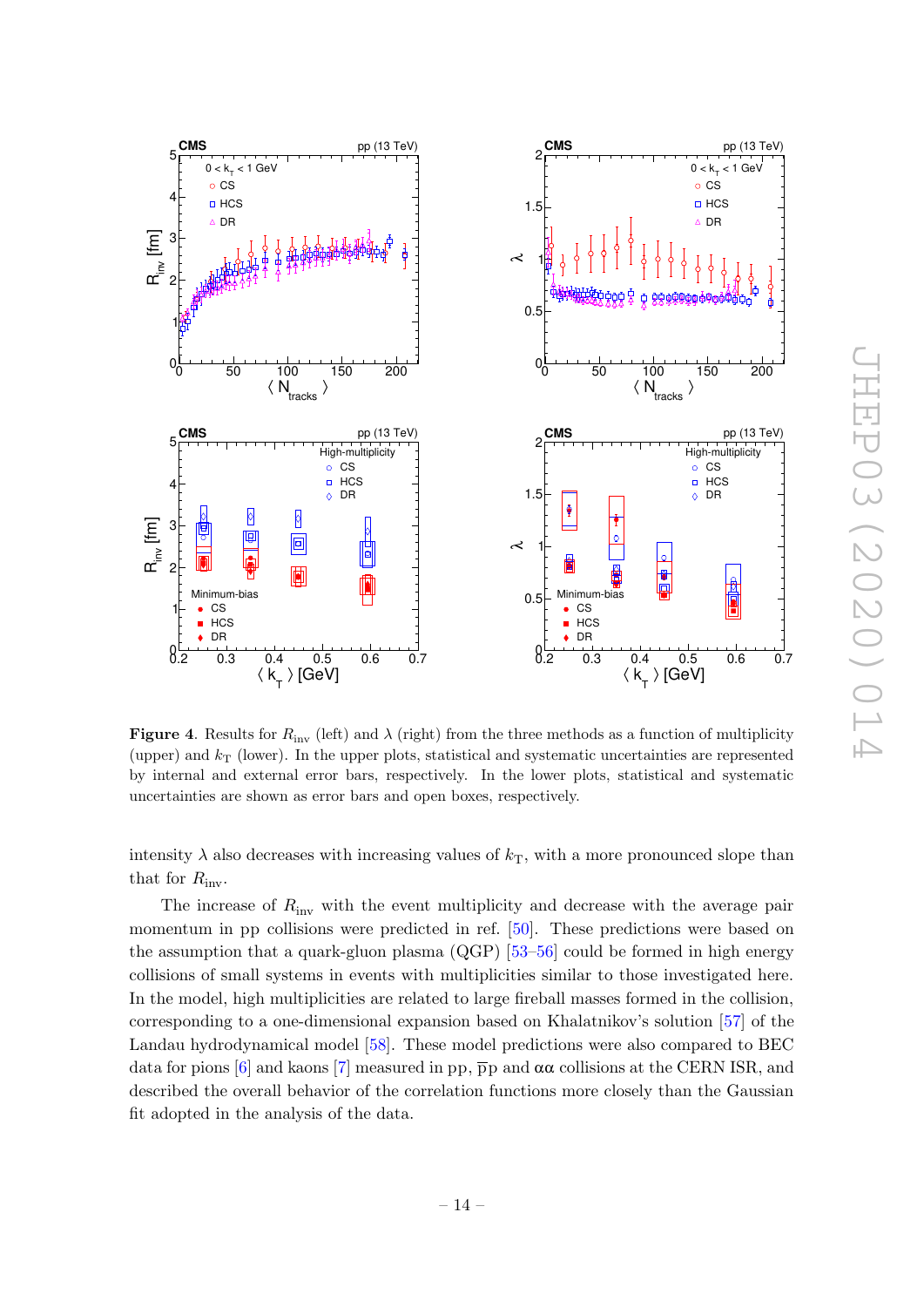**Figure 4**. Results for $R_{\rm inv}$ (left) and $\lambda$ (right) from the three methods as a function of multiplicity (upper) and $k_{\rm T}$ (lower). In the upper plots, statistical and systematic uncertainties are represented by internal and external error bars, respectively. In the lower plots, statistical and systematic uncertainties are shown as error bars and open boxes, respectively.

intensity $\lambda$ also decreases with increasing values of $k_{\rm T}$, with a more pronounced slope than that for $R_{\rm inv}$.

The increase of $R_{\rm inv}$ with the event multiplicity and decrease with the average pair momentum in pp collisions were predicted in ref. [50]. These predictions were based on the assumption that a quark-gluon plasma (QGP) [53–56] could be formed in high energy collisions of small systems in events with multiplicities similar to those investigated here. In the model, high multiplicities are related to large fireball masses formed in the collision, corresponding to a one-dimensional expansion based on Khalatnikov's solution [57] of the Landau hydrodynamical model [58]. These model predictions were also compared to BEC data for pions [6] and kaons [7] measured in pp, $\overline{\rm p}$p and $\alpha\alpha$ collisions at the CERN ISR, and described the overall behavior of the correlation functions more closely than the Gaussian fit adopted in the analysis of the data.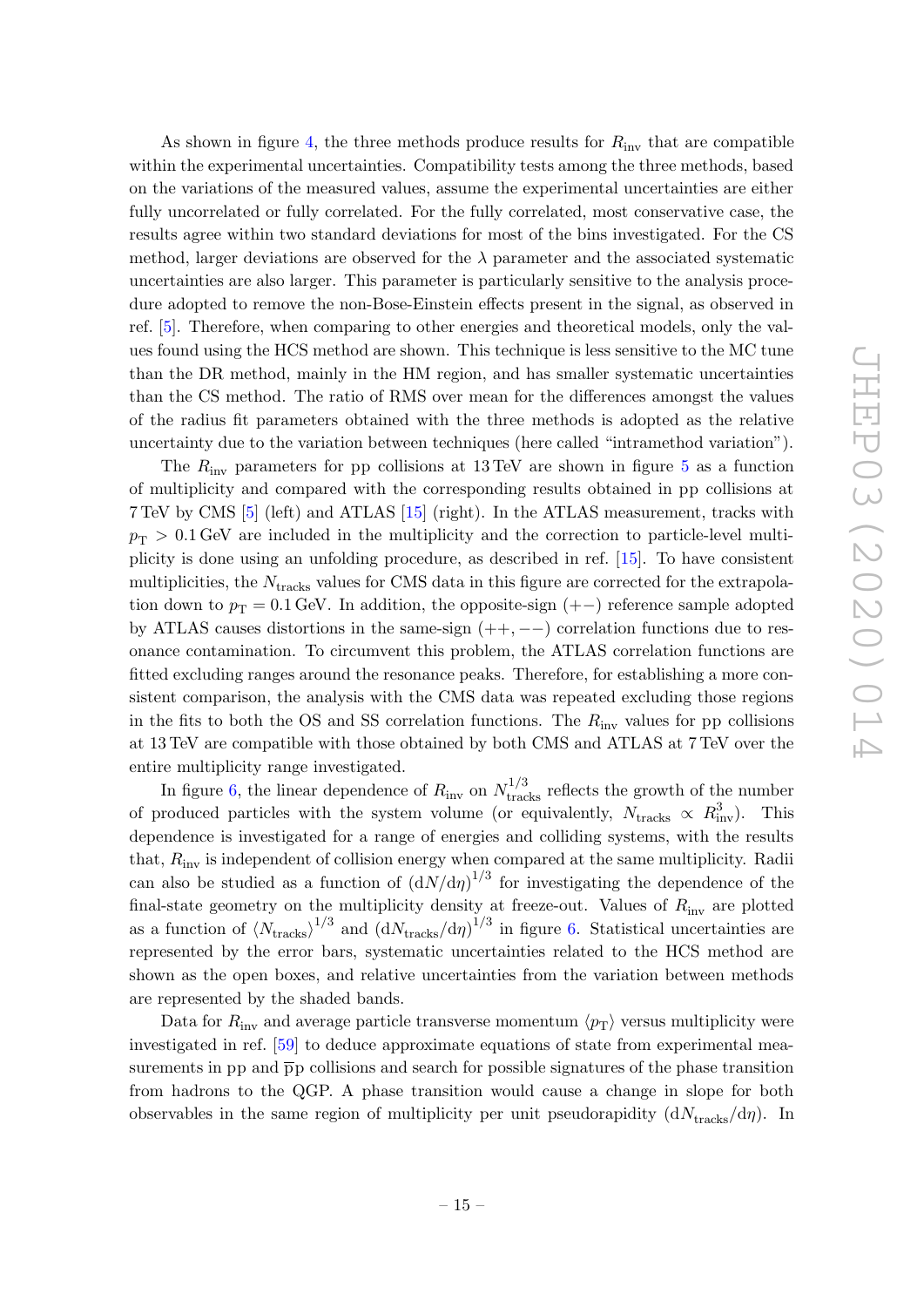As shown in figure 4, the three methods produce results for $R_{\text{inv}}$ that are compatible within the experimental uncertainties. Compatibility tests among the three methods, based on the variations of the measured values, assume the experimental uncertainties are either fully uncorrelated or fully correlated. For the fully correlated, most conservative case, the results agree within two standard deviations for most of the bins investigated. For the CS method, larger deviations are observed for the $\lambda$ parameter and the associated systematic uncertainties are also larger. This parameter is particularly sensitive to the analysis procedure adopted to remove the non-Bose-Einstein effects present in the signal, as observed in ref. [5]. Therefore, when comparing to other energies and theoretical models, only the values found using the HCS method are shown. This technique is less sensitive to the MC tune than the DR method, mainly in the HM region, and has smaller systematic uncertainties than the CS method. The ratio of RMS over mean for the differences amongst the values of the radius fit parameters obtained with the three methods is adopted as the relative uncertainty due to the variation between techniques (here called "intramethod variation").

The $R_{\text{inv}}$ parameters for pp collisions at 13 TeV are shown in figure 5 as a function of multiplicity and compared with the corresponding results obtained in pp collisions at 7 TeV by CMS [5] (left) and ATLAS [15] (right). In the ATLAS measurement, tracks with $p_{\text{T}} > 0.1\,\text{GeV}$ are included in the multiplicity and the correction to particle-level multiplicity is done using an unfolding procedure, as described in ref. [15]. To have consistent multiplicities, the $N_{\text{tracks}}$ values for CMS data in this figure are corrected for the extrapolation down to $p_{\text{T}} = 0.1\,\text{GeV}$. In addition, the opposite-sign $(+-)$ reference sample adopted by ATLAS causes distortions in the same-sign $(++, --)$ correlation functions due to resonance contamination. To circumvent this problem, the ATLAS correlation functions are fitted excluding ranges around the resonance peaks. Therefore, for establishing a more consistent comparison, the analysis with the CMS data was repeated excluding those regions in the fits to both the OS and SS correlation functions. The $R_{\text{inv}}$ values for pp collisions at 13 TeV are compatible with those obtained by both CMS and ATLAS at 7 TeV over the entire multiplicity range investigated.

In figure 6, the linear dependence of $R_{\text{inv}}$ on $N_{\text{tracks}}^{1/3}$ reflects the growth of the number of produced particles with the system volume (or equivalently, $N_{\text{tracks}} \propto R_{\text{inv}}^3$). This dependence is investigated for a range of energies and colliding systems, with the results that, $R_{\text{inv}}$ is independent of collision energy when compared at the same multiplicity. Radii can also be studied as a function of $(\text{d}N/\text{d}\eta)^{1/3}$ for investigating the dependence of the final-state geometry on the multiplicity density at freeze-out. Values of $R_{\text{inv}}$ are plotted as a function of $\langle N_{\text{tracks}}\rangle^{1/3}$ and $(\text{d}N_{\text{tracks}}/\text{d}\eta)^{1/3}$ in figure 6. Statistical uncertainties are represented by the error bars, systematic uncertainties related to the HCS method are shown as the open boxes, and relative uncertainties from the variation between methods are represented by the shaded bands.

Data for $R_{\text{inv}}$ and average particle transverse momentum $\langle p_{\text{T}}\rangle$ versus multiplicity were investigated in ref. [59] to deduce approximate equations of state from experimental measurements in pp and $\overline{\text{p}}\text{p}$ collisions and search for possible signatures of the phase transition from hadrons to the QGP. A phase transition would cause a change in slope for both observables in the same region of multiplicity per unit pseudorapidity $(\text{d}N_{\text{tracks}}/\text{d}\eta)$. In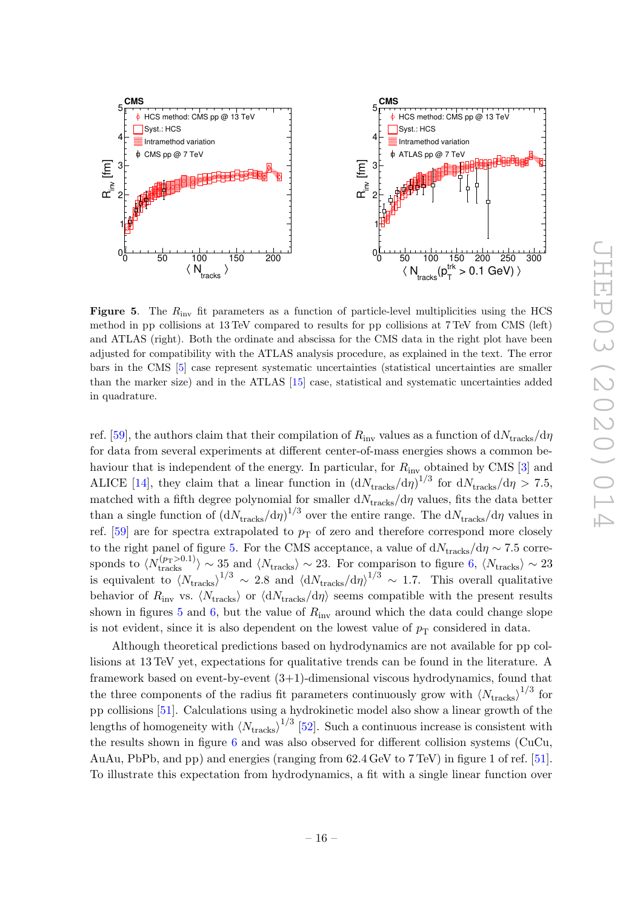**Figure 5**. The $R_{\mathrm{inv}}$ fit parameters as a function of particle-level multiplicities using the HCS method in pp collisions at 13 TeV compared to results for pp collisions at 7 TeV from CMS (left) and ATLAS (right). Both the ordinate and abscissa for the CMS data in the right plot have been adjusted for compatibility with the ATLAS analysis procedure, as explained in the text. The error bars in the CMS [5] case represent systematic uncertainties (statistical uncertainties are smaller than the marker size) and in the ATLAS [15] case, statistical and systematic uncertainties added in quadrature.

ref. [59], the authors claim that their compilation of $R_{\mathrm{inv}}$ values as a function of $\mathrm{d}N_{\mathrm{tracks}}/\mathrm{d}\eta$ for data from several experiments at different center-of-mass energies shows a common behaviour that is independent of the energy. In particular, for $R_{\mathrm{inv}}$ obtained by CMS [3] and ALICE [14], they claim that a linear function in $(\mathrm{d}N_{\mathrm{tracks}}/\mathrm{d}\eta)^{1/3}$ for $\mathrm{d}N_{\mathrm{tracks}}/\mathrm{d}\eta > 7.5$, matched with a fifth degree polynomial for smaller $\mathrm{d}N_{\mathrm{tracks}}/\mathrm{d}\eta$ values, fits the data better than a single function of $(\mathrm{d}N_{\mathrm{tracks}}/\mathrm{d}\eta)^{1/3}$ over the entire range. The $\mathrm{d}N_{\mathrm{tracks}}/\mathrm{d}\eta$ values in ref. [59] are for spectra extrapolated to $p_{\mathrm{T}}$ of zero and therefore correspond more closely to the right panel of figure 5. For the CMS acceptance, a value of $\mathrm{d}N_{\mathrm{tracks}}/\mathrm{d}\eta \sim 7.5$ corresponds to $\langle N_{\mathrm{tracks}}^{(p_{\mathrm{T}}>0.1)}\rangle \sim 35$ and $\langle N_{\mathrm{tracks}}\rangle \sim 23$. For comparison to figure 6, $\langle N_{\mathrm{tracks}}\rangle \sim 23$ is equivalent to $\langle N_{\mathrm{tracks}}\rangle^{1/3} \sim 2.8$ and $\langle \mathrm{d}N_{\mathrm{tracks}}/\mathrm{d}\eta\rangle^{1/3} \sim 1.7$. This overall qualitative behavior of $R_{\mathrm{inv}}$ vs. $\langle N_{\mathrm{tracks}}\rangle$ or $\langle \mathrm{d}N_{\mathrm{tracks}}/\mathrm{d}\eta\rangle$ seems compatible with the present results shown in figures 5 and 6, but the value of $R_{\mathrm{inv}}$ around which the data could change slope is not evident, since it is also dependent on the lowest value of $p_{\mathrm{T}}$ considered in data.

Although theoretical predictions based on hydrodynamics are not available for pp collisions at 13 TeV yet, expectations for qualitative trends can be found in the literature. A framework based on event-by-event (3+1)-dimensional viscous hydrodynamics, found that the three components of the radius fit parameters continuously grow with $\langle N_{\mathrm{tracks}}\rangle^{1/3}$ for pp collisions [51]. Calculations using a hydrokinetic model also show a linear growth of the lengths of homogeneity with $\langle N_{\mathrm{tracks}}\rangle^{1/3}$ [52]. Such a continuous increase is consistent with the results shown in figure 6 and was also observed for different collision systems (CuCu, AuAu, PbPb, and pp) and energies (ranging from 62.4 GeV to 7 TeV) in figure 1 of ref. [51]. To illustrate this expectation from hydrodynamics, a fit with a single linear function over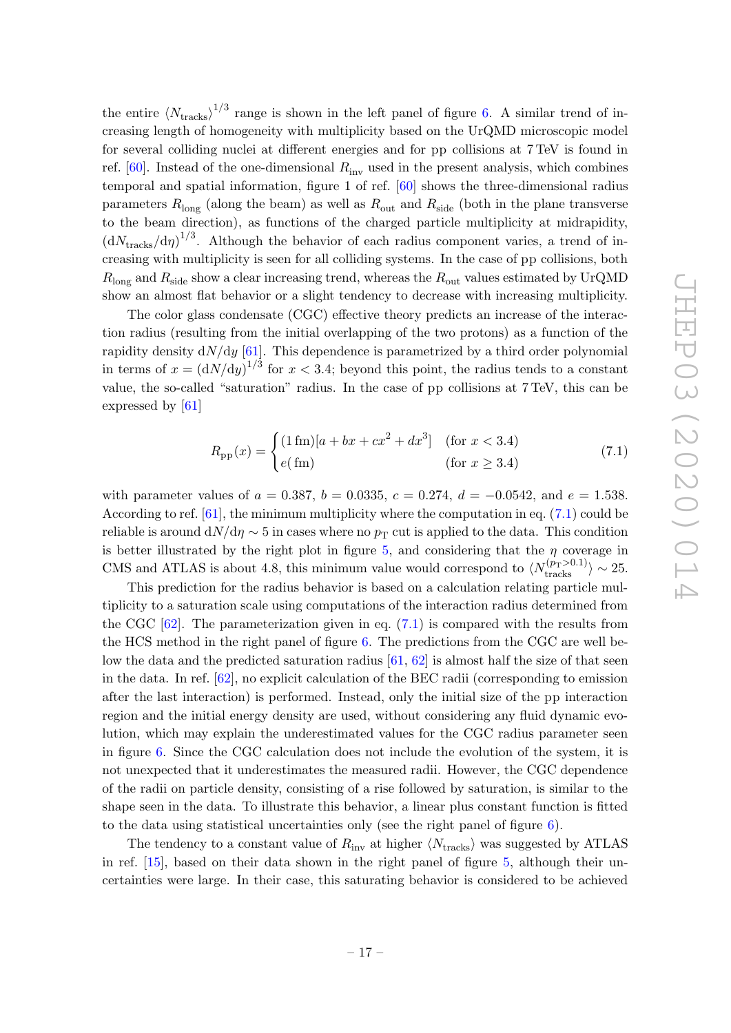the entire $\langle N_{\text{tracks}}\rangle^{1/3}$ range is shown in the left panel of figure 6. A similar trend of increasing length of homogeneity with multiplicity based on the UrQMD microscopic model for several colliding nuclei at different energies and for pp collisions at 7 TeV is found in ref. [60]. Instead of the one-dimensional $R_{\text{inv}}$ used in the present analysis, which combines temporal and spatial information, figure 1 of ref. [60] shows the three-dimensional radius parameters $R_{\text{long}}$ (along the beam) as well as $R_{\text{out}}$ and $R_{\text{side}}$ (both in the plane transverse to the beam direction), as functions of the charged particle multiplicity at midrapidity, $(\mathrm{d}N_{\text{tracks}}/\mathrm{d}\eta)^{1/3}$. Although the behavior of each radius component varies, a trend of increasing with multiplicity is seen for all colliding systems. In the case of pp collisions, both $R_{\text{long}}$ and $R_{\text{side}}$ show a clear increasing trend, whereas the $R_{\text{out}}$ values estimated by UrQMD show an almost flat behavior or a slight tendency to decrease with increasing multiplicity.

The color glass condensate (CGC) effective theory predicts an increase of the interaction radius (resulting from the initial overlapping of the two protons) as a function of the rapidity density $\mathrm{d}N/\mathrm{d}y$ [61]. This dependence is parametrized by a third order polynomial in terms of $x = (\mathrm{d}N/\mathrm{d}y)^{1/3}$ for $x < 3.4$; beyond this point, the radius tends to a constant value, the so-called "saturation" radius. In the case of pp collisions at 7 TeV, this can be expressed by [61]

$$R_{\text{pp}}(x) = \begin{cases} (1\,\text{fm})[a + bx + cx^2 + dx^3] & (\text{for } x < 3.4) \\ e(\,\text{fm}) & (\text{for } x \geq 3.4) \end{cases} \tag{7.1}$$

with parameter values of $a = 0.387$, $b = 0.0335$, $c = 0.274$, $d = -0.0542$, and $e = 1.538$. According to ref. [61], the minimum multiplicity where the computation in eq. (7.1) could be reliable is around $\mathrm{d}N/\mathrm{d}\eta \sim 5$ in cases where no $p_{\text{T}}$ cut is applied to the data. This condition is better illustrated by the right plot in figure 5, and considering that the $\eta$ coverage in CMS and ATLAS is about 4.8, this minimum value would correspond to $\langle N_{\text{tracks}}^{(p_{\text{T}}>0.1)}\rangle \sim 25$.

This prediction for the radius behavior is based on a calculation relating particle multiplicity to a saturation scale using computations of the interaction radius determined from the CGC [62]. The parameterization given in eq. (7.1) is compared with the results from the HCS method in the right panel of figure 6. The predictions from the CGC are well below the data and the predicted saturation radius [61, 62] is almost half the size of that seen in the data. In ref. [62], no explicit calculation of the BEC radii (corresponding to emission after the last interaction) is performed. Instead, only the initial size of the pp interaction region and the initial energy density are used, without considering any fluid dynamic evolution, which may explain the underestimated values for the CGC radius parameter seen in figure 6. Since the CGC calculation does not include the evolution of the system, it is not unexpected that it underestimates the measured radii. However, the CGC dependence of the radii on particle density, consisting of a rise followed by saturation, is similar to the shape seen in the data. To illustrate this behavior, a linear plus constant function is fitted to the data using statistical uncertainties only (see the right panel of figure 6).

The tendency to a constant value of $R_{\text{inv}}$ at higher $\langle N_{\text{tracks}}\rangle$ was suggested by ATLAS in ref. [15], based on their data shown in the right panel of figure 5, although their uncertainties were large. In their case, this saturating behavior is considered to be achieved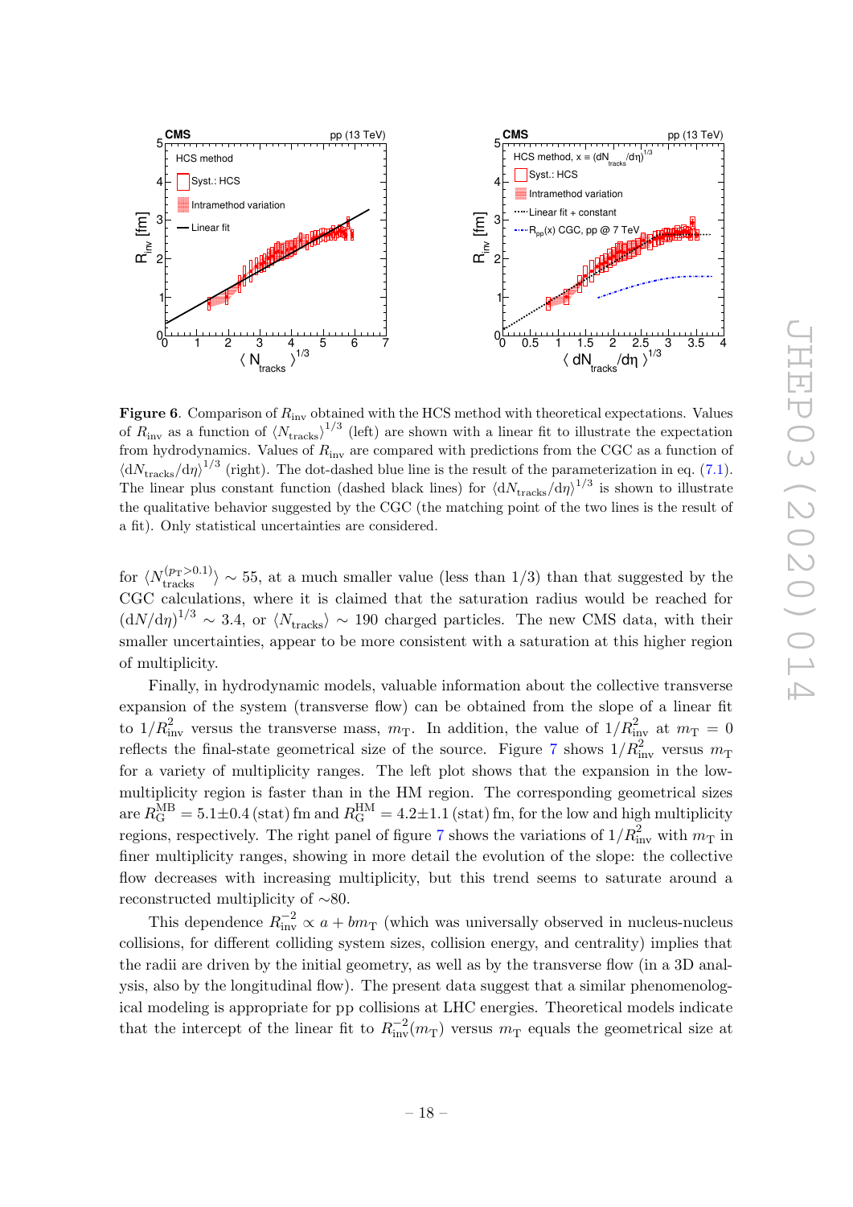**Figure 6**. Comparison of $R_{\text{inv}}$ obtained with the HCS method with theoretical expectations. Values of $R_{\text{inv}}$ as a function of $\langle N_{\text{tracks}} \rangle^{1/3}$ (left) are shown with a linear fit to illustrate the expectation from hydrodynamics. Values of $R_{\text{inv}}$ are compared with predictions from the CGC as a function of $\langle \mathrm{d}N_{\text{tracks}}/\mathrm{d}\eta \rangle^{1/3}$ (right). The dot-dashed blue line is the result of the parameterization in eq. (7.1). The linear plus constant function (dashed black lines) for $\langle \mathrm{d}N_{\text{tracks}}/\mathrm{d}\eta \rangle^{1/3}$ is shown to illustrate the qualitative behavior suggested by the CGC (the matching point of the two lines is the result of a fit). Only statistical uncertainties are considered.

for $\langle N_{\text{tracks}}^{(p_{\text{T}}>0.1)} \rangle \sim 55$, at a much smaller value (less than 1/3) than that suggested by the CGC calculations, where it is claimed that the saturation radius would be reached for $(\mathrm{d}N/\mathrm{d}\eta)^{1/3} \sim 3.4$, or $\langle N_{\text{tracks}} \rangle \sim 190$ charged particles. The new CMS data, with their smaller uncertainties, appear to be more consistent with a saturation at this higher region of multiplicity.

Finally, in hydrodynamic models, valuable information about the collective transverse expansion of the system (transverse flow) can be obtained from the slope of a linear fit to $1/R_{\text{inv}}^2$ versus the transverse mass, $m_{\text{T}}$. In addition, the value of $1/R_{\text{inv}}^2$ at $m_{\text{T}} = 0$ reflects the final-state geometrical size of the source. Figure 7 shows $1/R_{\text{inv}}^2$ versus $m_{\text{T}}$ for a variety of multiplicity ranges. The left plot shows that the expansion in the low-multiplicity region is faster than in the HM region. The corresponding geometrical sizes are $R_{\text{G}}^{\text{MB}} = 5.1 \pm 0.4\,(\text{stat})\,\text{fm}$ and $R_{\text{G}}^{\text{HM}} = 4.2 \pm 1.1\,(\text{stat})\,\text{fm}$, for the low and high multiplicity regions, respectively. The right panel of figure 7 shows the variations of $1/R_{\text{inv}}^2$ with $m_{\text{T}}$ in finer multiplicity ranges, showing in more detail the evolution of the slope: the collective flow decreases with increasing multiplicity, but this trend seems to saturate around a reconstructed multiplicity of $\sim$80.

This dependence $R_{\text{inv}}^{-2} \propto a + b m_{\text{T}}$ (which was universally observed in nucleus-nucleus collisions, for different colliding system sizes, collision energy, and centrality) implies that the radii are driven by the initial geometry, as well as by the transverse flow (in a 3D analysis, also by the longitudinal flow). The present data suggest that a similar phenomenological modeling is appropriate for pp collisions at LHC energies. Theoretical models indicate that the intercept of the linear fit to $R_{\text{inv}}^{-2}(m_{\text{T}})$ versus $m_{\text{T}}$ equals the geometrical size at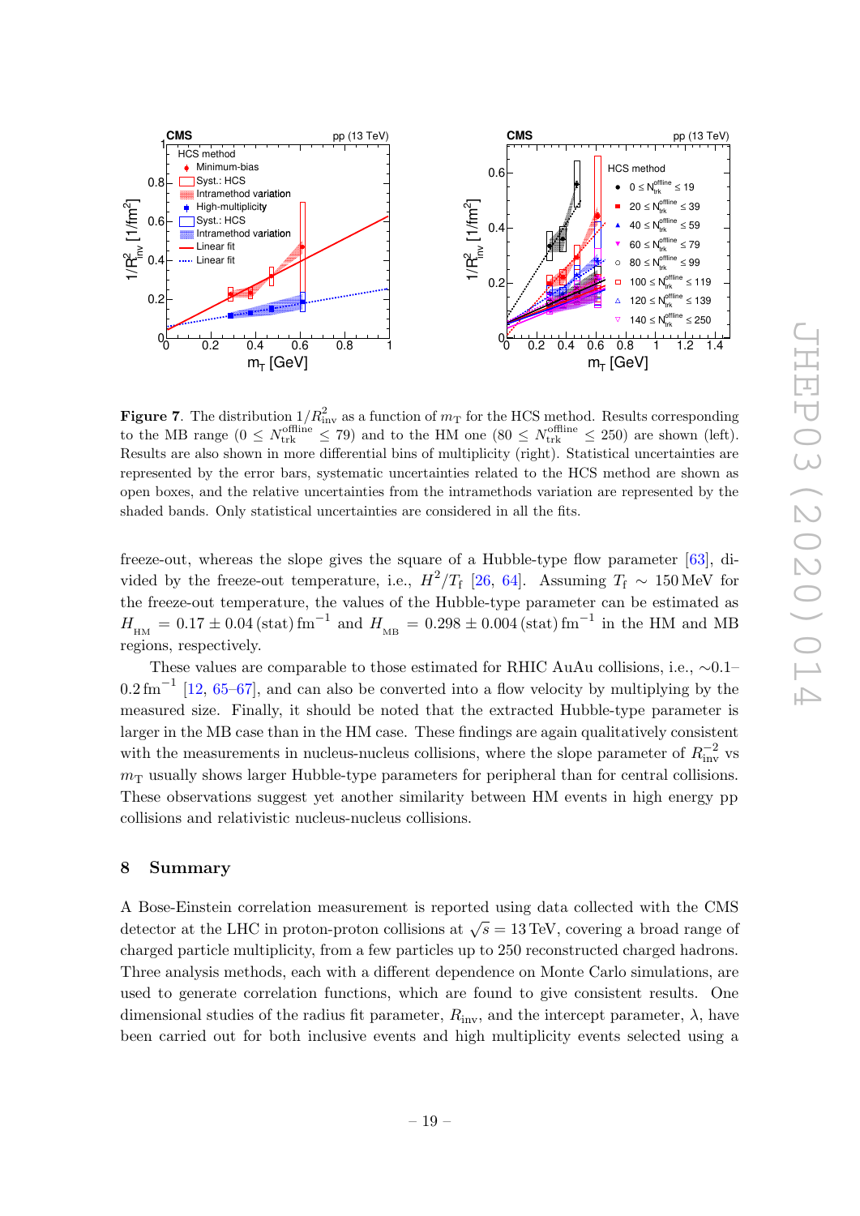**Figure 7**. The distribution $1/R^2_{\rm inv}$ as a function of $m_{\rm T}$ for the HCS method. Results corresponding to the MB range ($0 \leq N^{\rm offline}_{\rm trk} \leq 79$) and to the HM one ($80 \leq N^{\rm offline}_{\rm trk} \leq 250$) are shown (left). Results are also shown in more differential bins of multiplicity (right). Statistical uncertainties are represented by the error bars, systematic uncertainties related to the HCS method are shown as open boxes, and the relative uncertainties from the intramethods variation are represented by the shaded bands. Only statistical uncertainties are considered in all the fits.

freeze-out, whereas the slope gives the square of a Hubble-type flow parameter [63], divided by the freeze-out temperature, i.e., $H^2/T_{\rm f}$ [26, 64]. Assuming $T_{\rm f} \sim 150\,{\rm MeV}$ for the freeze-out temperature, the values of the Hubble-type parameter can be estimated as $H_{\rm HM} = 0.17 \pm 0.04\,({\rm stat})\,{\rm fm}^{-1}$ and $H_{\rm MB} = 0.298 \pm 0.004\,({\rm stat})\,{\rm fm}^{-1}$ in the HM and MB regions, respectively.

These values are comparable to those estimated for RHIC AuAu collisions, i.e., $\sim$0.1–0.2 ${\rm fm}^{-1}$ [12, 65–67], and can also be converted into a flow velocity by multiplying by the measured size. Finally, it should be noted that the extracted Hubble-type parameter is larger in the MB case than in the HM case. These findings are again qualitatively consistent with the measurements in nucleus-nucleus collisions, where the slope parameter of $R^{-2}_{\rm inv}$ vs $m_{\rm T}$ usually shows larger Hubble-type parameters for peripheral than for central collisions. These observations suggest yet another similarity between HM events in high energy pp collisions and relativistic nucleus-nucleus collisions.

## 8 Summary

A Bose-Einstein correlation measurement is reported using data collected with the CMS detector at the LHC in proton-proton collisions at $\sqrt{s} = 13\,{\rm TeV}$, covering a broad range of charged particle multiplicity, from a few particles up to 250 reconstructed charged hadrons. Three analysis methods, each with a different dependence on Monte Carlo simulations, are used to generate correlation functions, which are found to give consistent results. One dimensional studies of the radius fit parameter, $R_{\rm inv}$, and the intercept parameter, $\lambda$, have been carried out for both inclusive events and high multiplicity events selected using a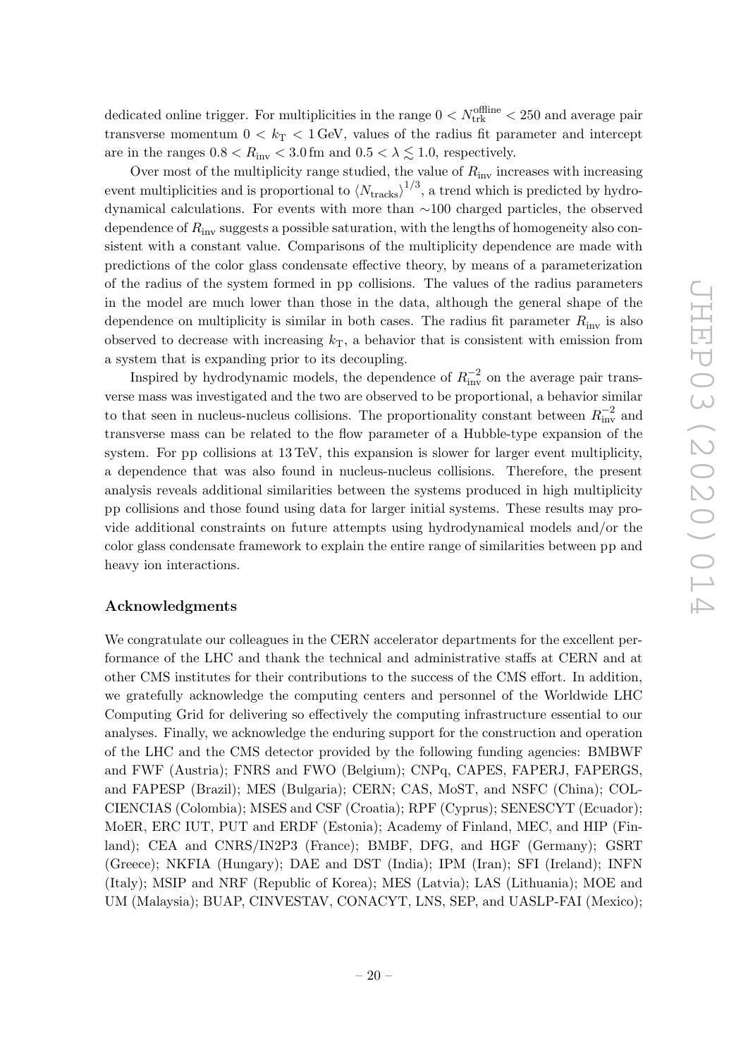dedicated online trigger. For multiplicities in the range $0 < N_{\mathrm{trk}}^{\mathrm{offline}} < 250$ and average pair transverse momentum $0 < k_{\mathrm{T}} < 1\,\mathrm{GeV}$, values of the radius fit parameter and intercept are in the ranges $0.8 < R_{\mathrm{inv}} < 3.0\,\mathrm{fm}$ and $0.5 < \lambda \lesssim 1.0$, respectively.

Over most of the multiplicity range studied, the value of $R_{\mathrm{inv}}$ increases with increasing event multiplicities and is proportional to $\langle N_{\mathrm{tracks}} \rangle^{1/3}$, a trend which is predicted by hydrodynamical calculations. For events with more than $\sim$100 charged particles, the observed dependence of $R_{\mathrm{inv}}$ suggests a possible saturation, with the lengths of homogeneity also consistent with a constant value. Comparisons of the multiplicity dependence are made with predictions of the color glass condensate effective theory, by means of a parameterization of the radius of the system formed in pp collisions. The values of the radius parameters in the model are much lower than those in the data, although the general shape of the dependence on multiplicity is similar in both cases. The radius fit parameter $R_{\mathrm{inv}}$ is also observed to decrease with increasing $k_{\mathrm{T}}$, a behavior that is consistent with emission from a system that is expanding prior to its decoupling.

Inspired by hydrodynamic models, the dependence of $R_{\mathrm{inv}}^{-2}$ on the average pair transverse mass was investigated and the two are observed to be proportional, a behavior similar to that seen in nucleus-nucleus collisions. The proportionality constant between $R_{\mathrm{inv}}^{-2}$ and transverse mass can be related to the flow parameter of a Hubble-type expansion of the system. For pp collisions at 13 TeV, this expansion is slower for larger event multiplicity, a dependence that was also found in nucleus-nucleus collisions. Therefore, the present analysis reveals additional similarities between the systems produced in high multiplicity pp collisions and those found using data for larger initial systems. These results may provide additional constraints on future attempts using hydrodynamical models and/or the color glass condensate framework to explain the entire range of similarities between pp and heavy ion interactions.

## Acknowledgments

We congratulate our colleagues in the CERN accelerator departments for the excellent performance of the LHC and thank the technical and administrative staffs at CERN and at other CMS institutes for their contributions to the success of the CMS effort. In addition, we gratefully acknowledge the computing centers and personnel of the Worldwide LHC Computing Grid for delivering so effectively the computing infrastructure essential to our analyses. Finally, we acknowledge the enduring support for the construction and operation of the LHC and the CMS detector provided by the following funding agencies: BMBWF and FWF (Austria); FNRS and FWO (Belgium); CNPq, CAPES, FAPERJ, FAPERGS, and FAPESP (Brazil); MES (Bulgaria); CERN; CAS, MoST, and NSFC (China); COLCIENCIAS (Colombia); MSES and CSF (Croatia); RPF (Cyprus); SENESCYT (Ecuador); MoER, ERC IUT, PUT and ERDF (Estonia); Academy of Finland, MEC, and HIP (Finland); CEA and CNRS/IN2P3 (France); BMBF, DFG, and HGF (Germany); GSRT (Greece); NKFIA (Hungary); DAE and DST (India); IPM (Iran); SFI (Ireland); INFN (Italy); MSIP and NRF (Republic of Korea); MES (Latvia); LAS (Lithuania); MOE and UM (Malaysia); BUAP, CINVESTAV, CONACYT, LNS, SEP, and UASLP-FAI (Mexico);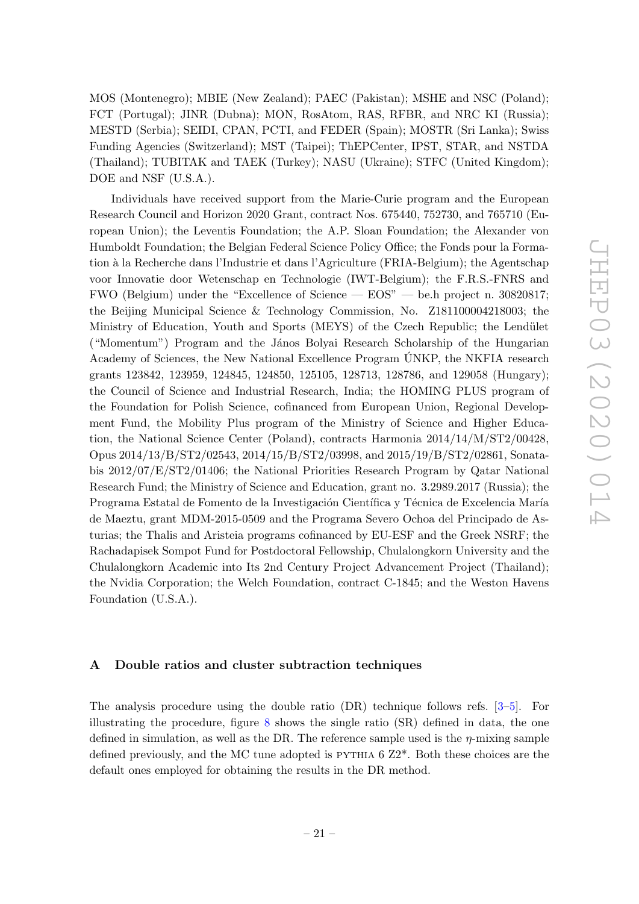MOS (Montenegro); MBIE (New Zealand); PAEC (Pakistan); MSHE and NSC (Poland); FCT (Portugal); JINR (Dubna); MON, RosAtom, RAS, RFBR, and NRC KI (Russia); MESTD (Serbia); SEIDI, CPAN, PCTI, and FEDER (Spain); MOSTR (Sri Lanka); Swiss Funding Agencies (Switzerland); MST (Taipei); ThEPCenter, IPST, STAR, and NSTDA (Thailand); TUBITAK and TAEK (Turkey); NASU (Ukraine); STFC (United Kingdom); DOE and NSF (U.S.A.).

Individuals have received support from the Marie-Curie program and the European Research Council and Horizon 2020 Grant, contract Nos. 675440, 752730, and 765710 (European Union); the Leventis Foundation; the A.P. Sloan Foundation; the Alexander von Humboldt Foundation; the Belgian Federal Science Policy Office; the Fonds pour la Formation à la Recherche dans l'Industrie et dans l'Agriculture (FRIA-Belgium); the Agentschap voor Innovatie door Wetenschap en Technologie (IWT-Belgium); the F.R.S.-FNRS and FWO (Belgium) under the "Excellence of Science — EOS" — be.h project n. 30820817; the Beijing Municipal Science & Technology Commission, No. Z181100004218003; the Ministry of Education, Youth and Sports (MEYS) of the Czech Republic; the Lendület ("Momentum") Program and the János Bolyai Research Scholarship of the Hungarian Academy of Sciences, the New National Excellence Program ÚNKP, the NKFIA research grants 123842, 123959, 124845, 124850, 125105, 128713, 128786, and 129058 (Hungary); the Council of Science and Industrial Research, India; the HOMING PLUS program of the Foundation for Polish Science, cofinanced from European Union, Regional Development Fund, the Mobility Plus program of the Ministry of Science and Higher Education, the National Science Center (Poland), contracts Harmonia 2014/14/M/ST2/00428, Opus 2014/13/B/ST2/02543, 2014/15/B/ST2/03998, and 2015/19/B/ST2/02861, Sonatabis 2012/07/E/ST2/01406; the National Priorities Research Program by Qatar National Research Fund; the Ministry of Science and Education, grant no. 3.2989.2017 (Russia); the Programa Estatal de Fomento de la Investigación Científica y Técnica de Excelencia María de Maeztu, grant MDM-2015-0509 and the Programa Severo Ochoa del Principado de Asturias; the Thalis and Aristeia programs cofinanced by EU-ESF and the Greek NSRF; the Rachadapisek Sompot Fund for Postdoctoral Fellowship, Chulalongkorn University and the Chulalongkorn Academic into Its 2nd Century Project Advancement Project (Thailand); the Nvidia Corporation; the Welch Foundation, contract C-1845; and the Weston Havens Foundation (U.S.A.).

## A Double ratios and cluster subtraction techniques

The analysis procedure using the double ratio (DR) technique follows refs. [3–5]. For illustrating the procedure, figure 8 shows the single ratio (SR) defined in data, the one defined in simulation, as well as the DR. The reference sample used is the $\eta$-mixing sample defined previously, and the MC tune adopted is PYTHIA 6 Z2*. Both these choices are the default ones employed for obtaining the results in the DR method.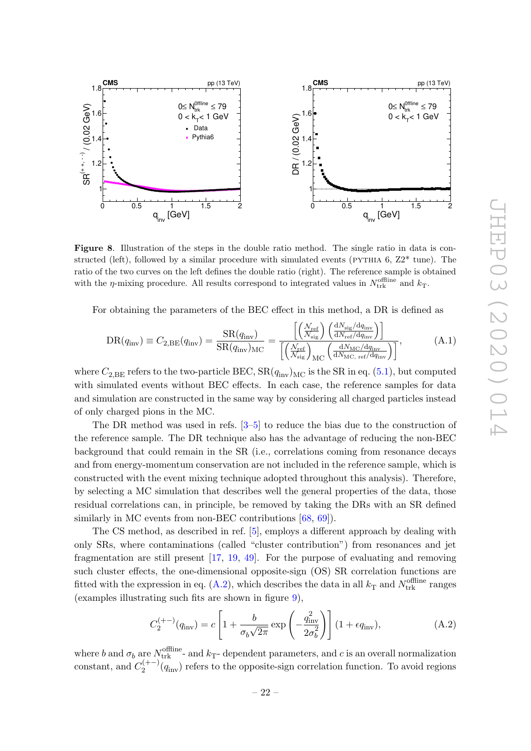**Figure 8**. Illustration of the steps in the double ratio method. The single ratio in data is constructed (left), followed by a similar procedure with simulated events (PYTHIA 6, Z2* tune). The ratio of the two curves on the left defines the double ratio (right). The reference sample is obtained with the $\eta$-mixing procedure. All results correspond to integrated values in $N_{\rm trk}^{\rm offline}$ and $k_{\rm T}$.

For obtaining the parameters of the BEC effect in this method, a DR is defined as

$$\mathrm{DR}(q_{\rm inv}) \equiv C_{2,\rm BE}(q_{\rm inv}) = \frac{\mathrm{SR}(q_{\rm inv})}{\mathrm{SR}(q_{\rm inv})_{\rm MC}} = \frac{\left[\left(\frac{\mathcal{N}_{\rm ref}}{\mathcal{N}_{\rm sig}}\right)\left(\frac{{\rm d}N_{\rm sig}/{\rm d}q_{\rm inv}}{{\rm d}N_{\rm ref}/{\rm d}q_{\rm inv}}\right)\right]}{\left[\left(\frac{\mathcal{N}_{\rm ref}}{\mathcal{N}_{\rm sig}}\right)_{\rm MC}\left(\frac{{\rm d}N_{\rm MC}/{\rm d}q_{\rm inv}}{{\rm d}N_{\rm MC,\ ref}/{\rm d}q_{\rm inv}}\right)\right]}, \tag{A.1}$$

where $C_{2,\rm BE}$ refers to the two-particle BEC, $\mathrm{SR}(q_{\rm inv})_{\rm MC}$ is the SR in eq. (5.1), but computed with simulated events without BEC effects. In each case, the reference samples for data and simulation are constructed in the same way by considering all charged particles instead of only charged pions in the MC.

The DR method was used in refs. [3–5] to reduce the bias due to the construction of the reference sample. The DR technique also has the advantage of reducing the non-BEC background that could remain in the SR (i.e., correlations coming from resonance decays and from energy-momentum conservation are not included in the reference sample, which is constructed with the event mixing technique adopted throughout this analysis). Therefore, by selecting a MC simulation that describes well the general properties of the data, those residual correlations can, in principle, be removed by taking the DRs with an SR defined similarly in MC events from non-BEC contributions [68, 69]).

The CS method, as described in ref. [5], employs a different approach by dealing with only SRs, where contaminations (called "cluster contribution") from resonances and jet fragmentation are still present [17, 19, 49]. For the purpose of evaluating and removing such cluster effects, the one-dimensional opposite-sign (OS) SR correlation functions are fitted with the expression in eq. (A.2), which describes the data in all $k_{\rm T}$ and $N_{\rm trk}^{\rm offline}$ ranges (examples illustrating such fits are shown in figure 9),

$$C_2^{(+-)}(q_{\rm inv}) = c\left[1 + \frac{b}{\sigma_b\sqrt{2\pi}}\exp\left(-\frac{q_{\rm inv}^2}{2\sigma_b^2}\right)\right](1+\epsilon q_{\rm inv}), \tag{A.2}$$

where $b$ and $\sigma_b$ are $N_{\rm trk}^{\rm offline}$- and $k_{\rm T}$- dependent parameters, and $c$ is an overall normalization constant, and $C_2^{(+-)}(q_{\rm inv})$ refers to the opposite-sign correlation function. To avoid regions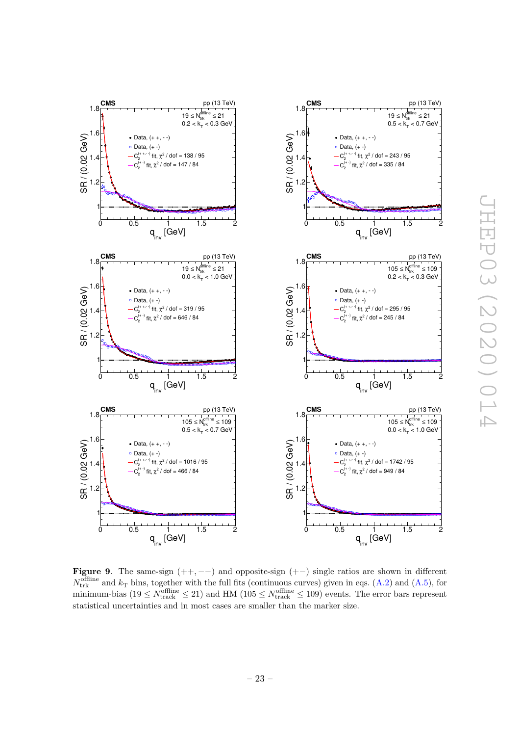**Figure 9**. The same-sign ($++,--$) and opposite-sign ($+-$) single ratios are shown in different $N_{\mathrm{trk}}^{\mathrm{offline}}$ and $k_{\mathrm{T}}$ bins, together with the full fits (continuous curves) given in eqs. (A.2) and (A.5), for minimum-bias ($19 \leq N_{\mathrm{track}}^{\mathrm{offline}} \leq 21$) and HM ($105 \leq N_{\mathrm{track}}^{\mathrm{offline}} \leq 109$) events. The error bars represent statistical uncertainties and in most cases are smaller than the marker size.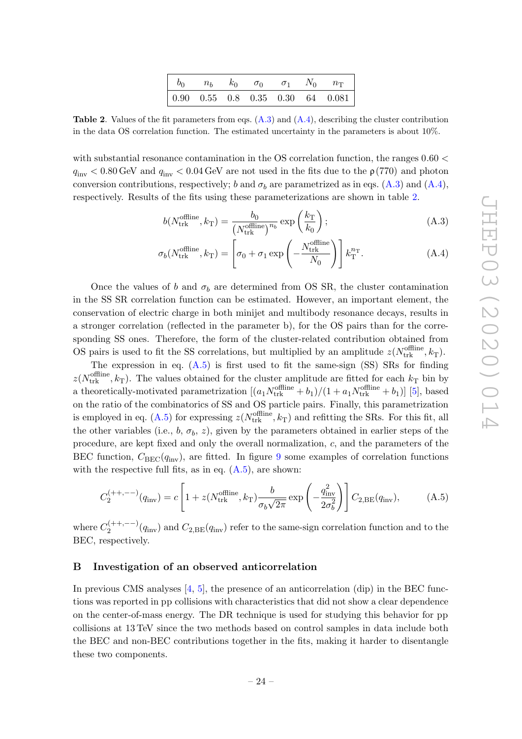| $b_0$ | $n_b$ | $k_0$ | $\sigma_0$ | $\sigma_1$ | $N_0$ | $n_{\mathrm{T}}$ |
|---|---|---|---|---|---|---|
| 0.90 | 0.55 | 0.8 | 0.35 | 0.30 | 64 | 0.081 |

**Table 2**. Values of the fit parameters from eqs. (A.3) and (A.4), describing the cluster contribution in the data OS correlation function. The estimated uncertainty in the parameters is about 10%.

with substantial resonance contamination in the OS correlation function, the ranges $0.60 < q_{\mathrm{inv}} < 0.80\,\mathrm{GeV}$ and $q_{\mathrm{inv}} < 0.04\,\mathrm{GeV}$ are not used in the fits due to the $\rho(770)$ and photon conversion contributions, respectively; $b$ and $\sigma_b$ are parametrized as in eqs. (A.3) and (A.4), respectively. Results of the fits using these parameterizations are shown in table 2.

$$b(N_{\mathrm{trk}}^{\mathrm{offline}}, k_{\mathrm{T}}) = \frac{b_0}{\left(N_{\mathrm{trk}}^{\mathrm{offline}}\right)^{n_b}} \exp\left(\frac{k_{\mathrm{T}}}{k_0}\right); \tag{A.3}$$

$$\sigma_b(N_{\mathrm{trk}}^{\mathrm{offline}}, k_{\mathrm{T}}) = \left[\sigma_0 + \sigma_1 \exp\left(-\frac{N_{\mathrm{trk}}^{\mathrm{offline}}}{N_0}\right)\right] k_{\mathrm{T}}^{n_{\mathrm{T}}}. \tag{A.4}$$

Once the values of $b$ and $\sigma_b$ are determined from OS SR, the cluster contamination in the SS SR correlation function can be estimated. However, an important element, the conservation of electric charge in both minijet and multibody resonance decays, results in a stronger correlation (reflected in the parameter b), for the OS pairs than for the corresponding SS ones. Therefore, the form of the cluster-related contribution obtained from OS pairs is used to fit the SS correlations, but multiplied by an amplitude $z(N_{\mathrm{trk}}^{\mathrm{offline}}, k_{\mathrm{T}})$.

The expression in eq. (A.5) is first used to fit the same-sign (SS) SRs for finding $z(N_{\mathrm{trk}}^{\mathrm{offline}}, k_{\mathrm{T}})$. The values obtained for the cluster amplitude are fitted for each $k_{\mathrm{T}}$ bin by a theoretically-motivated parametrization $[(a_1 N_{\mathrm{trk}}^{\mathrm{offline}} + b_1)/(1 + a_1 N_{\mathrm{trk}}^{\mathrm{offline}} + b_1)]$ [5], based on the ratio of the combinatorics of SS and OS particle pairs. Finally, this parametrization is employed in eq. (A.5) for expressing $z(N_{\mathrm{trk}}^{\mathrm{offline}}, k_{\mathrm{T}})$ and refitting the SRs. For this fit, all the other variables (i.e., $b$, $\sigma_b$, $z$), given by the parameters obtained in earlier steps of the procedure, are kept fixed and only the overall normalization, $c$, and the parameters of the BEC function, $C_{\mathrm{BEC}}(q_{\mathrm{inv}})$, are fitted. In figure 9 some examples of correlation functions with the respective full fits, as in eq. (A.5), are shown:

$$C_2^{(++,--)}(q_{\mathrm{inv}}) = c\left[1 + z(N_{\mathrm{trk}}^{\mathrm{offline}}, k_{\mathrm{T}}) \frac{b}{\sigma_b\sqrt{2\pi}} \exp\left(-\frac{q_{\mathrm{inv}}^2}{2\sigma_b^2}\right)\right] C_{2,\mathrm{BE}}(q_{\mathrm{inv}}), \tag{A.5}$$

where $C_2^{(++,--)}(q_{\mathrm{inv}})$ and $C_{2,\mathrm{BE}}(q_{\mathrm{inv}})$ refer to the same-sign correlation function and to the BEC, respectively.

## B Investigation of an observed anticorrelation

In previous CMS analyses [4, 5], the presence of an anticorrelation (dip) in the BEC functions was reported in pp collisions with characteristics that did not show a clear dependence on the center-of-mass energy. The DR technique is used for studying this behavior for pp collisions at 13 TeV since the two methods based on control samples in data include both the BEC and non-BEC contributions together in the fits, making it harder to disentangle these two components.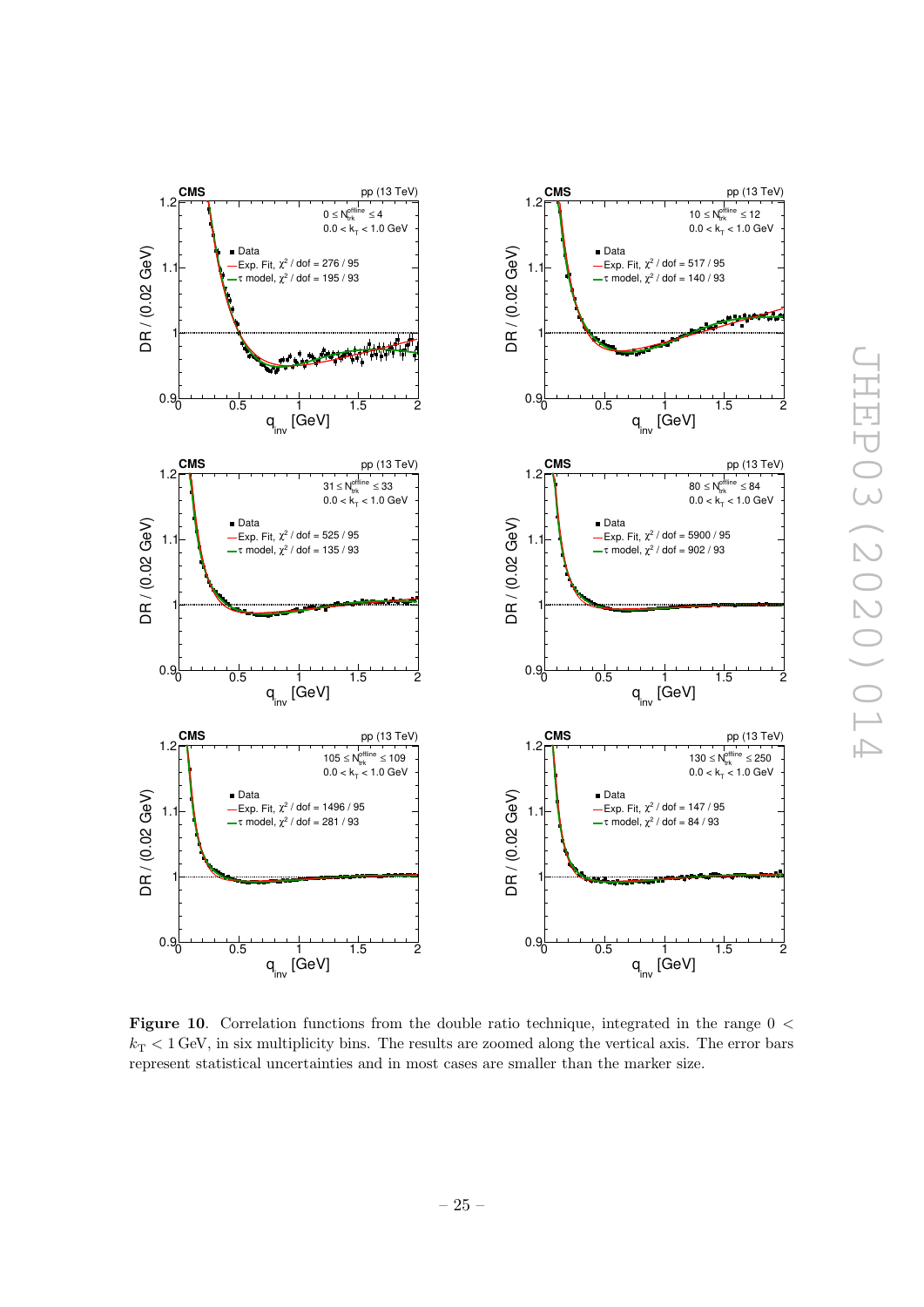Figure 10. Correlation functions from the double ratio technique, integrated in the range $0 < k_{\mathrm{T}} < 1\,\mathrm{GeV}$, in six multiplicity bins. The results are zoomed along the vertical axis. The error bars represent statistical uncertainties and in most cases are smaller than the marker size.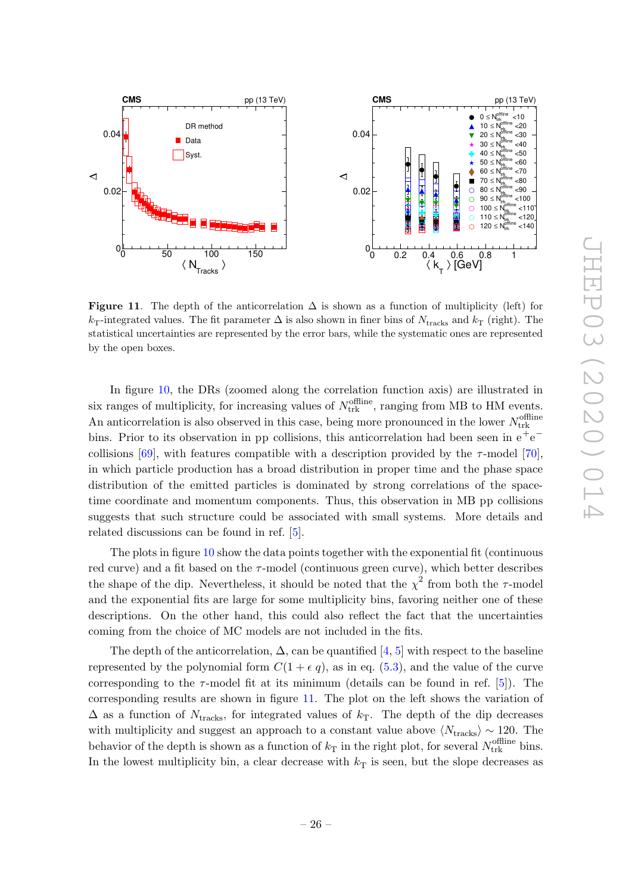**Figure 11**. The depth of the anticorrelation $\Delta$ is shown as a function of multiplicity (left) for $k_T$-integrated values. The fit parameter $\Delta$ is also shown in finer bins of $N_{\rm tracks}$ and $k_T$ (right). The statistical uncertainties are represented by the error bars, while the systematic ones are represented by the open boxes.

In figure 10, the DRs (zoomed along the correlation function axis) are illustrated in six ranges of multiplicity, for increasing values of $N_{\rm trk}^{\rm offline}$, ranging from MB to HM events. An anticorrelation is also observed in this case, being more pronounced in the lower $N_{\rm trk}^{\rm offline}$ bins. Prior to its observation in pp collisions, this anticorrelation had been seen in $e^+e^-$ collisions [69], with features compatible with a description provided by the $\tau$-model [70], in which particle production has a broad distribution in proper time and the phase space distribution of the emitted particles is dominated by strong correlations of the space-time coordinate and momentum components. Thus, this observation in MB pp collisions suggests that such structure could be associated with small systems. More details and related discussions can be found in ref. [5].

The plots in figure 10 show the data points together with the exponential fit (continuous red curve) and a fit based on the $\tau$-model (continuous green curve), which better describes the shape of the dip. Nevertheless, it should be noted that the $\chi^2$ from both the $\tau$-model and the exponential fits are large for some multiplicity bins, favoring neither one of these descriptions. On the other hand, this could also reflect the fact that the uncertainties coming from the choice of MC models are not included in the fits.

The depth of the anticorrelation, $\Delta$, can be quantified [4, 5] with respect to the baseline represented by the polynomial form $C(1 + \epsilon\, q)$, as in eq. (5.3), and the value of the curve corresponding to the $\tau$-model fit at its minimum (details can be found in ref. [5]). The corresponding results are shown in figure 11. The plot on the left shows the variation of $\Delta$ as a function of $N_{\rm tracks}$, for integrated values of $k_T$. The depth of the dip decreases with multiplicity and suggest an approach to a constant value above $\langle N_{\rm tracks}\rangle \sim 120$. The behavior of the depth is shown as a function of $k_T$ in the right plot, for several $N_{\rm trk}^{\rm offline}$ bins. In the lowest multiplicity bin, a clear decrease with $k_T$ is seen, but the slope decreases as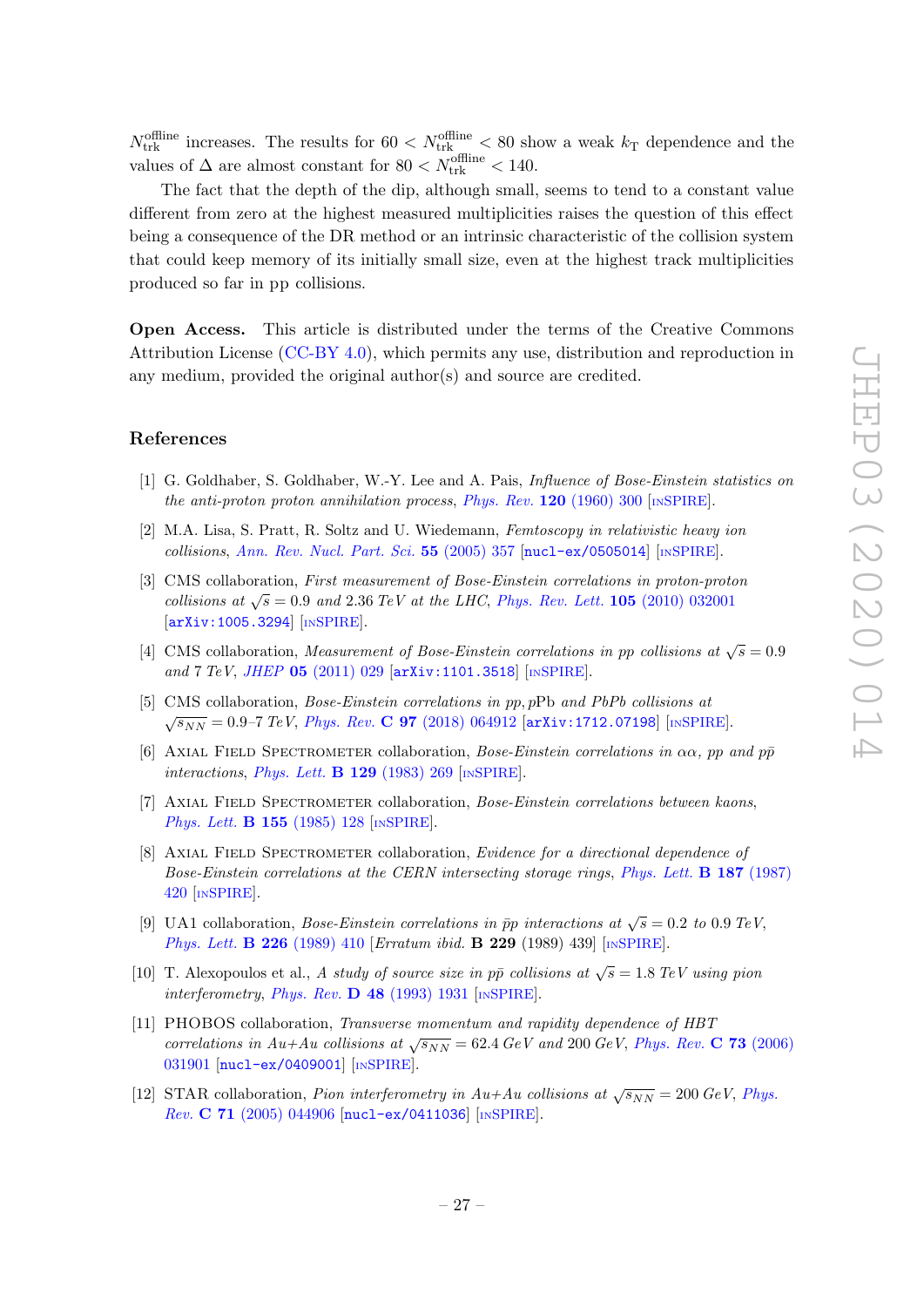$N_{\rm trk}^{\rm offline}$ increases. The results for $60 < N_{\rm trk}^{\rm offline} < 80$ show a weak $k_{\rm T}$ dependence and the values of $\Delta$ are almost constant for $80 < N_{\rm trk}^{\rm offline} < 140$.

The fact that the depth of the dip, although small, seems to tend to a constant value different from zero at the highest measured multiplicities raises the question of this effect being a consequence of the DR method or an intrinsic characteristic of the collision system that could keep memory of its initially small size, even at the highest track multiplicities produced so far in pp collisions.

**Open Access.** This article is distributed under the terms of the Creative Commons Attribution License (CC-BY 4.0), which permits any use, distribution and reproduction in any medium, provided the original author(s) and source are credited.

## References

[1] G. Goldhaber, S. Goldhaber, W.-Y. Lee and A. Pais, *Influence of Bose-Einstein statistics on the anti-proton proton annihilation process*, Phys. Rev. **120** (1960) 300 [INSPIRE].

[2] M.A. Lisa, S. Pratt, R. Soltz and U. Wiedemann, *Femtoscopy in relativistic heavy ion collisions*, Ann. Rev. Nucl. Part. Sci. **55** (2005) 357 [nucl-ex/0505014] [INSPIRE].

[3] CMS collaboration, *First measurement of Bose-Einstein correlations in proton-proton collisions at $\sqrt{s} = 0.9$ and 2.36 TeV at the LHC*, Phys. Rev. Lett. **105** (2010) 032001 [arXiv:1005.3294] [INSPIRE].

[4] CMS collaboration, *Measurement of Bose-Einstein correlations in pp collisions at $\sqrt{s} = 0.9$ and 7 TeV*, JHEP **05** (2011) 029 [arXiv:1101.3518] [INSPIRE].

[5] CMS collaboration, *Bose-Einstein correlations in pp, pPb and PbPb collisions at $\sqrt{s_{NN}} = 0.9$–7 TeV*, Phys. Rev. **C 97** (2018) 064912 [arXiv:1712.07198] [INSPIRE].

[6] Axial Field Spectrometer collaboration, *Bose-Einstein correlations in $\alpha\alpha$, pp and $p\bar{p}$ interactions*, Phys. Lett. **B 129** (1983) 269 [INSPIRE].

[7] Axial Field Spectrometer collaboration, *Bose-Einstein correlations between kaons*, Phys. Lett. **B 155** (1985) 128 [INSPIRE].

[8] Axial Field Spectrometer collaboration, *Evidence for a directional dependence of Bose-Einstein correlations at the CERN intersecting storage rings*, Phys. Lett. **B 187** (1987) 420 [INSPIRE].

[9] UA1 collaboration, *Bose-Einstein correlations in $\bar{p}p$ interactions at $\sqrt{s} = 0.2$ to 0.9 TeV*, Phys. Lett. **B 226** (1989) 410 [Erratum ibid. **B 229** (1989) 439] [INSPIRE].

[10] T. Alexopoulos et al., *A study of source size in $p\bar{p}$ collisions at $\sqrt{s} = 1.8$ TeV using pion interferometry*, Phys. Rev. **D 48** (1993) 1931 [INSPIRE].

[11] PHOBOS collaboration, *Transverse momentum and rapidity dependence of HBT correlations in Au+Au collisions at $\sqrt{s_{NN}} = 62.4$ GeV and 200 GeV*, Phys. Rev. **C 73** (2006) 031901 [nucl-ex/0409001] [INSPIRE].

[12] STAR collaboration, *Pion interferometry in Au+Au collisions at $\sqrt{s_{NN}} = 200$ GeV*, Phys. Rev. **C 71** (2005) 044906 [nucl-ex/0411036] [INSPIRE].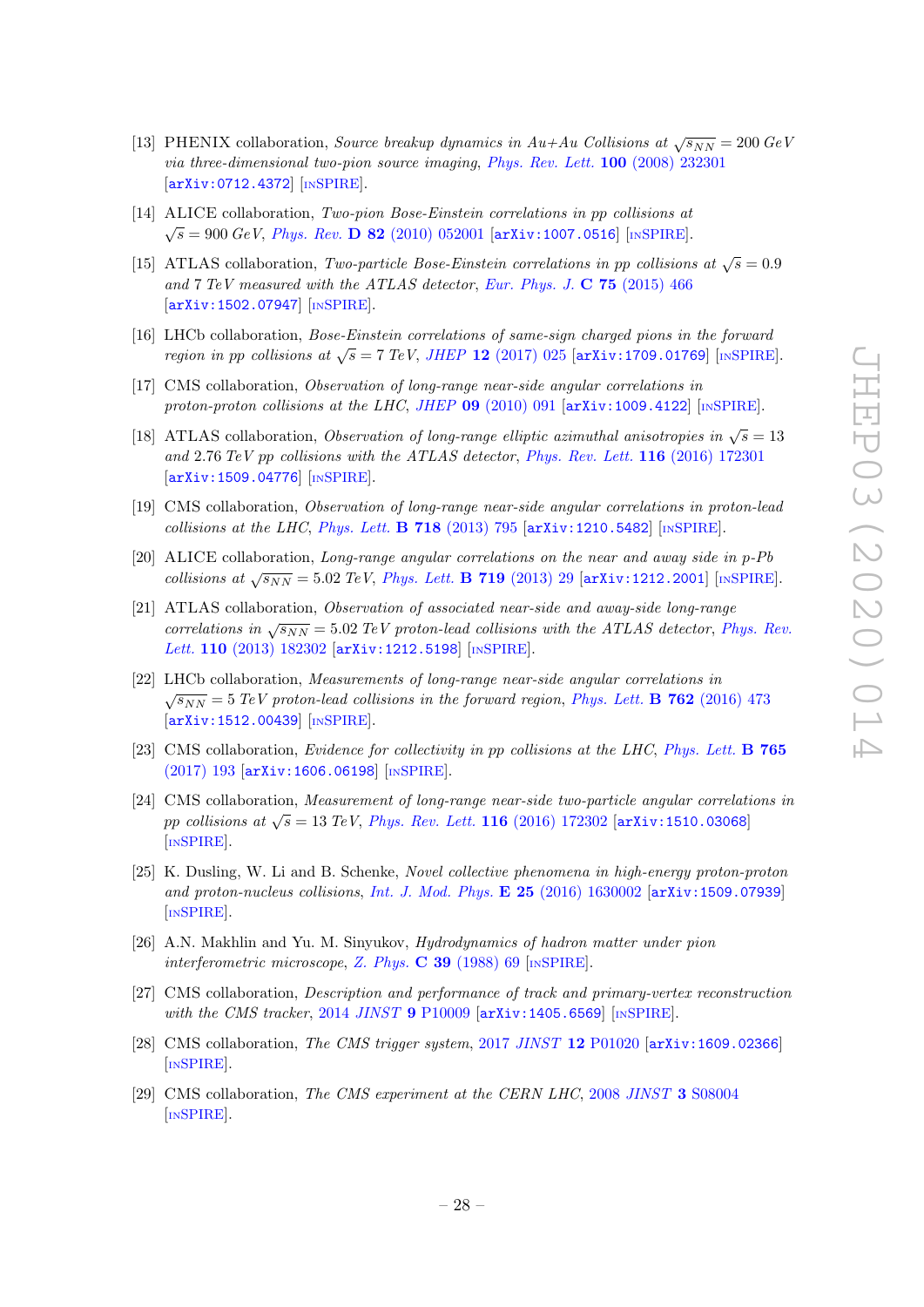[13] PHENIX collaboration, *Source breakup dynamics in Au+Au Collisions at $\sqrt{s_{NN}} = 200$ GeV via three-dimensional two-pion source imaging*, *Phys. Rev. Lett.* **100** (2008) 232301 [arXiv:0712.4372] [INSPIRE].

[14] ALICE collaboration, *Two-pion Bose-Einstein correlations in pp collisions at $\sqrt{s} = 900$ GeV*, *Phys. Rev.* **D 82** (2010) 052001 [arXiv:1007.0516] [INSPIRE].

[15] ATLAS collaboration, *Two-particle Bose-Einstein correlations in pp collisions at $\sqrt{s} = 0.9$ and 7 TeV measured with the ATLAS detector*, *Eur. Phys. J.* **C 75** (2015) 466 [arXiv:1502.07947] [INSPIRE].

[16] LHCb collaboration, *Bose-Einstein correlations of same-sign charged pions in the forward region in pp collisions at $\sqrt{s} = 7$ TeV*, *JHEP* **12** (2017) 025 [arXiv:1709.01769] [INSPIRE].

[17] CMS collaboration, *Observation of long-range near-side angular correlations in proton-proton collisions at the LHC*, *JHEP* **09** (2010) 091 [arXiv:1009.4122] [INSPIRE].

[18] ATLAS collaboration, *Observation of long-range elliptic azimuthal anisotropies in $\sqrt{s} = 13$ and 2.76 TeV pp collisions with the ATLAS detector*, *Phys. Rev. Lett.* **116** (2016) 172301 [arXiv:1509.04776] [INSPIRE].

[19] CMS collaboration, *Observation of long-range near-side angular correlations in proton-lead collisions at the LHC*, *Phys. Lett.* **B 718** (2013) 795 [arXiv:1210.5482] [INSPIRE].

[20] ALICE collaboration, *Long-range angular correlations on the near and away side in p-Pb collisions at $\sqrt{s_{NN}} = 5.02$ TeV*, *Phys. Lett.* **B 719** (2013) 29 [arXiv:1212.2001] [INSPIRE].

[21] ATLAS collaboration, *Observation of associated near-side and away-side long-range correlations in $\sqrt{s_{NN}} = 5.02$ TeV proton-lead collisions with the ATLAS detector*, *Phys. Rev. Lett.* **110** (2013) 182302 [arXiv:1212.5198] [INSPIRE].

[22] LHCb collaboration, *Measurements of long-range near-side angular correlations in $\sqrt{s_{NN}} = 5$ TeV proton-lead collisions in the forward region*, *Phys. Lett.* **B 762** (2016) 473 [arXiv:1512.00439] [INSPIRE].

[23] CMS collaboration, *Evidence for collectivity in pp collisions at the LHC*, *Phys. Lett.* **B 765** (2017) 193 [arXiv:1606.06198] [INSPIRE].

[24] CMS collaboration, *Measurement of long-range near-side two-particle angular correlations in pp collisions at $\sqrt{s} = 13$ TeV*, *Phys. Rev. Lett.* **116** (2016) 172302 [arXiv:1510.03068] [INSPIRE].

[25] K. Dusling, W. Li and B. Schenke, *Novel collective phenomena in high-energy proton-proton and proton-nucleus collisions*, *Int. J. Mod. Phys.* **E 25** (2016) 1630002 [arXiv:1509.07939] [INSPIRE].

[26] A.N. Makhlin and Yu. M. Sinyukov, *Hydrodynamics of hadron matter under pion interferometric microscope*, *Z. Phys.* **C 39** (1988) 69 [INSPIRE].

[27] CMS collaboration, *Description and performance of track and primary-vertex reconstruction with the CMS tracker*, 2014 *JINST* **9** P10009 [arXiv:1405.6569] [INSPIRE].

[28] CMS collaboration, *The CMS trigger system*, 2017 *JINST* **12** P01020 [arXiv:1609.02366] [INSPIRE].

[29] CMS collaboration, *The CMS experiment at the CERN LHC*, 2008 *JINST* **3** S08004 [INSPIRE].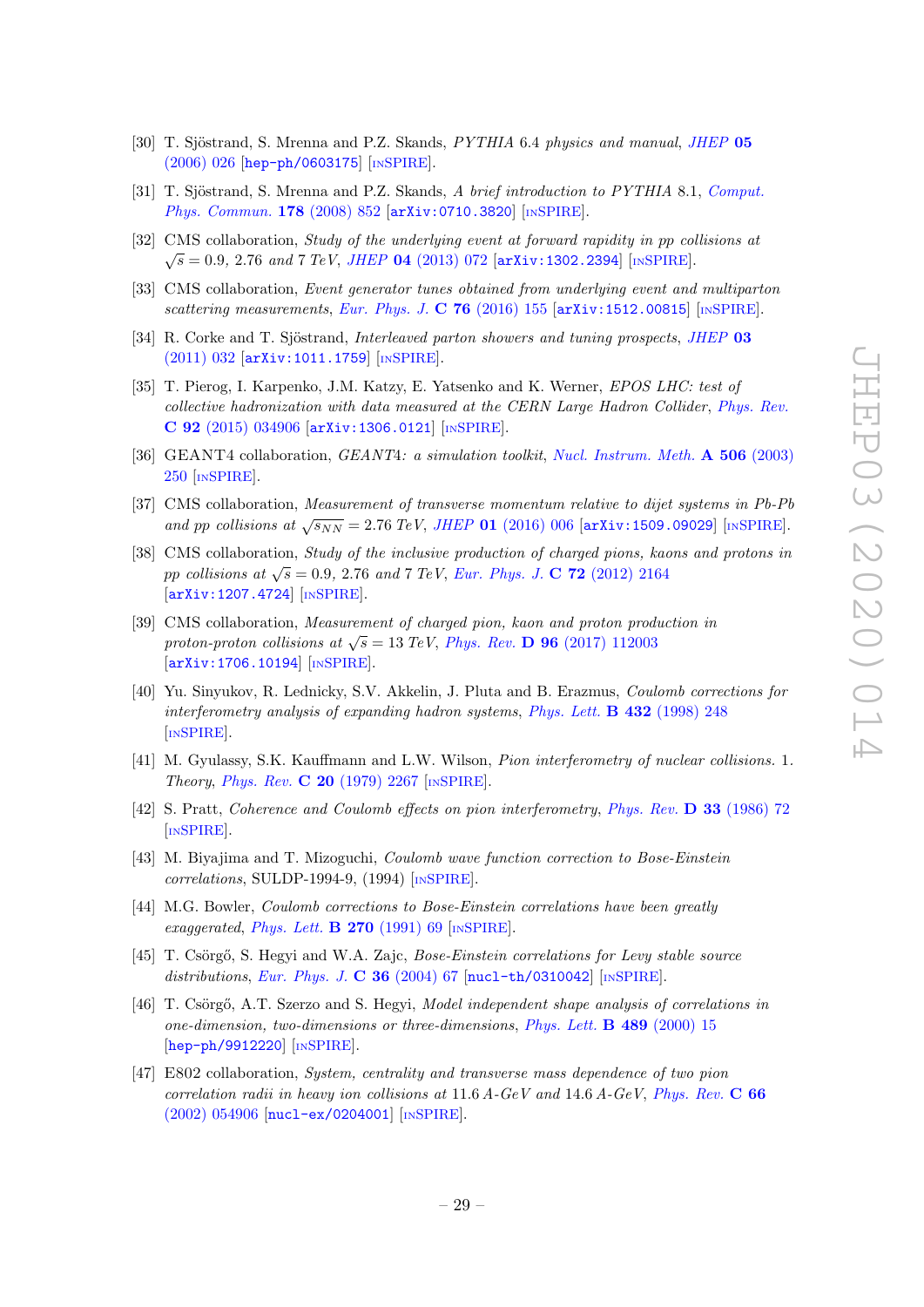[30] T. Sjöstrand, S. Mrenna and P.Z. Skands, *PYTHIA 6.4 physics and manual*, JHEP **05** (2006) 026 [hep-ph/0603175] [INSPIRE].

[31] T. Sjöstrand, S. Mrenna and P.Z. Skands, *A brief introduction to PYTHIA 8.1*, Comput. Phys. Commun. **178** (2008) 852 [arXiv:0710.3820] [INSPIRE].

[32] CMS collaboration, *Study of the underlying event at forward rapidity in pp collisions at $\sqrt{s} = 0.9$, 2.76 and 7 TeV*, JHEP **04** (2013) 072 [arXiv:1302.2394] [INSPIRE].

[33] CMS collaboration, *Event generator tunes obtained from underlying event and multiparton scattering measurements*, Eur. Phys. J. **C 76** (2016) 155 [arXiv:1512.00815] [INSPIRE].

[34] R. Corke and T. Sjöstrand, *Interleaved parton showers and tuning prospects*, JHEP **03** (2011) 032 [arXiv:1011.1759] [INSPIRE].

[35] T. Pierog, I. Karpenko, J.M. Katzy, E. Yatsenko and K. Werner, *EPOS LHC: test of collective hadronization with data measured at the CERN Large Hadron Collider*, Phys. Rev. **C 92** (2015) 034906 [arXiv:1306.0121] [INSPIRE].

[36] GEANT4 collaboration, *GEANT4: a simulation toolkit*, Nucl. Instrum. Meth. **A 506** (2003) 250 [INSPIRE].

[37] CMS collaboration, *Measurement of transverse momentum relative to dijet systems in Pb-Pb and pp collisions at $\sqrt{s_{NN}} = 2.76$ TeV*, JHEP **01** (2016) 006 [arXiv:1509.09029] [INSPIRE].

[38] CMS collaboration, *Study of the inclusive production of charged pions, kaons and protons in pp collisions at $\sqrt{s} = 0.9$, 2.76 and 7 TeV*, Eur. Phys. J. **C 72** (2012) 2164 [arXiv:1207.4724] [INSPIRE].

[39] CMS collaboration, *Measurement of charged pion, kaon and proton production in proton-proton collisions at $\sqrt{s} = 13$ TeV*, Phys. Rev. **D 96** (2017) 112003 [arXiv:1706.10194] [INSPIRE].

[40] Yu. Sinyukov, R. Lednicky, S.V. Akkelin, J. Pluta and B. Erazmus, *Coulomb corrections for interferometry analysis of expanding hadron systems*, Phys. Lett. **B 432** (1998) 248 [INSPIRE].

[41] M. Gyulassy, S.K. Kauffmann and L.W. Wilson, *Pion interferometry of nuclear collisions. 1. Theory*, Phys. Rev. **C 20** (1979) 2267 [INSPIRE].

[42] S. Pratt, *Coherence and Coulomb effects on pion interferometry*, Phys. Rev. **D 33** (1986) 72 [INSPIRE].

[43] M. Biyajima and T. Mizoguchi, *Coulomb wave function correction to Bose-Einstein correlations*, SULDP-1994-9, (1994) [INSPIRE].

[44] M.G. Bowler, *Coulomb corrections to Bose-Einstein correlations have been greatly exaggerated*, Phys. Lett. **B 270** (1991) 69 [INSPIRE].

[45] T. Csörgő, S. Hegyi and W.A. Zajc, *Bose-Einstein correlations for Levy stable source distributions*, Eur. Phys. J. **C 36** (2004) 67 [nucl-th/0310042] [INSPIRE].

[46] T. Csörgő, A.T. Szerzo and S. Hegyi, *Model independent shape analysis of correlations in one-dimension, two-dimensions or three-dimensions*, Phys. Lett. **B 489** (2000) 15 [hep-ph/9912220] [INSPIRE].

[47] E802 collaboration, *System, centrality and transverse mass dependence of two pion correlation radii in heavy ion collisions at 11.6 A-GeV and 14.6 A-GeV*, Phys. Rev. **C 66** (2002) 054906 [nucl-ex/0204001] [INSPIRE].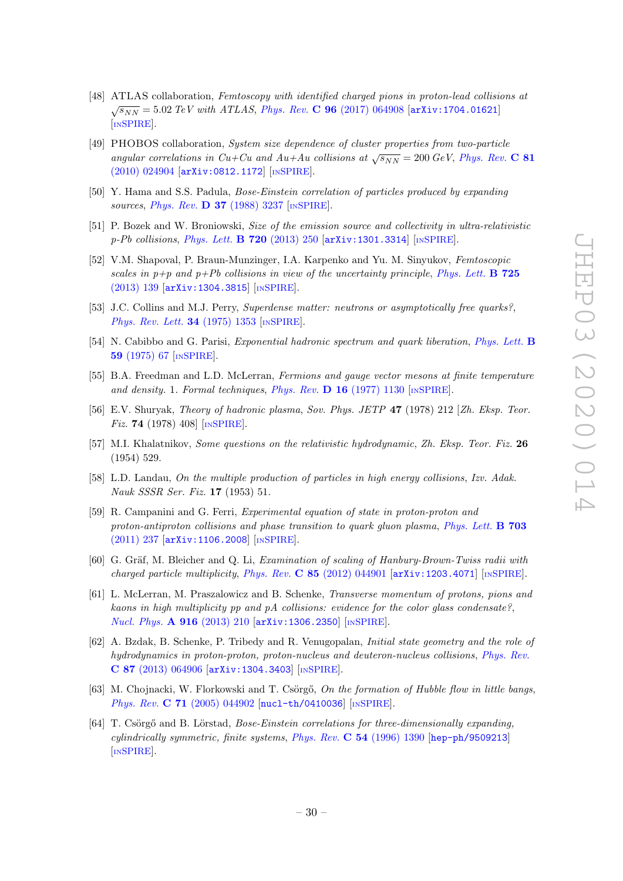[48] ATLAS collaboration, *Femtoscopy with identified charged pions in proton-lead collisions at $\sqrt{s_{NN}} = 5.02$ TeV with ATLAS*, *Phys. Rev.* **C 96** (2017) 064908 [arXiv:1704.01621] [INSPIRE].

[49] PHOBOS collaboration, *System size dependence of cluster properties from two-particle angular correlations in Cu+Cu and Au+Au collisions at $\sqrt{s_{NN}} = 200$ GeV*, *Phys. Rev.* **C 81** (2010) 024904 [arXiv:0812.1172] [INSPIRE].

[50] Y. Hama and S.S. Padula, *Bose-Einstein correlation of particles produced by expanding sources*, *Phys. Rev.* **D 37** (1988) 3237 [INSPIRE].

[51] P. Bozek and W. Broniowski, *Size of the emission source and collectivity in ultra-relativistic p-Pb collisions*, *Phys. Lett.* **B 720** (2013) 250 [arXiv:1301.3314] [INSPIRE].

[52] V.M. Shapoval, P. Braun-Munzinger, I.A. Karpenko and Yu. M. Sinyukov, *Femtoscopic scales in p+p and p+Pb collisions in view of the uncertainty principle*, *Phys. Lett.* **B 725** (2013) 139 [arXiv:1304.3815] [INSPIRE].

[53] J.C. Collins and M.J. Perry, *Superdense matter: neutrons or asymptotically free quarks?*, *Phys. Rev. Lett.* **34** (1975) 1353 [INSPIRE].

[54] N. Cabibbo and G. Parisi, *Exponential hadronic spectrum and quark liberation*, *Phys. Lett.* **B 59** (1975) 67 [INSPIRE].

[55] B.A. Freedman and L.D. McLerran, *Fermions and gauge vector mesons at finite temperature and density. 1. Formal techniques*, *Phys. Rev.* **D 16** (1977) 1130 [INSPIRE].

[56] E.V. Shuryak, *Theory of hadronic plasma*, *Sov. Phys. JETP* **47** (1978) 212 [*Zh. Eksp. Teor. Fiz.* **74** (1978) 408] [INSPIRE].

[57] M.I. Khalatnikov, *Some questions on the relativistic hydrodynamic*, *Zh. Eksp. Teor. Fiz.* **26** (1954) 529.

[58] L.D. Landau, *On the multiple production of particles in high energy collisions*, *Izv. Adak. Nauk SSSR Ser. Fiz.* **17** (1953) 51.

[59] R. Campanini and G. Ferri, *Experimental equation of state in proton-proton and proton-antiproton collisions and phase transition to quark gluon plasma*, *Phys. Lett.* **B 703** (2011) 237 [arXiv:1106.2008] [INSPIRE].

[60] G. Gräf, M. Bleicher and Q. Li, *Examination of scaling of Hanbury-Brown-Twiss radii with charged particle multiplicity*, *Phys. Rev.* **C 85** (2012) 044901 [arXiv:1203.4071] [INSPIRE].

[61] L. McLerran, M. Praszalowicz and B. Schenke, *Transverse momentum of protons, pions and kaons in high multiplicity pp and pA collisions: evidence for the color glass condensate?*, *Nucl. Phys.* **A 916** (2013) 210 [arXiv:1306.2350] [INSPIRE].

[62] A. Bzdak, B. Schenke, P. Tribedy and R. Venugopalan, *Initial state geometry and the role of hydrodynamics in proton-proton, proton-nucleus and deuteron-nucleus collisions*, *Phys. Rev.* **C 87** (2013) 064906 [arXiv:1304.3403] [INSPIRE].

[63] M. Chojnacki, W. Florkowski and T. Csörgő, *On the formation of Hubble flow in little bangs*, *Phys. Rev.* **C 71** (2005) 044902 [nucl-th/0410036] [INSPIRE].

[64] T. Csörgő and B. Lörstad, *Bose-Einstein correlations for three-dimensionally expanding, cylindrically symmetric, finite systems*, *Phys. Rev.* **C 54** (1996) 1390 [hep-ph/9509213] [INSPIRE].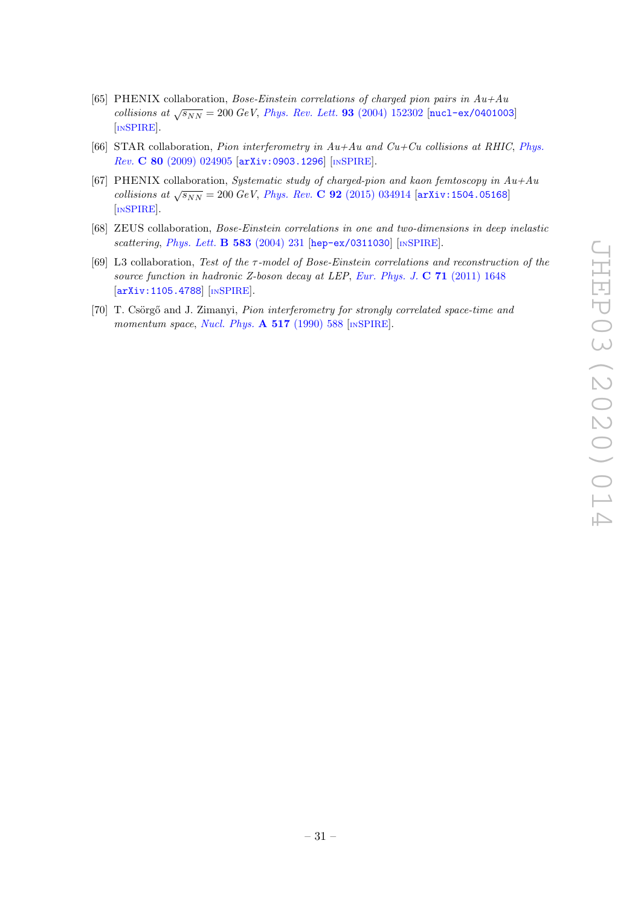[65] PHENIX collaboration, *Bose-Einstein correlations of charged pion pairs in Au+Au collisions at $\sqrt{s_{NN}} = 200$ GeV*, Phys. Rev. Lett. **93** (2004) 152302 [nucl-ex/0401003] [INSPIRE].

[66] STAR collaboration, *Pion interferometry in Au+Au and Cu+Cu collisions at RHIC*, Phys. Rev. **C 80** (2009) 024905 [arXiv:0903.1296] [INSPIRE].

[67] PHENIX collaboration, *Systematic study of charged-pion and kaon femtoscopy in Au+Au collisions at $\sqrt{s_{NN}} = 200$ GeV*, Phys. Rev. **C 92** (2015) 034914 [arXiv:1504.05168] [INSPIRE].

[68] ZEUS collaboration, *Bose-Einstein correlations in one and two-dimensions in deep inelastic scattering*, Phys. Lett. **B 583** (2004) 231 [hep-ex/0311030] [INSPIRE].

[69] L3 collaboration, *Test of the $\tau$-model of Bose-Einstein correlations and reconstruction of the source function in hadronic Z-boson decay at LEP*, Eur. Phys. J. **C 71** (2011) 1648 [arXiv:1105.4788] [INSPIRE].

[70] T. Csörgő and J. Zimanyi, *Pion interferometry for strongly correlated space-time and momentum space*, Nucl. Phys. **A 517** (1990) 588 [INSPIRE].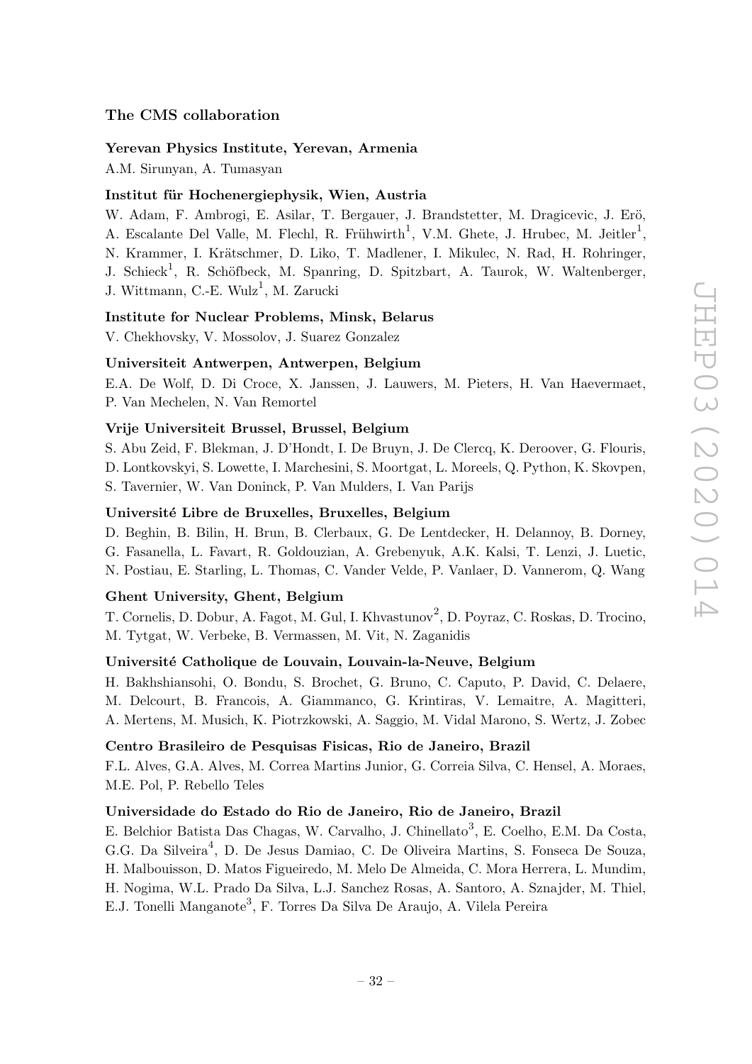### The CMS collaboration

**Yerevan Physics Institute, Yerevan, Armenia**

A.M. Sirunyan, A. Tumasyan

**Institut für Hochenergiephysik, Wien, Austria**

W. Adam, F. Ambrogi, E. Asilar, T. Bergauer, J. Brandstetter, M. Dragicevic, J. Erö, A. Escalante Del Valle, M. Flechl, R. Frühwirth[1], V.M. Ghete, J. Hrubec, M. Jeitler[1], N. Krammer, I. Krätschmer, D. Liko, T. Madlener, I. Mikulec, N. Rad, H. Rohringer, J. Schieck[1], R. Schöfbeck, M. Spanring, D. Spitzbart, A. Taurok, W. Waltenberger, J. Wittmann, C.-E. Wulz[1], M. Zarucki

**Institute for Nuclear Problems, Minsk, Belarus**

V. Chekhovsky, V. Mossolov, J. Suarez Gonzalez

**Universiteit Antwerpen, Antwerpen, Belgium**

E.A. De Wolf, D. Di Croce, X. Janssen, J. Lauwers, M. Pieters, H. Van Haevermaet, P. Van Mechelen, N. Van Remortel

**Vrije Universiteit Brussel, Brussel, Belgium**

S. Abu Zeid, F. Blekman, J. D'Hondt, I. De Bruyn, J. De Clercq, K. Deroover, G. Flouris, D. Lontkovskyi, S. Lowette, I. Marchesini, S. Moortgat, L. Moreels, Q. Python, K. Skovpen, S. Tavernier, W. Van Doninck, P. Van Mulders, I. Van Parijs

**Université Libre de Bruxelles, Bruxelles, Belgium**

D. Beghin, B. Bilin, H. Brun, B. Clerbaux, G. De Lentdecker, H. Delannoy, B. Dorney, G. Fasanella, L. Favart, R. Goldouzian, A. Grebenyuk, A.K. Kalsi, T. Lenzi, J. Luetic, N. Postiau, E. Starling, L. Thomas, C. Vander Velde, P. Vanlaer, D. Vannerom, Q. Wang

**Ghent University, Ghent, Belgium**

T. Cornelis, D. Dobur, A. Fagot, M. Gul, I. Khvastunov[2], D. Poyraz, C. Roskas, D. Trocino, M. Tytgat, W. Verbeke, B. Vermassen, M. Vit, N. Zaganidis

**Université Catholique de Louvain, Louvain-la-Neuve, Belgium**

H. Bakhshiansohi, O. Bondu, S. Brochet, G. Bruno, C. Caputo, P. David, C. Delaere, M. Delcourt, B. Francois, A. Giammanco, G. Krintiras, V. Lemaitre, A. Magitteri, A. Mertens, M. Musich, K. Piotrzkowski, A. Saggio, M. Vidal Marono, S. Wertz, J. Zobec

**Centro Brasileiro de Pesquisas Fisicas, Rio de Janeiro, Brazil**

F.L. Alves, G.A. Alves, M. Correa Martins Junior, G. Correia Silva, C. Hensel, A. Moraes, M.E. Pol, P. Rebello Teles

**Universidade do Estado do Rio de Janeiro, Rio de Janeiro, Brazil**

E. Belchior Batista Das Chagas, W. Carvalho, J. Chinellato[3], E. Coelho, E.M. Da Costa, G.G. Da Silveira[4], D. De Jesus Damiao, C. De Oliveira Martins, S. Fonseca De Souza, H. Malbouisson, D. Matos Figueiredo, M. Melo De Almeida, C. Mora Herrera, L. Mundim, H. Nogima, W.L. Prado Da Silva, L.J. Sanchez Rosas, A. Santoro, A. Sznajder, M. Thiel, E.J. Tonelli Manganote[3], F. Torres Da Silva De Araujo, A. Vilela Pereira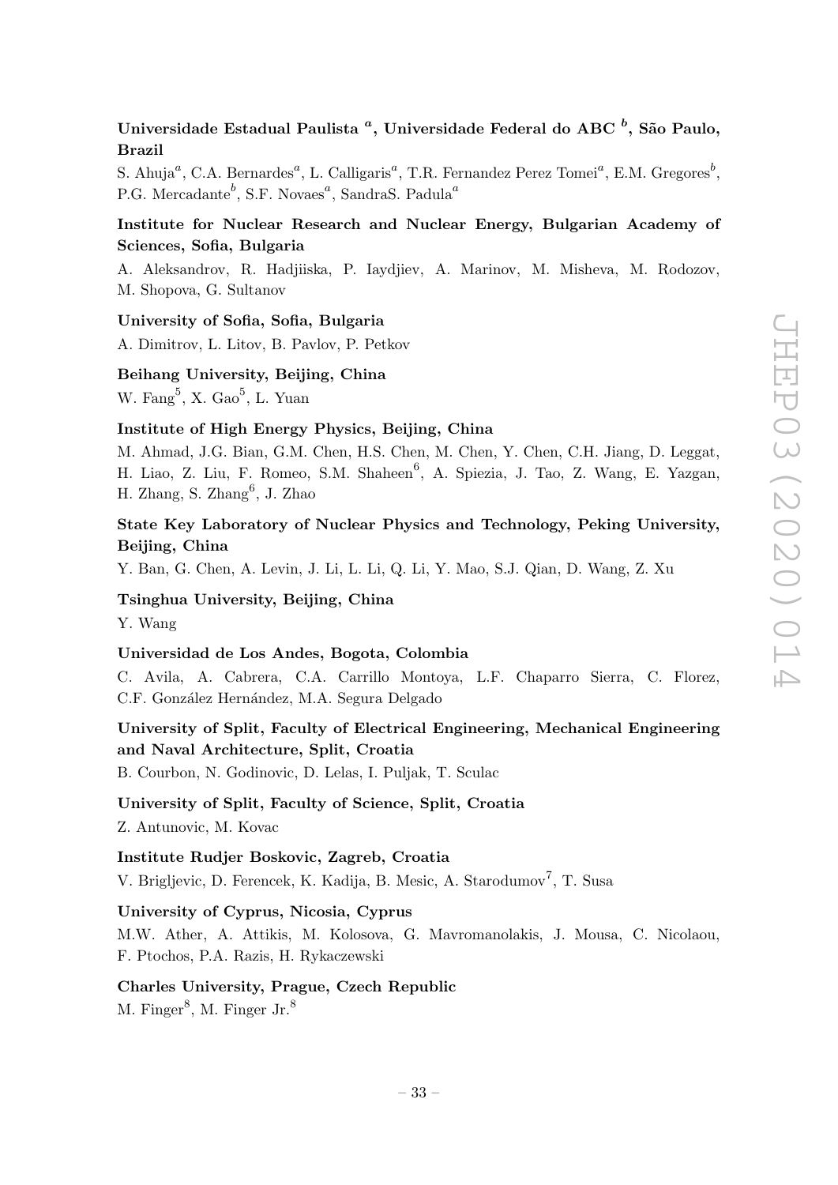**Universidade Estadual Paulista [a], Universidade Federal do ABC [b], São Paulo, Brazil**

S. Ahuja[a], C.A. Bernardes[a], L. Calligaris[a], T.R. Fernandez Perez Tomei[a], E.M. Gregores[b], P.G. Mercadante[b], S.F. Novaes[a], SandraS. Padula[a]

**Institute for Nuclear Research and Nuclear Energy, Bulgarian Academy of Sciences, Sofia, Bulgaria**

A. Aleksandrov, R. Hadjiiska, P. Iaydjiev, A. Marinov, M. Misheva, M. Rodozov, M. Shopova, G. Sultanov

**University of Sofia, Sofia, Bulgaria**

A. Dimitrov, L. Litov, B. Pavlov, P. Petkov

**Beihang University, Beijing, China**

W. Fang[5], X. Gao[5], L. Yuan

**Institute of High Energy Physics, Beijing, China**

M. Ahmad, J.G. Bian, G.M. Chen, H.S. Chen, M. Chen, Y. Chen, C.H. Jiang, D. Leggat, H. Liao, Z. Liu, F. Romeo, S.M. Shaheen[6], A. Spiezia, J. Tao, Z. Wang, E. Yazgan, H. Zhang, S. Zhang[6], J. Zhao

**State Key Laboratory of Nuclear Physics and Technology, Peking University, Beijing, China**

Y. Ban, G. Chen, A. Levin, J. Li, L. Li, Q. Li, Y. Mao, S.J. Qian, D. Wang, Z. Xu

**Tsinghua University, Beijing, China**

Y. Wang

**Universidad de Los Andes, Bogota, Colombia**

C. Avila, A. Cabrera, C.A. Carrillo Montoya, L.F. Chaparro Sierra, C. Florez, C.F. González Hernández, M.A. Segura Delgado

**University of Split, Faculty of Electrical Engineering, Mechanical Engineering and Naval Architecture, Split, Croatia**

B. Courbon, N. Godinovic, D. Lelas, I. Puljak, T. Sculac

**University of Split, Faculty of Science, Split, Croatia**

Z. Antunovic, M. Kovac

**Institute Rudjer Boskovic, Zagreb, Croatia**

V. Brigljevic, D. Ferencek, K. Kadija, B. Mesic, A. Starodumov[7], T. Susa

**University of Cyprus, Nicosia, Cyprus**

M.W. Ather, A. Attikis, M. Kolosova, G. Mavromanolakis, J. Mousa, C. Nicolaou, F. Ptochos, P.A. Razis, H. Rykaczewski

**Charles University, Prague, Czech Republic**

M. Finger[8], M. Finger Jr.[8]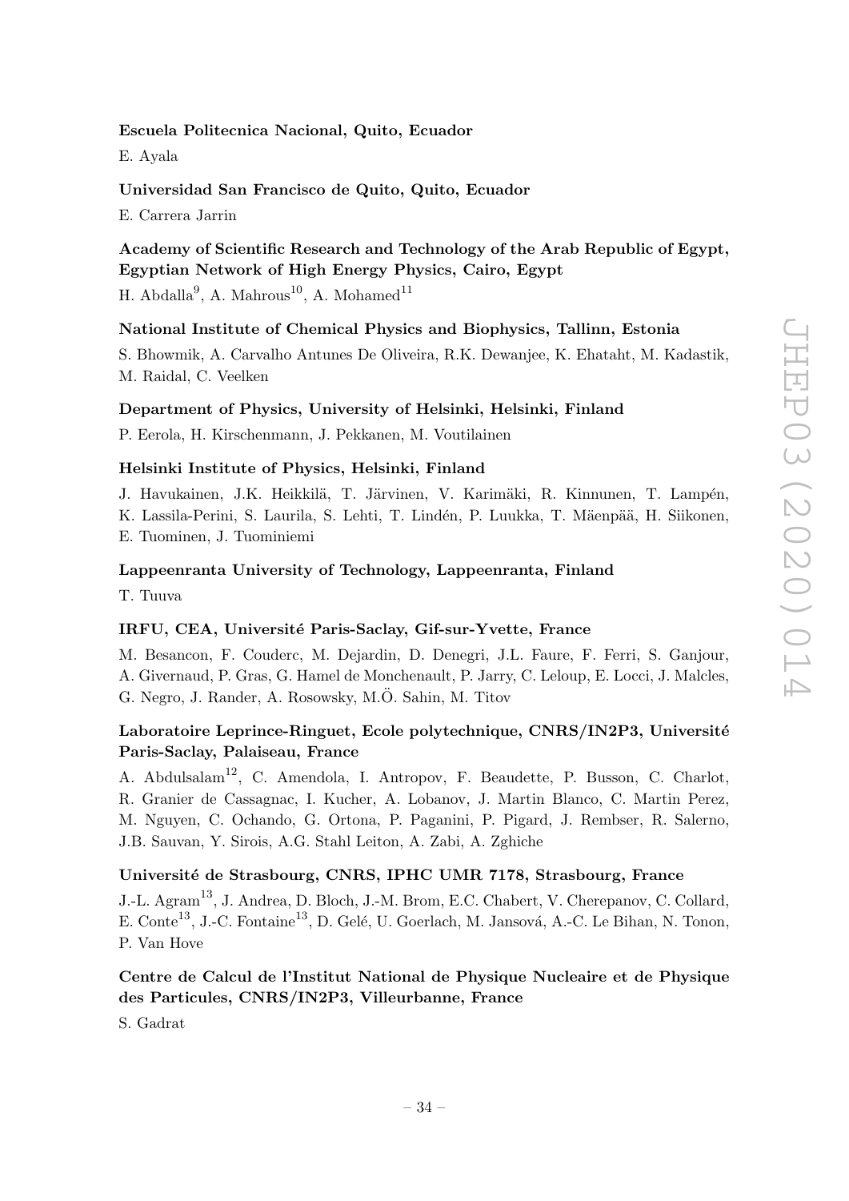**Escuela Politecnica Nacional, Quito, Ecuador**

E. Ayala

**Universidad San Francisco de Quito, Quito, Ecuador**

E. Carrera Jarrin

**Academy of Scientific Research and Technology of the Arab Republic of Egypt, Egyptian Network of High Energy Physics, Cairo, Egypt**

H. Abdalla[9], A. Mahrous[10], A. Mohamed[11]

**National Institute of Chemical Physics and Biophysics, Tallinn, Estonia**

S. Bhowmik, A. Carvalho Antunes De Oliveira, R.K. Dewanjee, K. Ehataht, M. Kadastik, M. Raidal, C. Veelken

**Department of Physics, University of Helsinki, Helsinki, Finland**

P. Eerola, H. Kirschenmann, J. Pekkanen, M. Voutilainen

**Helsinki Institute of Physics, Helsinki, Finland**

J. Havukainen, J.K. Heikkilä, T. Järvinen, V. Karimäki, R. Kinnunen, T. Lampén, K. Lassila-Perini, S. Laurila, S. Lehti, T. Lindén, P. Luukka, T. Mäenpää, H. Siikonen, E. Tuominen, J. Tuominiemi

**Lappeenranta University of Technology, Lappeenranta, Finland**

T. Tuuva

**IRFU, CEA, Université Paris-Saclay, Gif-sur-Yvette, France**

M. Besancon, F. Couderc, M. Dejardin, D. Denegri, J.L. Faure, F. Ferri, S. Ganjour, A. Givernaud, P. Gras, G. Hamel de Monchenault, P. Jarry, C. Leloup, E. Locci, J. Malcles, G. Negro, J. Rander, A. Rosowsky, M.Ö. Sahin, M. Titov

**Laboratoire Leprince-Ringuet, Ecole polytechnique, CNRS/IN2P3, Université Paris-Saclay, Palaiseau, France**

A. Abdulsalam[12], C. Amendola, I. Antropov, F. Beaudette, P. Busson, C. Charlot, R. Granier de Cassagnac, I. Kucher, A. Lobanov, J. Martin Blanco, C. Martin Perez, M. Nguyen, C. Ochando, G. Ortona, P. Paganini, P. Pigard, J. Rembser, R. Salerno, J.B. Sauvan, Y. Sirois, A.G. Stahl Leiton, A. Zabi, A. Zghiche

**Université de Strasbourg, CNRS, IPHC UMR 7178, Strasbourg, France**

J.-L. Agram[13], J. Andrea, D. Bloch, J.-M. Brom, E.C. Chabert, V. Cherepanov, C. Collard, E. Conte[13], J.-C. Fontaine[13], D. Gelé, U. Goerlach, M. Jansová, A.-C. Le Bihan, N. Tonon, P. Van Hove

**Centre de Calcul de l'Institut National de Physique Nucleaire et de Physique des Particules, CNRS/IN2P3, Villeurbanne, France**

S. Gadrat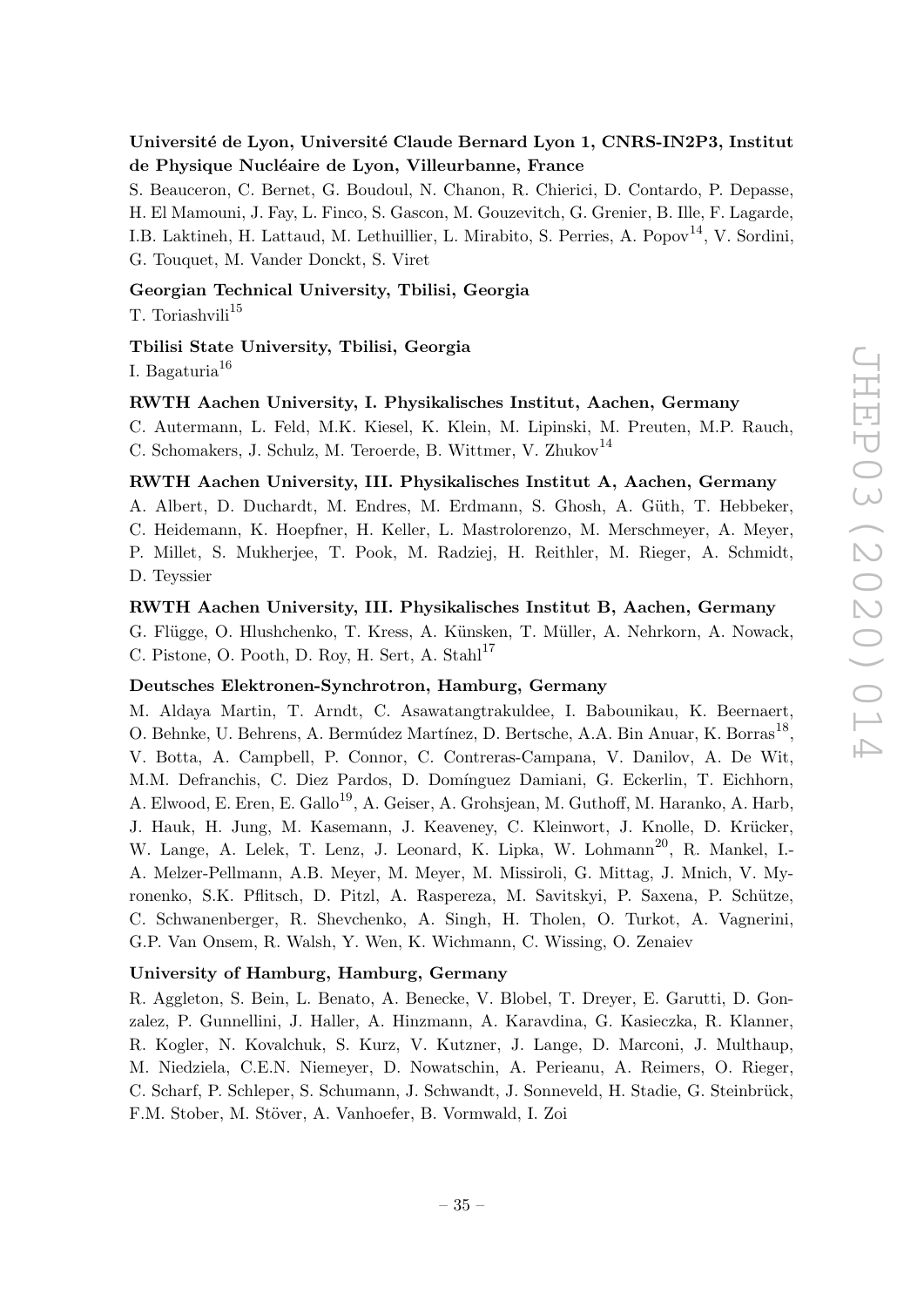**Université de Lyon, Université Claude Bernard Lyon 1, CNRS-IN2P3, Institut de Physique Nucléaire de Lyon, Villeurbanne, France**

S. Beauceron, C. Bernet, G. Boudoul, N. Chanon, R. Chierici, D. Contardo, P. Depasse, H. El Mamouni, J. Fay, L. Finco, S. Gascon, M. Gouzevitch, G. Grenier, B. Ille, F. Lagarde, I.B. Laktineh, H. Lattaud, M. Lethuillier, L. Mirabito, S. Perries, A. Popov[14], V. Sordini, G. Touquet, M. Vander Donckt, S. Viret

**Georgian Technical University, Tbilisi, Georgia**

T. Toriashvili[15]

**Tbilisi State University, Tbilisi, Georgia**

I. Bagaturia[16]

**RWTH Aachen University, I. Physikalisches Institut, Aachen, Germany**

C. Autermann, L. Feld, M.K. Kiesel, K. Klein, M. Lipinski, M. Preuten, M.P. Rauch, C. Schomakers, J. Schulz, M. Teroerde, B. Wittmer, V. Zhukov[14]

**RWTH Aachen University, III. Physikalisches Institut A, Aachen, Germany**

A. Albert, D. Duchardt, M. Endres, M. Erdmann, S. Ghosh, A. Güth, T. Hebbeker, C. Heidemann, K. Hoepfner, H. Keller, L. Mastrolorenzo, M. Merschmeyer, A. Meyer, P. Millet, S. Mukherjee, T. Pook, M. Radziej, H. Reithler, M. Rieger, A. Schmidt, D. Teyssier

**RWTH Aachen University, III. Physikalisches Institut B, Aachen, Germany**

G. Flügge, O. Hlushchenko, T. Kress, A. Künsken, T. Müller, A. Nehrkorn, A. Nowack, C. Pistone, O. Pooth, D. Roy, H. Sert, A. Stahl[17]

**Deutsches Elektronen-Synchrotron, Hamburg, Germany**

M. Aldaya Martin, T. Arndt, C. Asawatangtrakuldee, I. Babounikau, K. Beernaert, O. Behnke, U. Behrens, A. Bermúdez Martínez, D. Bertsche, A.A. Bin Anuar, K. Borras[18], V. Botta, A. Campbell, P. Connor, C. Contreras-Campana, V. Danilov, A. De Wit, M.M. Defranchis, C. Diez Pardos, D. Domínguez Damiani, G. Eckerlin, T. Eichhorn, A. Elwood, E. Eren, E. Gallo[19], A. Geiser, A. Grohsjean, M. Guthoff, M. Haranko, A. Harb, J. Hauk, H. Jung, M. Kasemann, J. Keaveney, C. Kleinwort, J. Knolle, D. Krücker, W. Lange, A. Lelek, T. Lenz, J. Leonard, K. Lipka, W. Lohmann[20], R. Mankel, I.-A. Melzer-Pellmann, A.B. Meyer, M. Meyer, M. Missiroli, G. Mittag, J. Mnich, V. Myronenko, S.K. Pflitsch, D. Pitzl, A. Raspereza, M. Savitskyi, P. Saxena, P. Schütze, C. Schwanenberger, R. Shevchenko, A. Singh, H. Tholen, O. Turkot, A. Vagnerini, G.P. Van Onsem, R. Walsh, Y. Wen, K. Wichmann, C. Wissing, O. Zenaiev

**University of Hamburg, Hamburg, Germany**

R. Aggleton, S. Bein, L. Benato, A. Benecke, V. Blobel, T. Dreyer, E. Garutti, D. Gonzalez, P. Gunnellini, J. Haller, A. Hinzmann, A. Karavdina, G. Kasieczka, R. Klanner, R. Kogler, N. Kovalchuk, S. Kurz, V. Kutzner, J. Lange, D. Marconi, J. Multhaup, M. Niedziela, C.E.N. Niemeyer, D. Nowatschin, A. Perieanu, A. Reimers, O. Rieger, C. Scharf, P. Schleper, S. Schumann, J. Schwandt, J. Sonneveld, H. Stadie, G. Steinbrück, F.M. Stober, M. Stöver, A. Vanhoefer, B. Vormwald, I. Zoi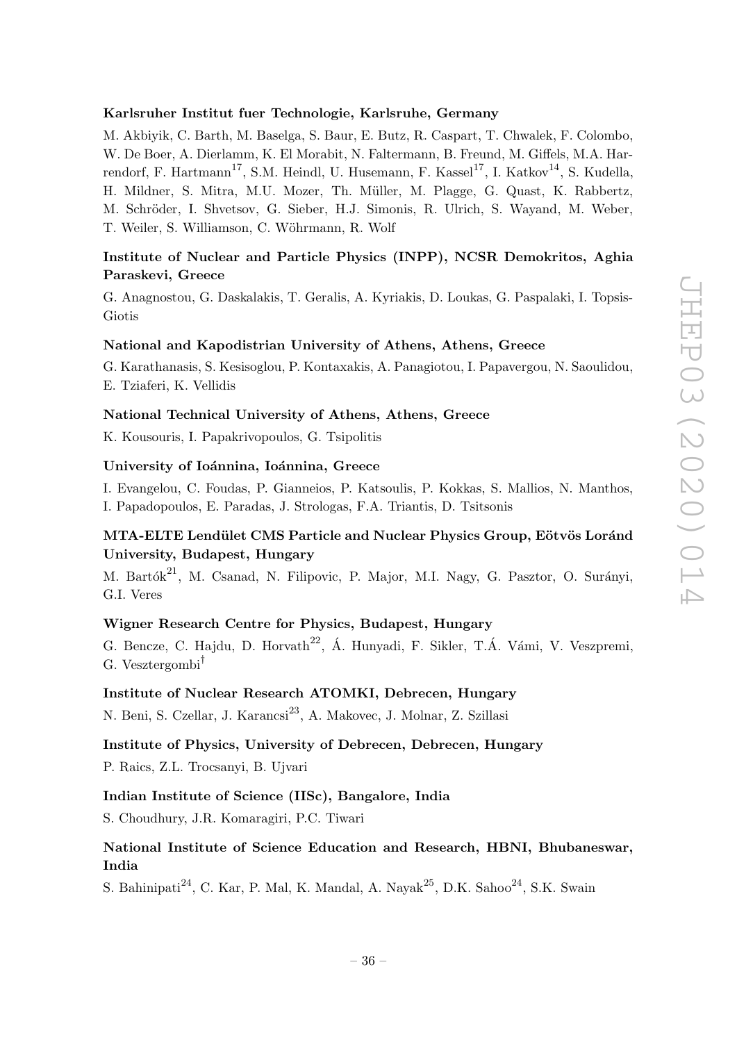**Karlsruher Institut fuer Technologie, Karlsruhe, Germany**

M. Akbiyik, C. Barth, M. Baselga, S. Baur, E. Butz, R. Caspart, T. Chwalek, F. Colombo, W. De Boer, A. Dierlamm, K. El Morabit, N. Faltermann, B. Freund, M. Giffels, M.A. Harrendorf, F. Hartmann[17], S.M. Heindl, U. Husemann, F. Kassel[17], I. Katkov[14], S. Kudella, H. Mildner, S. Mitra, M.U. Mozer, Th. Müller, M. Plagge, G. Quast, K. Rabbertz, M. Schröder, I. Shvetsov, G. Sieber, H.J. Simonis, R. Ulrich, S. Wayand, M. Weber, T. Weiler, S. Williamson, C. Wöhrmann, R. Wolf

**Institute of Nuclear and Particle Physics (INPP), NCSR Demokritos, Aghia Paraskevi, Greece**

G. Anagnostou, G. Daskalakis, T. Geralis, A. Kyriakis, D. Loukas, G. Paspalaki, I. Topsis-Giotis

**National and Kapodistrian University of Athens, Athens, Greece**

G. Karathanasis, S. Kesisoglou, P. Kontaxakis, A. Panagiotou, I. Papavergou, N. Saoulidou, E. Tziaferi, K. Vellidis

**National Technical University of Athens, Athens, Greece**

K. Kousouris, I. Papakrivopoulos, G. Tsipolitis

**University of Ioánnina, Ioánnina, Greece**

I. Evangelou, C. Foudas, P. Gianneios, P. Katsoulis, P. Kokkas, S. Mallios, N. Manthos, I. Papadopoulos, E. Paradas, J. Strologas, F.A. Triantis, D. Tsitsonis

**MTA-ELTE Lendület CMS Particle and Nuclear Physics Group, Eötvös Loránd University, Budapest, Hungary**

M. Bartók[21], M. Csanad, N. Filipovic, P. Major, M.I. Nagy, G. Pasztor, O. Surányi, G.I. Veres

**Wigner Research Centre for Physics, Budapest, Hungary**

G. Bencze, C. Hajdu, D. Horvath[22], Á. Hunyadi, F. Sikler, T.Á. Vámi, V. Veszpremi, G. Vesztergombi[†]

**Institute of Nuclear Research ATOMKI, Debrecen, Hungary**

N. Beni, S. Czellar, J. Karancsi[23], A. Makovec, J. Molnar, Z. Szillasi

**Institute of Physics, University of Debrecen, Debrecen, Hungary**

P. Raics, Z.L. Trocsanyi, B. Ujvari

**Indian Institute of Science (IISc), Bangalore, India**

S. Choudhury, J.R. Komaragiri, P.C. Tiwari

**National Institute of Science Education and Research, HBNI, Bhubaneswar, India**

S. Bahinipati[24], C. Kar, P. Mal, K. Mandal, A. Nayak[25], D.K. Sahoo[24], S.K. Swain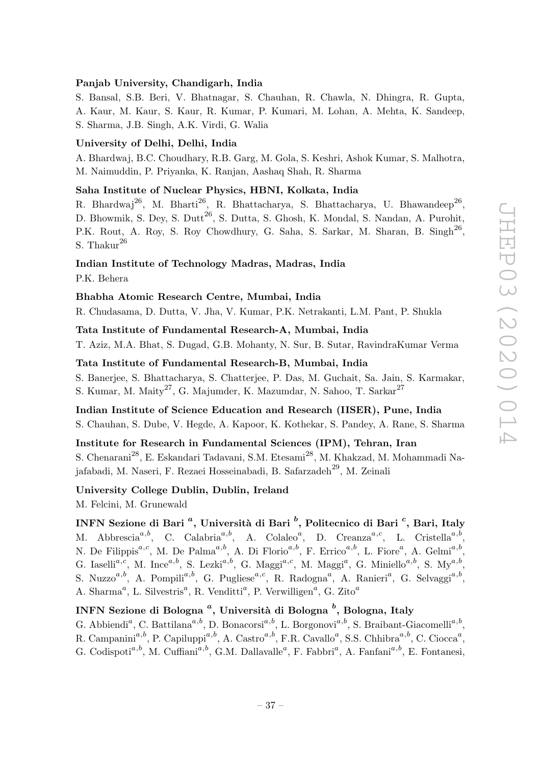**Panjab University, Chandigarh, India**

S. Bansal, S.B. Beri, V. Bhatnagar, S. Chauhan, R. Chawla, N. Dhingra, R. Gupta, A. Kaur, M. Kaur, S. Kaur, R. Kumar, P. Kumari, M. Lohan, A. Mehta, K. Sandeep, S. Sharma, J.B. Singh, A.K. Virdi, G. Walia

**University of Delhi, Delhi, India**

A. Bhardwaj, B.C. Choudhary, R.B. Garg, M. Gola, S. Keshri, Ashok Kumar, S. Malhotra, M. Naimuddin, P. Priyanka, K. Ranjan, Aashaq Shah, R. Sharma

**Saha Institute of Nuclear Physics, HBNI, Kolkata, India**

R. Bhardwaj[26], M. Bharti[26], R. Bhattacharya, S. Bhattacharya, U. Bhawandeep[26], D. Bhowmik, S. Dey, S. Dutt[26], S. Dutta, S. Ghosh, K. Mondal, S. Nandan, A. Purohit, P.K. Rout, A. Roy, S. Roy Chowdhury, G. Saha, S. Sarkar, M. Sharan, B. Singh[26], S. Thakur[26]

**Indian Institute of Technology Madras, Madras, India**

P.K. Behera

**Bhabha Atomic Research Centre, Mumbai, India**

R. Chudasama, D. Dutta, V. Jha, V. Kumar, P.K. Netrakanti, L.M. Pant, P. Shukla

**Tata Institute of Fundamental Research-A, Mumbai, India**

T. Aziz, M.A. Bhat, S. Dugad, G.B. Mohanty, N. Sur, B. Sutar, RavindraKumar Verma

**Tata Institute of Fundamental Research-B, Mumbai, India**

S. Banerjee, S. Bhattacharya, S. Chatterjee, P. Das, M. Guchait, Sa. Jain, S. Karmakar, S. Kumar, M. Maity[27], G. Majumder, K. Mazumdar, N. Sahoo, T. Sarkar[27]

**Indian Institute of Science Education and Research (IISER), Pune, India**

S. Chauhan, S. Dube, V. Hegde, A. Kapoor, K. Kothekar, S. Pandey, A. Rane, S. Sharma

**Institute for Research in Fundamental Sciences (IPM), Tehran, Iran**

S. Chenarani[28], E. Eskandari Tadavani, S.M. Etesami[28], M. Khakzad, M. Mohammadi Najafabadi, M. Naseri, F. Rezaei Hosseinabadi, B. Safarzadeh[29], M. Zeinali

**University College Dublin, Dublin, Ireland**

M. Felcini, M. Grunewald

**INFN Sezione di Bari [a], Università di Bari [b], Politecnico di Bari [c], Bari, Italy**

M. Abbrescia[a,b], C. Calabria[a,b], A. Colaleo[a], D. Creanza[a,c], L. Cristella[a,b], N. De Filippis[a,c], M. De Palma[a,b], A. Di Florio[a,b], F. Errico[a,b], L. Fiore[a], A. Gelmi[a,b], G. Iaselli[a,c], M. Ince[a,b], S. Lezki[a,b], G. Maggi[a,c], M. Maggi[a], G. Miniello[a,b], S. My[a,b], S. Nuzzo[a,b], A. Pompili[a,b], G. Pugliese[a,c], R. Radogna[a], A. Ranieri[a], G. Selvaggi[a,b], A. Sharma[a], L. Silvestris[a], R. Venditti[a], P. Verwilligen[a], G. Zito[a]

**INFN Sezione di Bologna [a], Università di Bologna [b], Bologna, Italy**

G. Abbiendi[a], C. Battilana[a,b], D. Bonacorsi[a,b], L. Borgonovi[a,b], S. Braibant-Giacomelli[a,b], R. Campanini[a,b], P. Capiluppi[a,b], A. Castro[a,b], F.R. Cavallo[a], S.S. Chhibra[a,b], C. Ciocca[a], G. Codispoti[a,b], M. Cuffiani[a,b], G.M. Dallavalle[a], F. Fabbri[a], A. Fanfani[a,b], E. Fontanesi,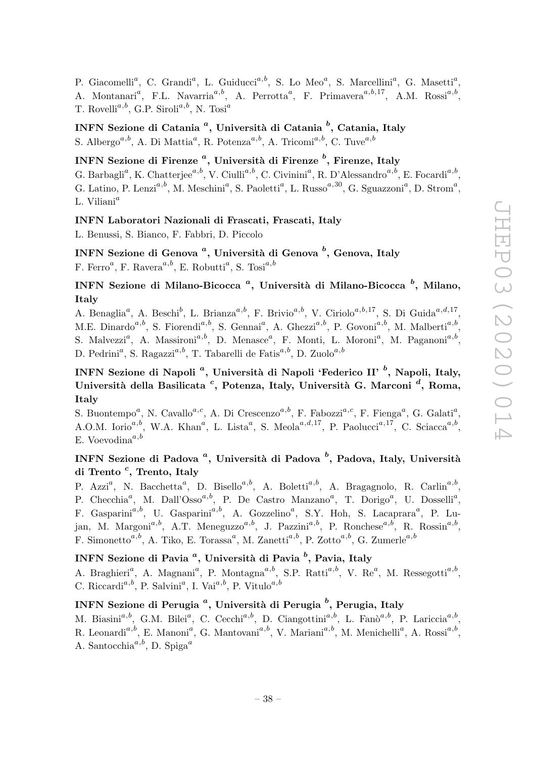P. Giacomelli[a], C. Grandi[a], L. Guiducci[a,b], S. Lo Meo[a], S. Marcellini[a], G. Masetti[a], A. Montanari[a], F.L. Navarria[a,b], A. Perrotta[a], F. Primavera[a,b,17], A.M. Rossi[a,b], T. Rovelli[a,b], G.P. Siroli[a,b], N. Tosi[a]

**INFN Sezione di Catania [a], Università di Catania [b], Catania, Italy**

S. Albergo[a,b], A. Di Mattia[a], R. Potenza[a,b], A. Tricomi[a,b], C. Tuve[a,b]

**INFN Sezione di Firenze [a], Università di Firenze [b], Firenze, Italy**

G. Barbagli[a], K. Chatterjee[a,b], V. Ciulli[a,b], C. Civinini[a], R. D'Alessandro[a,b], E. Focardi[a,b], G. Latino, P. Lenzi[a,b], M. Meschini[a], S. Paoletti[a], L. Russo[a,30], G. Sguazzoni[a], D. Strom[a], L. Viliani[a]

**INFN Laboratori Nazionali di Frascati, Frascati, Italy**

L. Benussi, S. Bianco, F. Fabbri, D. Piccolo

**INFN Sezione di Genova [a], Università di Genova [b], Genova, Italy**

F. Ferro[a], F. Ravera[a,b], E. Robutti[a], S. Tosi[a,b]

**INFN Sezione di Milano-Bicocca [a], Università di Milano-Bicocca [b], Milano, Italy**

A. Benaglia[a], A. Beschi[b], L. Brianza[a,b], F. Brivio[a,b], V. Ciriolo[a,b,17], S. Di Guida[a,d,17], M.E. Dinardo[a,b], S. Fiorendi[a,b], S. Gennai[a], A. Ghezzi[a,b], P. Govoni[a,b], M. Malberti[a,b], S. Malvezzi[a], A. Massironi[a,b], D. Menasce[a], F. Monti, L. Moroni[a], M. Paganoni[a,b], D. Pedrini[a], S. Ragazzi[a,b], T. Tabarelli de Fatis[a,b], D. Zuolo[a,b]

**INFN Sezione di Napoli [a], Università di Napoli 'Federico II' [b], Napoli, Italy, Università della Basilicata [c], Potenza, Italy, Università G. Marconi [d], Roma, Italy**

S. Buontempo[a], N. Cavallo[a,c], A. Di Crescenzo[a,b], F. Fabozzi[a,c], F. Fienga[a], G. Galati[a], A.O.M. Iorio[a,b], W.A. Khan[a], L. Lista[a], S. Meola[a,d,17], P. Paolucci[a,17], C. Sciacca[a,b], E. Voevodina[a,b]

**INFN Sezione di Padova [a], Università di Padova [b], Padova, Italy, Università di Trento [c], Trento, Italy**

P. Azzi[a], N. Bacchetta[a], D. Bisello[a,b], A. Boletti[a,b], A. Bragagnolo, R. Carlin[a,b], P. Checchia[a], M. Dall'Osso[a,b], P. De Castro Manzano[a], T. Dorigo[a], U. Dosselli[a], F. Gasparini[a,b], U. Gasparini[a,b], A. Gozzelino[a], S.Y. Hoh, S. Lacaprara[a], P. Lujan, M. Margoni[a,b], A.T. Meneguzzo[a,b], J. Pazzini[a,b], P. Ronchese[a,b], R. Rossin[a,b], F. Simonetto[a,b], A. Tiko, E. Torassa[a], M. Zanetti[a,b], P. Zotto[a,b], G. Zumerle[a,b]

**INFN Sezione di Pavia [a], Università di Pavia [b], Pavia, Italy**

A. Braghieri[a], A. Magnani[a], P. Montagna[a,b], S.P. Ratti[a,b], V. Re[a], M. Ressegotti[a,b], C. Riccardi[a,b], P. Salvini[a], I. Vai[a,b], P. Vitulo[a,b]

**INFN Sezione di Perugia [a], Università di Perugia [b], Perugia, Italy**

M. Biasini[a,b], G.M. Bilei[a], C. Cecchi[a,b], D. Ciangottini[a,b], L. Fanò[a,b], P. Lariccia[a,b], R. Leonardi[a,b], E. Manoni[a], G. Mantovani[a,b], V. Mariani[a,b], M. Menichelli[a], A. Rossi[a,b], A. Santocchia[a,b], D. Spiga[a]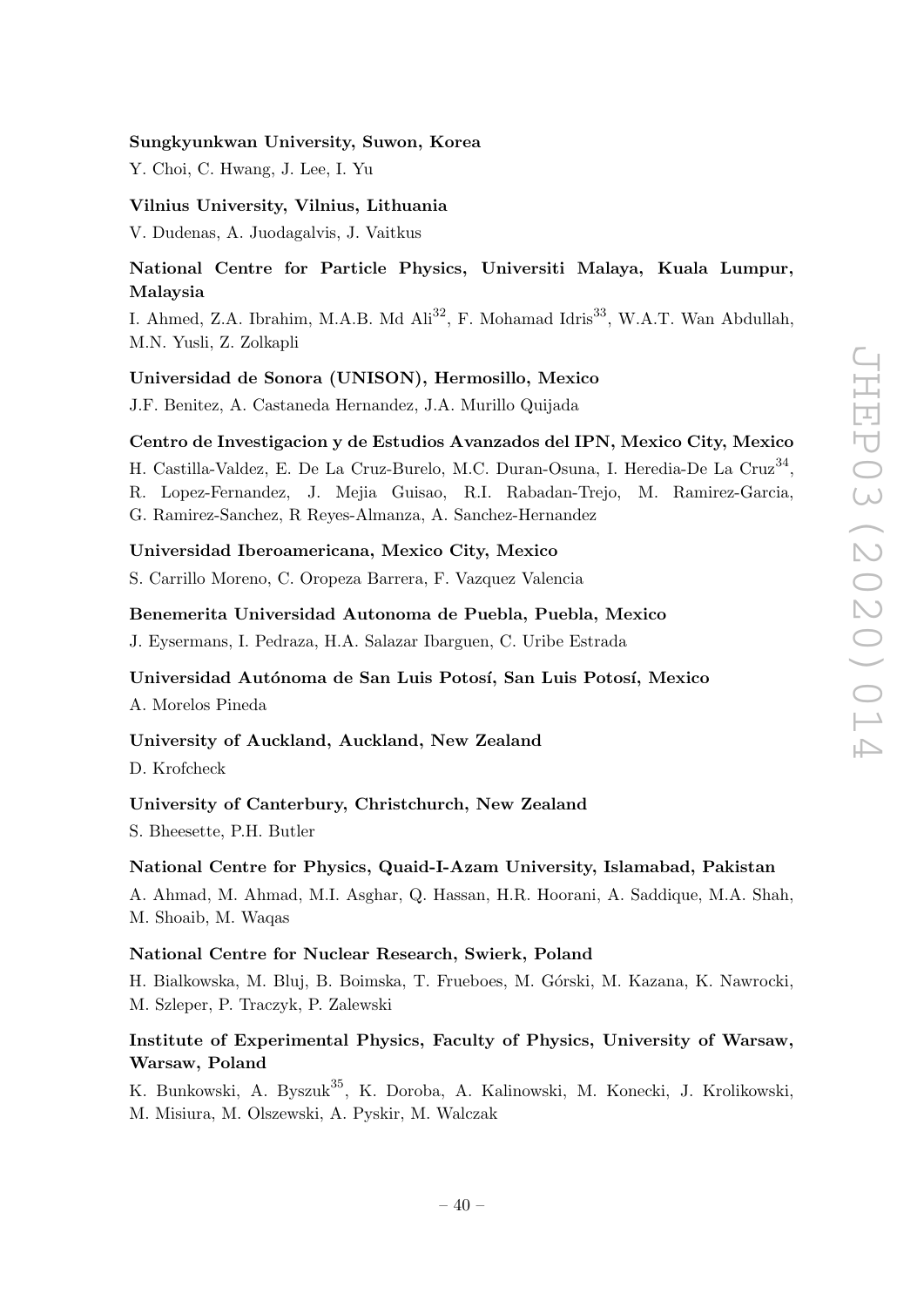**Sungkyunkwan University, Suwon, Korea**

Y. Choi, C. Hwang, J. Lee, I. Yu

**Vilnius University, Vilnius, Lithuania**

V. Dudenas, A. Juodagalvis, J. Vaitkus

**National Centre for Particle Physics, Universiti Malaya, Kuala Lumpur, Malaysia**

I. Ahmed, Z.A. Ibrahim, M.A.B. Md Ali[32], F. Mohamad Idris[33], W.A.T. Wan Abdullah, M.N. Yusli, Z. Zolkapli

**Universidad de Sonora (UNISON), Hermosillo, Mexico**

J.F. Benitez, A. Castaneda Hernandez, J.A. Murillo Quijada

**Centro de Investigacion y de Estudios Avanzados del IPN, Mexico City, Mexico**

H. Castilla-Valdez, E. De La Cruz-Burelo, M.C. Duran-Osuna, I. Heredia-De La Cruz[34], R. Lopez-Fernandez, J. Mejia Guisao, R.I. Rabadan-Trejo, M. Ramirez-Garcia, G. Ramirez-Sanchez, R Reyes-Almanza, A. Sanchez-Hernandez

**Universidad Iberoamericana, Mexico City, Mexico**

S. Carrillo Moreno, C. Oropeza Barrera, F. Vazquez Valencia

**Benemerita Universidad Autonoma de Puebla, Puebla, Mexico**

J. Eysermans, I. Pedraza, H.A. Salazar Ibarguen, C. Uribe Estrada

**Universidad Autónoma de San Luis Potosí, San Luis Potosí, Mexico**

A. Morelos Pineda

**University of Auckland, Auckland, New Zealand**

D. Krofcheck

**University of Canterbury, Christchurch, New Zealand**

S. Bheesette, P.H. Butler

**National Centre for Physics, Quaid-I-Azam University, Islamabad, Pakistan**

A. Ahmad, M. Ahmad, M.I. Asghar, Q. Hassan, H.R. Hoorani, A. Saddique, M.A. Shah, M. Shoaib, M. Waqas

**National Centre for Nuclear Research, Swierk, Poland**

H. Bialkowska, M. Bluj, B. Boimska, T. Frueboes, M. Górski, M. Kazana, K. Nawrocki, M. Szleper, P. Traczyk, P. Zalewski

**Institute of Experimental Physics, Faculty of Physics, University of Warsaw, Warsaw, Poland**

K. Bunkowski, A. Byszuk[35], K. Doroba, A. Kalinowski, M. Konecki, J. Krolikowski, M. Misiura, M. Olszewski, A. Pyskir, M. Walczak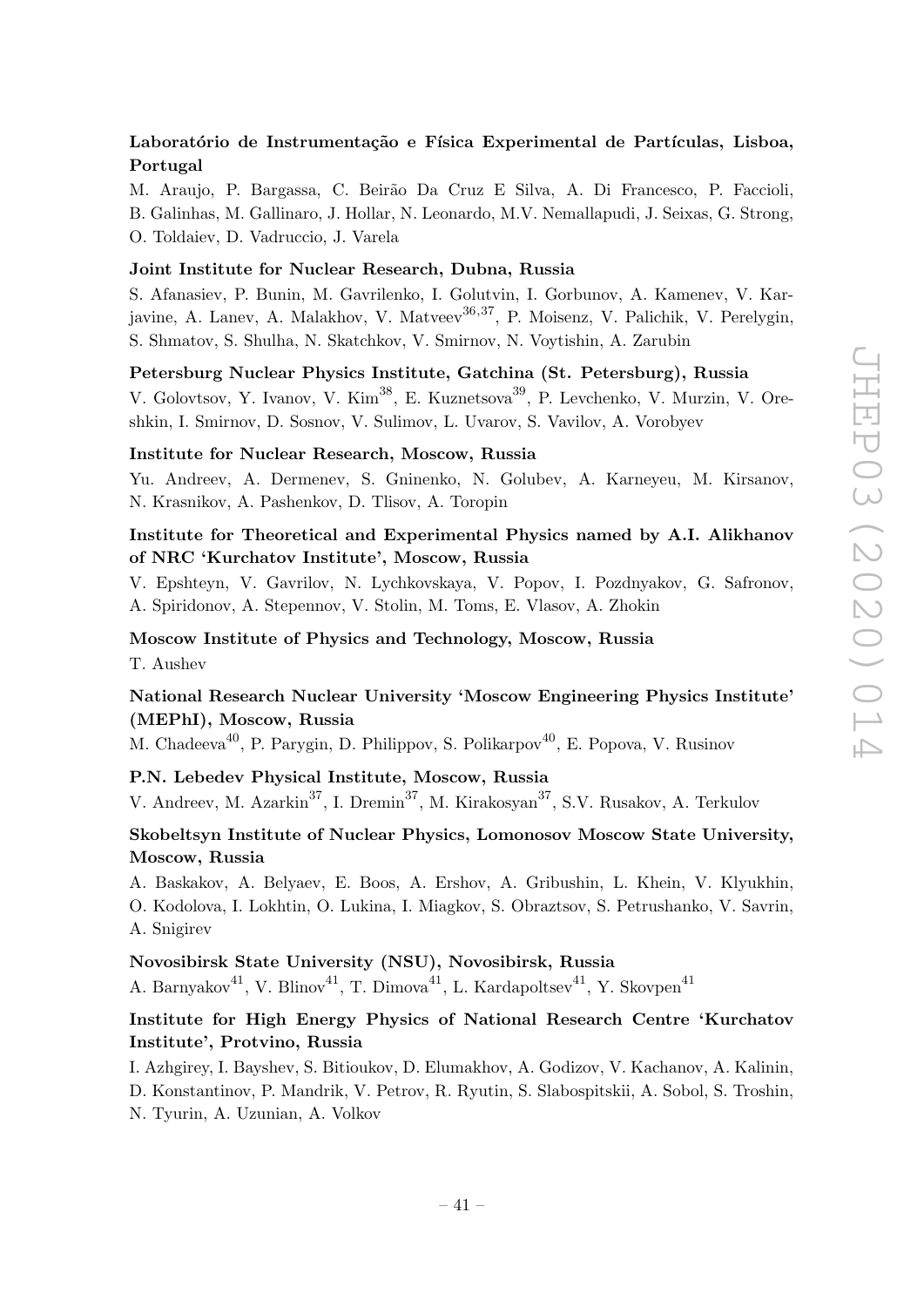**Laboratório de Instrumentação e Física Experimental de Partículas, Lisboa, Portugal**

M. Araujo, P. Bargassa, C. Beirão Da Cruz E Silva, A. Di Francesco, P. Faccioli, B. Galinhas, M. Gallinaro, J. Hollar, N. Leonardo, M.V. Nemallapudi, J. Seixas, G. Strong, O. Toldaiev, D. Vadruccio, J. Varela

**Joint Institute for Nuclear Research, Dubna, Russia**

S. Afanasiev, P. Bunin, M. Gavrilenko, I. Golutvin, I. Gorbunov, A. Kamenev, V. Karjavine, A. Lanev, A. Malakhov, V. Matveev[36,37], P. Moisenz, V. Palichik, V. Perelygin, S. Shmatov, S. Shulha, N. Skatchkov, V. Smirnov, N. Voytishin, A. Zarubin

**Petersburg Nuclear Physics Institute, Gatchina (St. Petersburg), Russia**

V. Golovtsov, Y. Ivanov, V. Kim[38], E. Kuznetsova[39], P. Levchenko, V. Murzin, V. Oreshkin, I. Smirnov, D. Sosnov, V. Sulimov, L. Uvarov, S. Vavilov, A. Vorobyev

**Institute for Nuclear Research, Moscow, Russia**

Yu. Andreev, A. Dermenev, S. Gninenko, N. Golubev, A. Karneyeu, M. Kirsanov, N. Krasnikov, A. Pashenkov, D. Tlisov, A. Toropin

**Institute for Theoretical and Experimental Physics named by A.I. Alikhanov of NRC 'Kurchatov Institute', Moscow, Russia**

V. Epshteyn, V. Gavrilov, N. Lychkovskaya, V. Popov, I. Pozdnyakov, G. Safronov, A. Spiridonov, A. Stepennov, V. Stolin, M. Toms, E. Vlasov, A. Zhokin

**Moscow Institute of Physics and Technology, Moscow, Russia**

T. Aushev

**National Research Nuclear University 'Moscow Engineering Physics Institute' (MEPhI), Moscow, Russia**

M. Chadeeva[40], P. Parygin, D. Philippov, S. Polikarpov[40], E. Popova, V. Rusinov

**P.N. Lebedev Physical Institute, Moscow, Russia**

V. Andreev, M. Azarkin[37], I. Dremin[37], M. Kirakosyan[37], S.V. Rusakov, A. Terkulov

**Skobeltsyn Institute of Nuclear Physics, Lomonosov Moscow State University, Moscow, Russia**

A. Baskakov, A. Belyaev, E. Boos, A. Ershov, A. Gribushin, L. Khein, V. Klyukhin, O. Kodolova, I. Lokhtin, O. Lukina, I. Miagkov, S. Obraztsov, S. Petrushanko, V. Savrin, A. Snigirev

**Novosibirsk State University (NSU), Novosibirsk, Russia**

A. Barnyakov[41], V. Blinov[41], T. Dimova[41], L. Kardapoltsev[41], Y. Skovpen[41]

**Institute for High Energy Physics of National Research Centre 'Kurchatov Institute', Protvino, Russia**

I. Azhgirey, I. Bayshev, S. Bitioukov, D. Elumakhov, A. Godizov, V. Kachanov, A. Kalinin, D. Konstantinov, P. Mandrik, V. Petrov, R. Ryutin, S. Slabospitskii, A. Sobol, S. Troshin, N. Tyurin, A. Uzunian, A. Volkov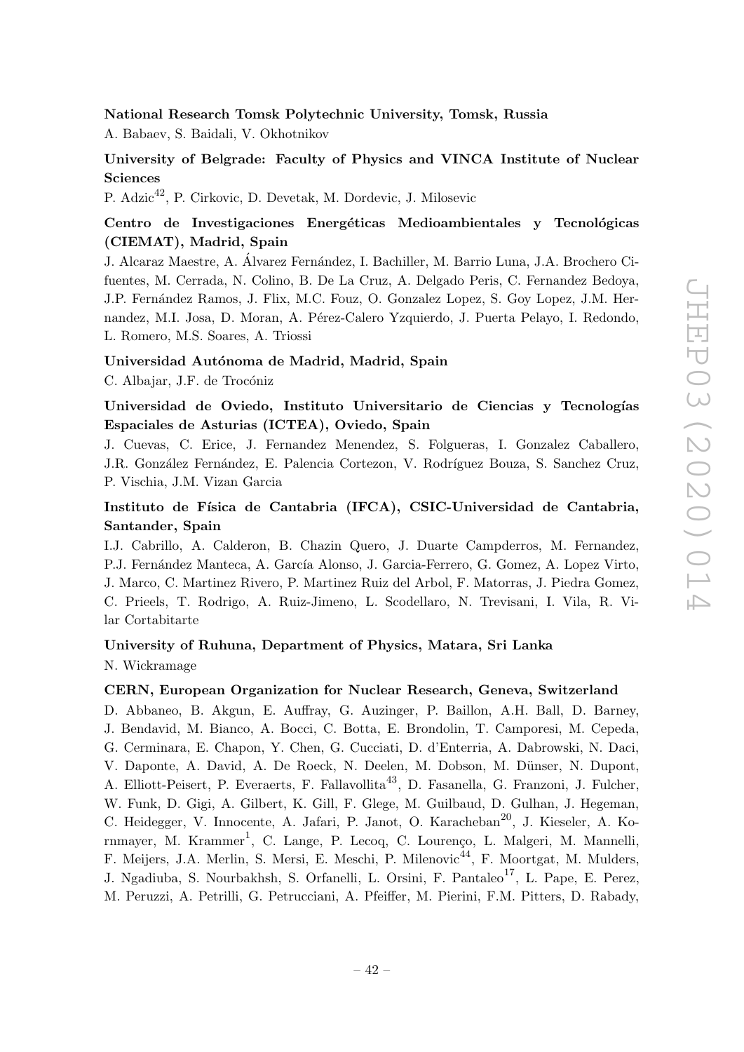**National Research Tomsk Polytechnic University, Tomsk, Russia**

A. Babaev, S. Baidali, V. Okhotnikov

**University of Belgrade: Faculty of Physics and VINCA Institute of Nuclear Sciences**

P. Adzic[42], P. Cirkovic, D. Devetak, M. Dordevic, J. Milosevic

**Centro de Investigaciones Energéticas Medioambientales y Tecnológicas (CIEMAT), Madrid, Spain**

J. Alcaraz Maestre, A. Álvarez Fernández, I. Bachiller, M. Barrio Luna, J.A. Brochero Cifuentes, M. Cerrada, N. Colino, B. De La Cruz, A. Delgado Peris, C. Fernandez Bedoya, J.P. Fernández Ramos, J. Flix, M.C. Fouz, O. Gonzalez Lopez, S. Goy Lopez, J.M. Hernandez, M.I. Josa, D. Moran, A. Pérez-Calero Yzquierdo, J. Puerta Pelayo, I. Redondo, L. Romero, M.S. Soares, A. Triossi

**Universidad Autónoma de Madrid, Madrid, Spain**

C. Albajar, J.F. de Trocóniz

**Universidad de Oviedo, Instituto Universitario de Ciencias y Tecnologías Espaciales de Asturias (ICTEA), Oviedo, Spain**

J. Cuevas, C. Erice, J. Fernandez Menendez, S. Folgueras, I. Gonzalez Caballero, J.R. González Fernández, E. Palencia Cortezon, V. Rodríguez Bouza, S. Sanchez Cruz, P. Vischia, J.M. Vizan Garcia

**Instituto de Física de Cantabria (IFCA), CSIC-Universidad de Cantabria, Santander, Spain**

I.J. Cabrillo, A. Calderon, B. Chazin Quero, J. Duarte Campderros, M. Fernandez, P.J. Fernández Manteca, A. García Alonso, J. Garcia-Ferrero, G. Gomez, A. Lopez Virto, J. Marco, C. Martinez Rivero, P. Martinez Ruiz del Arbol, F. Matorras, J. Piedra Gomez, C. Prieels, T. Rodrigo, A. Ruiz-Jimeno, L. Scodellaro, N. Trevisani, I. Vila, R. Vilar Cortabitarte

**University of Ruhuna, Department of Physics, Matara, Sri Lanka**

N. Wickramage

**CERN, European Organization for Nuclear Research, Geneva, Switzerland**

D. Abbaneo, B. Akgun, E. Auffray, G. Auzinger, P. Baillon, A.H. Ball, D. Barney, J. Bendavid, M. Bianco, A. Bocci, C. Botta, E. Brondolin, T. Camporesi, M. Cepeda, G. Cerminara, E. Chapon, Y. Chen, G. Cucciati, D. d'Enterria, A. Dabrowski, N. Daci, V. Daponte, A. David, A. De Roeck, N. Deelen, M. Dobson, M. Dünser, N. Dupont, A. Elliott-Peisert, P. Everaerts, F. Fallavollita[43], D. Fasanella, G. Franzoni, J. Fulcher, W. Funk, D. Gigi, A. Gilbert, K. Gill, F. Glege, M. Guilbaud, D. Gulhan, J. Hegeman, C. Heidegger, V. Innocente, A. Jafari, P. Janot, O. Karacheban[20], J. Kieseler, A. Kornmayer, M. Krammer[1], C. Lange, P. Lecoq, C. Lourenço, L. Malgeri, M. Mannelli, F. Meijers, J.A. Merlin, S. Mersi, E. Meschi, P. Milenovic[44], F. Moortgat, M. Mulders, J. Ngadiuba, S. Nourbakhsh, S. Orfanelli, L. Orsini, F. Pantaleo[17], L. Pape, E. Perez, M. Peruzzi, A. Petrilli, G. Petrucciani, A. Pfeiffer, M. Pierini, F.M. Pitters, D. Rabady,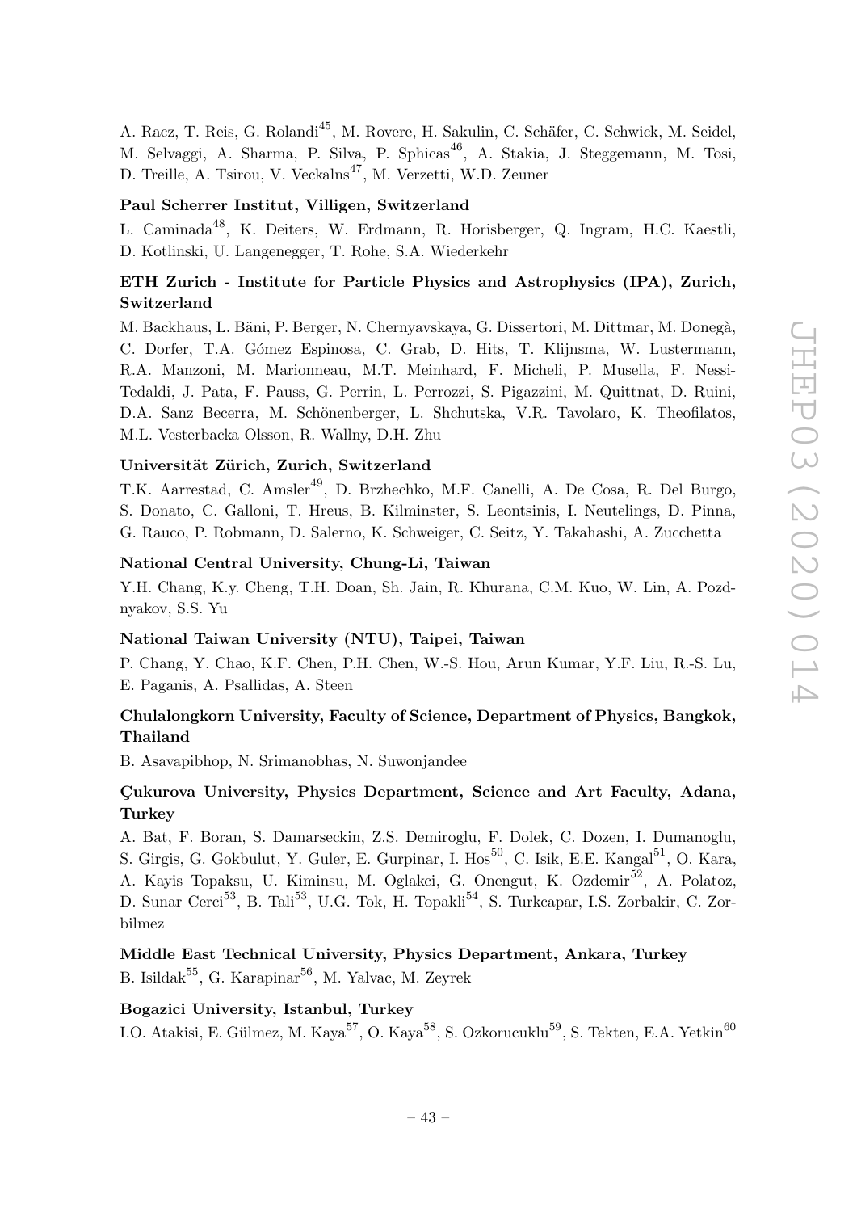A. Racz, T. Reis, G. Rolandi[45], M. Rovere, H. Sakulin, C. Schäfer, C. Schwick, M. Seidel, M. Selvaggi, A. Sharma, P. Silva, P. Sphicas[46], A. Stakia, J. Steggemann, M. Tosi, D. Treille, A. Tsirou, V. Veckalns[47], M. Verzetti, W.D. Zeuner

**Paul Scherrer Institut, Villigen, Switzerland**

L. Caminada[48], K. Deiters, W. Erdmann, R. Horisberger, Q. Ingram, H.C. Kaestli, D. Kotlinski, U. Langenegger, T. Rohe, S.A. Wiederkehr

**ETH Zurich - Institute for Particle Physics and Astrophysics (IPA), Zurich, Switzerland**

M. Backhaus, L. Bäni, P. Berger, N. Chernyavskaya, G. Dissertori, M. Dittmar, M. Donegà, C. Dorfer, T.A. Gómez Espinosa, C. Grab, D. Hits, T. Klijnsma, W. Lustermann, R.A. Manzoni, M. Marionneau, M.T. Meinhard, F. Micheli, P. Musella, F. Nessi-Tedaldi, J. Pata, F. Pauss, G. Perrin, L. Perrozzi, S. Pigazzini, M. Quittnat, D. Ruini, D.A. Sanz Becerra, M. Schönenberger, L. Shchutska, V.R. Tavolaro, K. Theofilatos, M.L. Vesterbacka Olsson, R. Wallny, D.H. Zhu

**Universität Zürich, Zurich, Switzerland**

T.K. Aarrestad, C. Amsler[49], D. Brzhechko, M.F. Canelli, A. De Cosa, R. Del Burgo, S. Donato, C. Galloni, T. Hreus, B. Kilminster, S. Leontsinis, I. Neutelings, D. Pinna, G. Rauco, P. Robmann, D. Salerno, K. Schweiger, C. Seitz, Y. Takahashi, A. Zucchetta

**National Central University, Chung-Li, Taiwan**

Y.H. Chang, K.y. Cheng, T.H. Doan, Sh. Jain, R. Khurana, C.M. Kuo, W. Lin, A. Pozdnyakov, S.S. Yu

**National Taiwan University (NTU), Taipei, Taiwan**

P. Chang, Y. Chao, K.F. Chen, P.H. Chen, W.-S. Hou, Arun Kumar, Y.F. Liu, R.-S. Lu, E. Paganis, A. Psallidas, A. Steen

**Chulalongkorn University, Faculty of Science, Department of Physics, Bangkok, Thailand**

B. Asavapibhop, N. Srimanobhas, N. Suwonjandee

**Çukurova University, Physics Department, Science and Art Faculty, Adana, Turkey**

A. Bat, F. Boran, S. Damarseckin, Z.S. Demiroglu, F. Dolek, C. Dozen, I. Dumanoglu, S. Girgis, G. Gokbulut, Y. Guler, E. Gurpinar, I. Hos[50], C. Isik, E.E. Kangal[51], O. Kara, A. Kayis Topaksu, U. Kiminsu, M. Oglakci, G. Onengut, K. Ozdemir[52], A. Polatoz, D. Sunar Cerci[53], B. Tali[53], U.G. Tok, H. Topakli[54], S. Turkcapar, I.S. Zorbakir, C. Zorbilmez

**Middle East Technical University, Physics Department, Ankara, Turkey**

B. Isildak[55], G. Karapinar[56], M. Yalvac, M. Zeyrek

**Bogazici University, Istanbul, Turkey**

I.O. Atakisi, E. Gülmez, M. Kaya[57], O. Kaya[58], S. Ozkorucuklu[59], S. Tekten, E.A. Yetkin[60]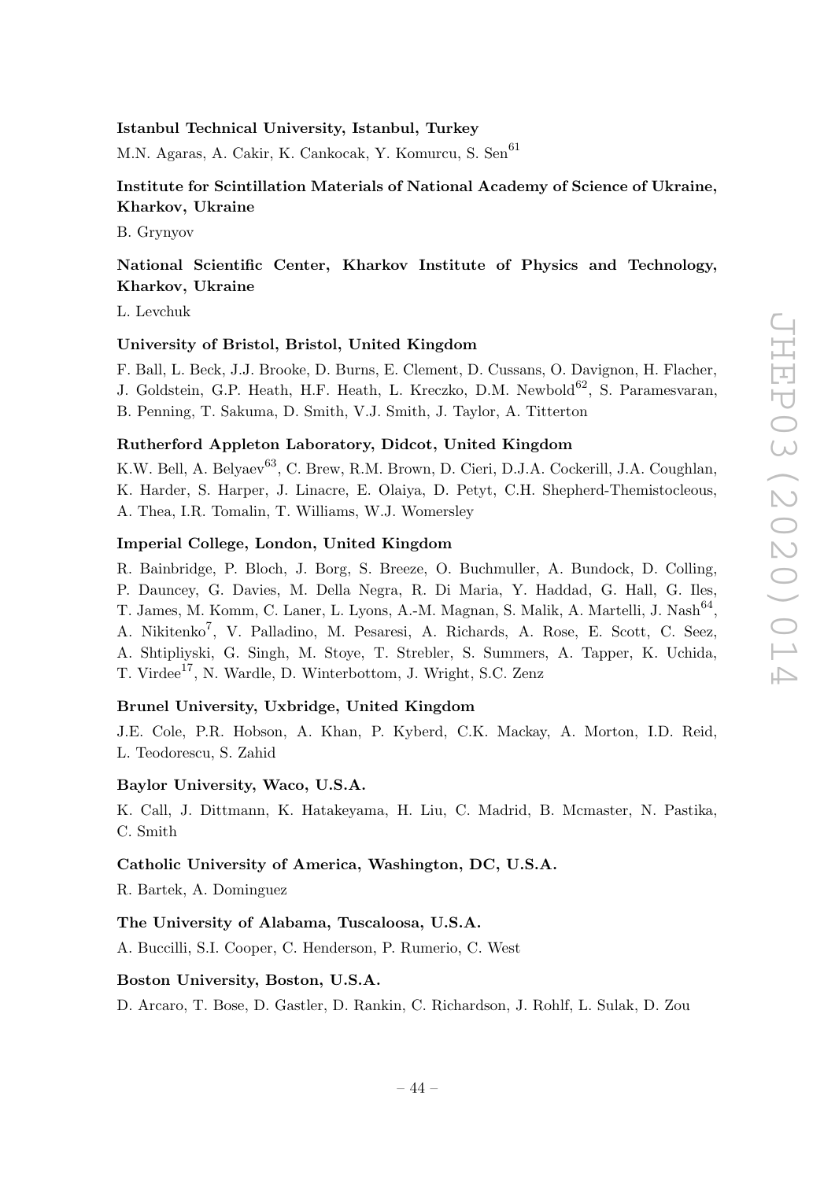**Istanbul Technical University, Istanbul, Turkey**

M.N. Agaras, A. Cakir, K. Cankocak, Y. Komurcu, S. Sen[61]

**Institute for Scintillation Materials of National Academy of Science of Ukraine, Kharkov, Ukraine**

B. Grynyov

**National Scientific Center, Kharkov Institute of Physics and Technology, Kharkov, Ukraine**

L. Levchuk

**University of Bristol, Bristol, United Kingdom**

F. Ball, L. Beck, J.J. Brooke, D. Burns, E. Clement, D. Cussans, O. Davignon, H. Flacher, J. Goldstein, G.P. Heath, H.F. Heath, L. Kreczko, D.M. Newbold[62], S. Paramesvaran, B. Penning, T. Sakuma, D. Smith, V.J. Smith, J. Taylor, A. Titterton

**Rutherford Appleton Laboratory, Didcot, United Kingdom**

K.W. Bell, A. Belyaev[63], C. Brew, R.M. Brown, D. Cieri, D.J.A. Cockerill, J.A. Coughlan, K. Harder, S. Harper, J. Linacre, E. Olaiya, D. Petyt, C.H. Shepherd-Themistocleous, A. Thea, I.R. Tomalin, T. Williams, W.J. Womersley

**Imperial College, London, United Kingdom**

R. Bainbridge, P. Bloch, J. Borg, S. Breeze, O. Buchmuller, A. Bundock, D. Colling, P. Dauncey, G. Davies, M. Della Negra, R. Di Maria, Y. Haddad, G. Hall, G. Iles, T. James, M. Komm, C. Laner, L. Lyons, A.-M. Magnan, S. Malik, A. Martelli, J. Nash[64], A. Nikitenko[7], V. Palladino, M. Pesaresi, A. Richards, A. Rose, E. Scott, C. Seez, A. Shtipliyski, G. Singh, M. Stoye, T. Strebler, S. Summers, A. Tapper, K. Uchida, T. Virdee[17], N. Wardle, D. Winterbottom, J. Wright, S.C. Zenz

**Brunel University, Uxbridge, United Kingdom**

J.E. Cole, P.R. Hobson, A. Khan, P. Kyberd, C.K. Mackay, A. Morton, I.D. Reid, L. Teodorescu, S. Zahid

**Baylor University, Waco, U.S.A.**

K. Call, J. Dittmann, K. Hatakeyama, H. Liu, C. Madrid, B. Mcmaster, N. Pastika, C. Smith

**Catholic University of America, Washington, DC, U.S.A.**

R. Bartek, A. Dominguez

**The University of Alabama, Tuscaloosa, U.S.A.**

A. Buccilli, S.I. Cooper, C. Henderson, P. Rumerio, C. West

**Boston University, Boston, U.S.A.**

D. Arcaro, T. Bose, D. Gastler, D. Rankin, C. Richardson, J. Rohlf, L. Sulak, D. Zou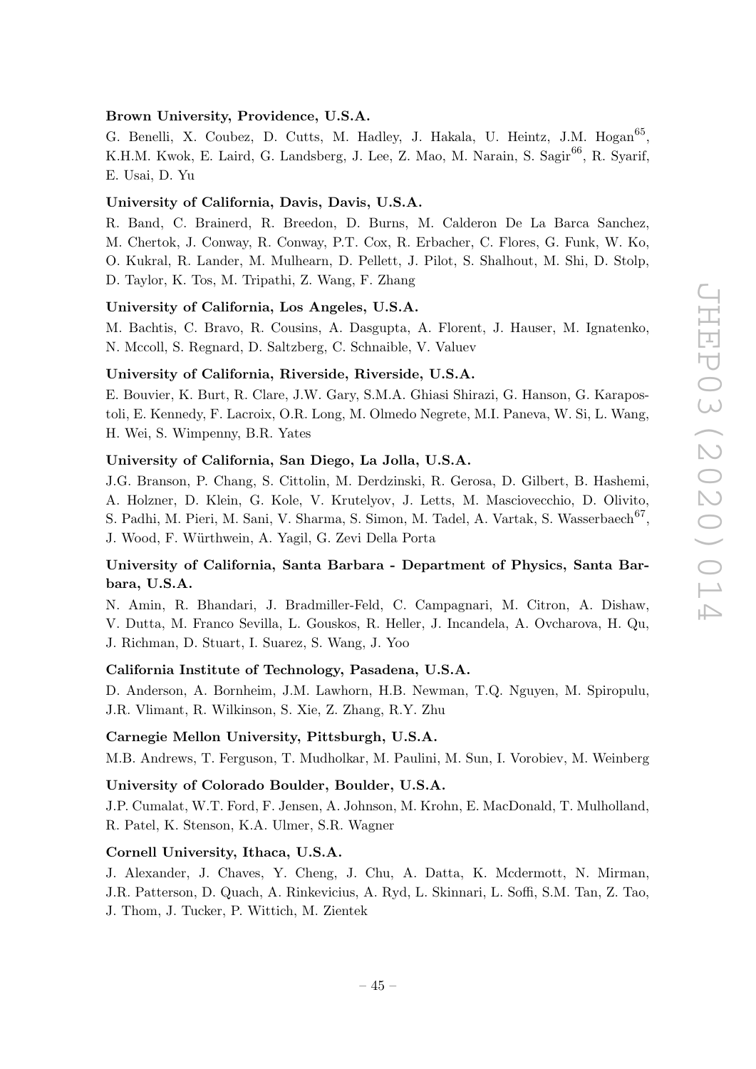**Brown University, Providence, U.S.A.**

G. Benelli, X. Coubez, D. Cutts, M. Hadley, J. Hakala, U. Heintz, J.M. Hogan[65], K.H.M. Kwok, E. Laird, G. Landsberg, J. Lee, Z. Mao, M. Narain, S. Sagir[66], R. Syarif, E. Usai, D. Yu

**University of California, Davis, Davis, U.S.A.**

R. Band, C. Brainerd, R. Breedon, D. Burns, M. Calderon De La Barca Sanchez, M. Chertok, J. Conway, R. Conway, P.T. Cox, R. Erbacher, C. Flores, G. Funk, W. Ko, O. Kukral, R. Lander, M. Mulhearn, D. Pellett, J. Pilot, S. Shalhout, M. Shi, D. Stolp, D. Taylor, K. Tos, M. Tripathi, Z. Wang, F. Zhang

**University of California, Los Angeles, U.S.A.**

M. Bachtis, C. Bravo, R. Cousins, A. Dasgupta, A. Florent, J. Hauser, M. Ignatenko, N. Mccoll, S. Regnard, D. Saltzberg, C. Schnaible, V. Valuev

**University of California, Riverside, Riverside, U.S.A.**

E. Bouvier, K. Burt, R. Clare, J.W. Gary, S.M.A. Ghiasi Shirazi, G. Hanson, G. Karapostoli, E. Kennedy, F. Lacroix, O.R. Long, M. Olmedo Negrete, M.I. Paneva, W. Si, L. Wang, H. Wei, S. Wimpenny, B.R. Yates

**University of California, San Diego, La Jolla, U.S.A.**

J.G. Branson, P. Chang, S. Cittolin, M. Derdzinski, R. Gerosa, D. Gilbert, B. Hashemi, A. Holzner, D. Klein, G. Kole, V. Krutelyov, J. Letts, M. Masciovecchio, D. Olivito, S. Padhi, M. Pieri, M. Sani, V. Sharma, S. Simon, M. Tadel, A. Vartak, S. Wasserbaech[67], J. Wood, F. Würthwein, A. Yagil, G. Zevi Della Porta

**University of California, Santa Barbara - Department of Physics, Santa Barbara, U.S.A.**

N. Amin, R. Bhandari, J. Bradmiller-Feld, C. Campagnari, M. Citron, A. Dishaw, V. Dutta, M. Franco Sevilla, L. Gouskos, R. Heller, J. Incandela, A. Ovcharova, H. Qu, J. Richman, D. Stuart, I. Suarez, S. Wang, J. Yoo

**California Institute of Technology, Pasadena, U.S.A.**

D. Anderson, A. Bornheim, J.M. Lawhorn, H.B. Newman, T.Q. Nguyen, M. Spiropulu, J.R. Vlimant, R. Wilkinson, S. Xie, Z. Zhang, R.Y. Zhu

**Carnegie Mellon University, Pittsburgh, U.S.A.**

M.B. Andrews, T. Ferguson, T. Mudholkar, M. Paulini, M. Sun, I. Vorobiev, M. Weinberg

**University of Colorado Boulder, Boulder, U.S.A.**

J.P. Cumalat, W.T. Ford, F. Jensen, A. Johnson, M. Krohn, E. MacDonald, T. Mulholland, R. Patel, K. Stenson, K.A. Ulmer, S.R. Wagner

**Cornell University, Ithaca, U.S.A.**

J. Alexander, J. Chaves, Y. Cheng, J. Chu, A. Datta, K. Mcdermott, N. Mirman, J.R. Patterson, D. Quach, A. Rinkevicius, A. Ryd, L. Skinnari, L. Soffi, S.M. Tan, Z. Tao, J. Thom, J. Tucker, P. Wittich, M. Zientek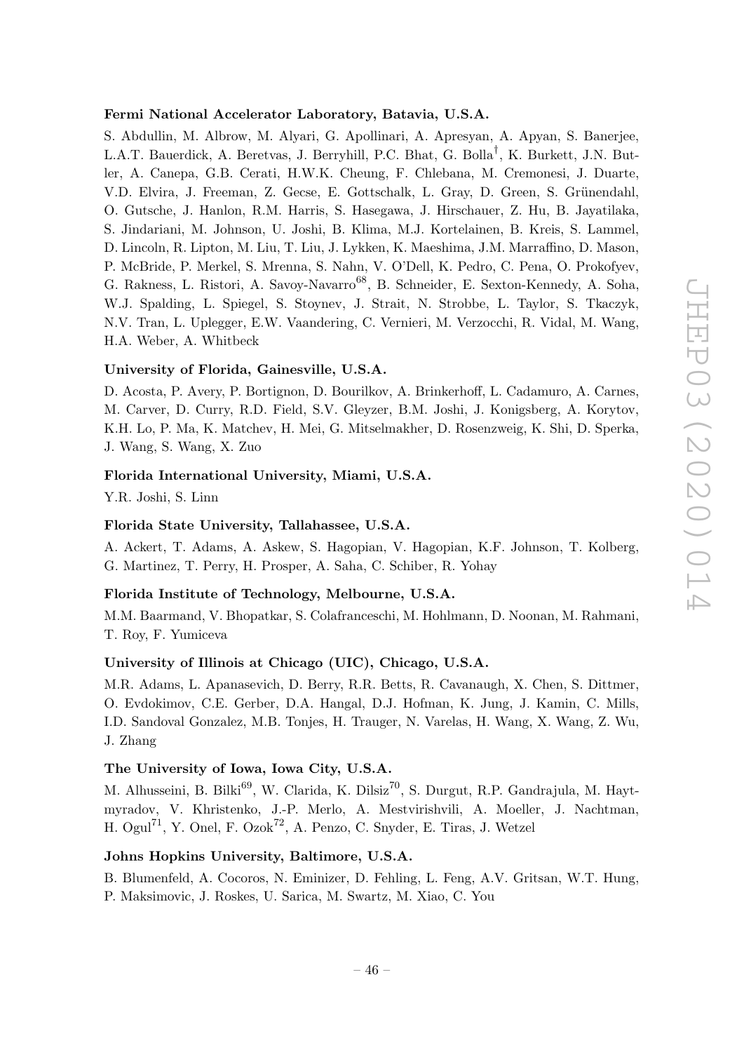**Fermi National Accelerator Laboratory, Batavia, U.S.A.**

S. Abdullin, M. Albrow, M. Alyari, G. Apollinari, A. Apresyan, A. Apyan, S. Banerjee, L.A.T. Bauerdick, A. Beretvas, J. Berryhill, P.C. Bhat, G. Bolla†, K. Burkett, J.N. Butler, A. Canepa, G.B. Cerati, H.W.K. Cheung, F. Chlebana, M. Cremonesi, J. Duarte, V.D. Elvira, J. Freeman, Z. Gecse, E. Gottschalk, L. Gray, D. Green, S. Grünendahl, O. Gutsche, J. Hanlon, R.M. Harris, S. Hasegawa, J. Hirschauer, Z. Hu, B. Jayatilaka, S. Jindariani, M. Johnson, U. Joshi, B. Klima, M.J. Kortelainen, B. Kreis, S. Lammel, D. Lincoln, R. Lipton, M. Liu, T. Liu, J. Lykken, K. Maeshima, J.M. Marraffino, D. Mason, P. McBride, P. Merkel, S. Mrenna, S. Nahn, V. O'Dell, K. Pedro, C. Pena, O. Prokofyev, G. Rakness, L. Ristori, A. Savoy-Navarro[68], B. Schneider, E. Sexton-Kennedy, A. Soha, W.J. Spalding, L. Spiegel, S. Stoynev, J. Strait, N. Strobbe, L. Taylor, S. Tkaczyk, N.V. Tran, L. Uplegger, E.W. Vaandering, C. Vernieri, M. Verzocchi, R. Vidal, M. Wang, H.A. Weber, A. Whitbeck

**University of Florida, Gainesville, U.S.A.**

D. Acosta, P. Avery, P. Bortignon, D. Bourilkov, A. Brinkerhoff, L. Cadamuro, A. Carnes, M. Carver, D. Curry, R.D. Field, S.V. Gleyzer, B.M. Joshi, J. Konigsberg, A. Korytov, K.H. Lo, P. Ma, K. Matchev, H. Mei, G. Mitselmakher, D. Rosenzweig, K. Shi, D. Sperka, J. Wang, S. Wang, X. Zuo

**Florida International University, Miami, U.S.A.**

Y.R. Joshi, S. Linn

**Florida State University, Tallahassee, U.S.A.**

A. Ackert, T. Adams, A. Askew, S. Hagopian, V. Hagopian, K.F. Johnson, T. Kolberg, G. Martinez, T. Perry, H. Prosper, A. Saha, C. Schiber, R. Yohay

**Florida Institute of Technology, Melbourne, U.S.A.**

M.M. Baarmand, V. Bhopatkar, S. Colafranceschi, M. Hohlmann, D. Noonan, M. Rahmani, T. Roy, F. Yumiceva

**University of Illinois at Chicago (UIC), Chicago, U.S.A.**

M.R. Adams, L. Apanasevich, D. Berry, R.R. Betts, R. Cavanaugh, X. Chen, S. Dittmer, O. Evdokimov, C.E. Gerber, D.A. Hangal, D.J. Hofman, K. Jung, J. Kamin, C. Mills, I.D. Sandoval Gonzalez, M.B. Tonjes, H. Trauger, N. Varelas, H. Wang, X. Wang, Z. Wu, J. Zhang

**The University of Iowa, Iowa City, U.S.A.**

M. Alhusseini, B. Bilki[69], W. Clarida, K. Dilsiz[70], S. Durgut, R.P. Gandrajula, M. Haytmyradov, V. Khristenko, J.-P. Merlo, A. Mestvirishvili, A. Moeller, J. Nachtman, H. Ogul[71], Y. Onel, F. Ozok[72], A. Penzo, C. Snyder, E. Tiras, J. Wetzel

**Johns Hopkins University, Baltimore, U.S.A.**

B. Blumenfeld, A. Cocoros, N. Eminizer, D. Fehling, L. Feng, A.V. Gritsan, W.T. Hung, P. Maksimovic, J. Roskes, U. Sarica, M. Swartz, M. Xiao, C. You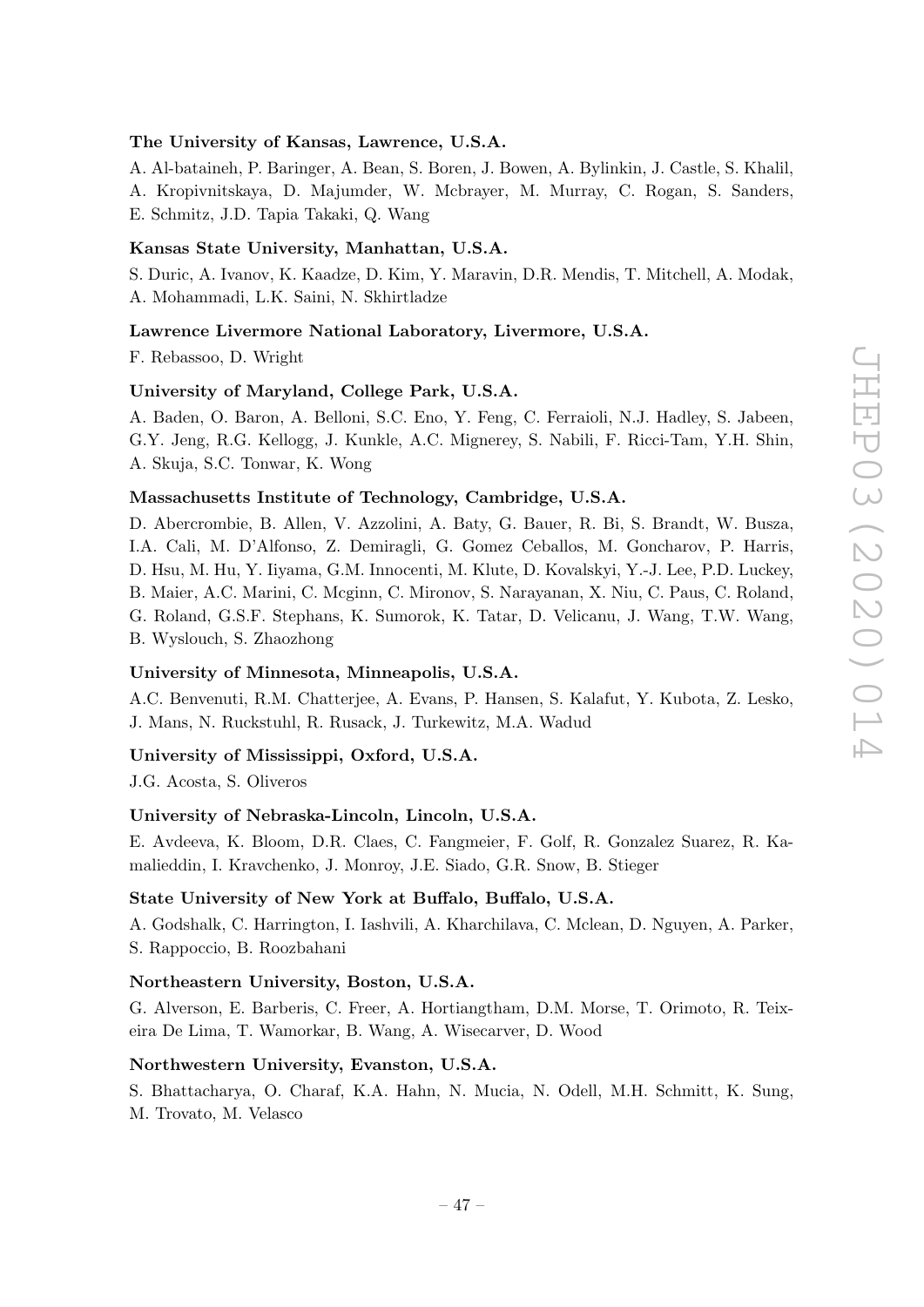**The University of Kansas, Lawrence, U.S.A.**

A. Al-bataineh, P. Baringer, A. Bean, S. Boren, J. Bowen, A. Bylinkin, J. Castle, S. Khalil, A. Kropivnitskaya, D. Majumder, W. Mcbrayer, M. Murray, C. Rogan, S. Sanders, E. Schmitz, J.D. Tapia Takaki, Q. Wang

**Kansas State University, Manhattan, U.S.A.**

S. Duric, A. Ivanov, K. Kaadze, D. Kim, Y. Maravin, D.R. Mendis, T. Mitchell, A. Modak, A. Mohammadi, L.K. Saini, N. Skhirtladze

**Lawrence Livermore National Laboratory, Livermore, U.S.A.**

F. Rebassoo, D. Wright

**University of Maryland, College Park, U.S.A.**

A. Baden, O. Baron, A. Belloni, S.C. Eno, Y. Feng, C. Ferraioli, N.J. Hadley, S. Jabeen, G.Y. Jeng, R.G. Kellogg, J. Kunkle, A.C. Mignerey, S. Nabili, F. Ricci-Tam, Y.H. Shin, A. Skuja, S.C. Tonwar, K. Wong

**Massachusetts Institute of Technology, Cambridge, U.S.A.**

D. Abercrombie, B. Allen, V. Azzolini, A. Baty, G. Bauer, R. Bi, S. Brandt, W. Busza, I.A. Cali, M. D'Alfonso, Z. Demiragli, G. Gomez Ceballos, M. Goncharov, P. Harris, D. Hsu, M. Hu, Y. Iiyama, G.M. Innocenti, M. Klute, D. Kovalskyi, Y.-J. Lee, P.D. Luckey, B. Maier, A.C. Marini, C. Mcginn, C. Mironov, S. Narayanan, X. Niu, C. Paus, C. Roland, G. Roland, G.S.F. Stephans, K. Sumorok, K. Tatar, D. Velicanu, J. Wang, T.W. Wang, B. Wyslouch, S. Zhaozhong

**University of Minnesota, Minneapolis, U.S.A.**

A.C. Benvenuti, R.M. Chatterjee, A. Evans, P. Hansen, S. Kalafut, Y. Kubota, Z. Lesko, J. Mans, N. Ruckstuhl, R. Rusack, J. Turkewitz, M.A. Wadud

**University of Mississippi, Oxford, U.S.A.**

J.G. Acosta, S. Oliveros

**University of Nebraska-Lincoln, Lincoln, U.S.A.**

E. Avdeeva, K. Bloom, D.R. Claes, C. Fangmeier, F. Golf, R. Gonzalez Suarez, R. Kamalieddin, I. Kravchenko, J. Monroy, J.E. Siado, G.R. Snow, B. Stieger

**State University of New York at Buffalo, Buffalo, U.S.A.**

A. Godshalk, C. Harrington, I. Iashvili, A. Kharchilava, C. Mclean, D. Nguyen, A. Parker, S. Rappoccio, B. Roozbahani

**Northeastern University, Boston, U.S.A.**

G. Alverson, E. Barberis, C. Freer, A. Hortiangtham, D.M. Morse, T. Orimoto, R. Teixeira De Lima, T. Wamorkar, B. Wang, A. Wisecarver, D. Wood

**Northwestern University, Evanston, U.S.A.**

S. Bhattacharya, O. Charaf, K.A. Hahn, N. Mucia, N. Odell, M.H. Schmitt, K. Sung, M. Trovato, M. Velasco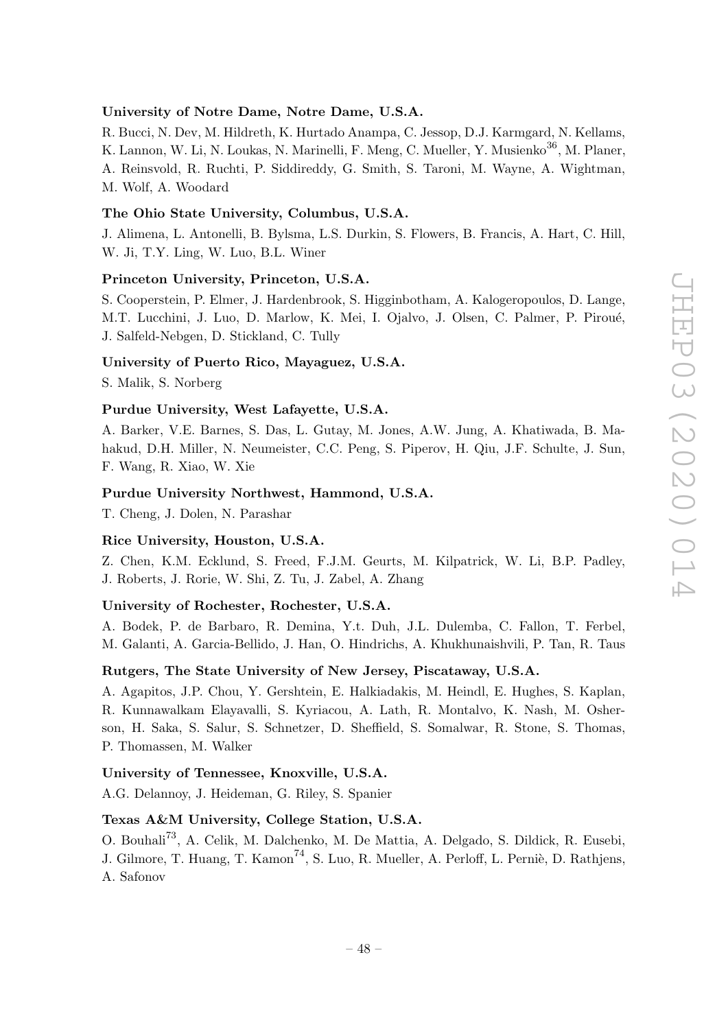**University of Notre Dame, Notre Dame, U.S.A.**

R. Bucci, N. Dev, M. Hildreth, K. Hurtado Anampa, C. Jessop, D.J. Karmgard, N. Kellams, K. Lannon, W. Li, N. Loukas, N. Marinelli, F. Meng, C. Mueller, Y. Musienko[36], M. Planer, A. Reinsvold, R. Ruchti, P. Siddireddy, G. Smith, S. Taroni, M. Wayne, A. Wightman, M. Wolf, A. Woodard

**The Ohio State University, Columbus, U.S.A.**

J. Alimena, L. Antonelli, B. Bylsma, L.S. Durkin, S. Flowers, B. Francis, A. Hart, C. Hill, W. Ji, T.Y. Ling, W. Luo, B.L. Winer

**Princeton University, Princeton, U.S.A.**

S. Cooperstein, P. Elmer, J. Hardenbrook, S. Higginbotham, A. Kalogeropoulos, D. Lange, M.T. Lucchini, J. Luo, D. Marlow, K. Mei, I. Ojalvo, J. Olsen, C. Palmer, P. Piroué, J. Salfeld-Nebgen, D. Stickland, C. Tully

**University of Puerto Rico, Mayaguez, U.S.A.**

S. Malik, S. Norberg

**Purdue University, West Lafayette, U.S.A.**

A. Barker, V.E. Barnes, S. Das, L. Gutay, M. Jones, A.W. Jung, A. Khatiwada, B. Mahakud, D.H. Miller, N. Neumeister, C.C. Peng, S. Piperov, H. Qiu, J.F. Schulte, J. Sun, F. Wang, R. Xiao, W. Xie

**Purdue University Northwest, Hammond, U.S.A.**

T. Cheng, J. Dolen, N. Parashar

**Rice University, Houston, U.S.A.**

Z. Chen, K.M. Ecklund, S. Freed, F.J.M. Geurts, M. Kilpatrick, W. Li, B.P. Padley, J. Roberts, J. Rorie, W. Shi, Z. Tu, J. Zabel, A. Zhang

**University of Rochester, Rochester, U.S.A.**

A. Bodek, P. de Barbaro, R. Demina, Y.t. Duh, J.L. Dulemba, C. Fallon, T. Ferbel, M. Galanti, A. Garcia-Bellido, J. Han, O. Hindrichs, A. Khukhunaishvili, P. Tan, R. Taus

**Rutgers, The State University of New Jersey, Piscataway, U.S.A.**

A. Agapitos, J.P. Chou, Y. Gershtein, E. Halkiadakis, M. Heindl, E. Hughes, S. Kaplan, R. Kunnawalkam Elayavalli, S. Kyriacou, A. Lath, R. Montalvo, K. Nash, M. Osherson, H. Saka, S. Salur, S. Schnetzer, D. Sheffield, S. Somalwar, R. Stone, S. Thomas, P. Thomassen, M. Walker

**University of Tennessee, Knoxville, U.S.A.**

A.G. Delannoy, J. Heideman, G. Riley, S. Spanier

**Texas A&M University, College Station, U.S.A.**

O. Bouhali[73], A. Celik, M. Dalchenko, M. De Mattia, A. Delgado, S. Dildick, R. Eusebi, J. Gilmore, T. Huang, T. Kamon[74], S. Luo, R. Mueller, A. Perloff, L. Perniè, D. Rathjens, A. Safonov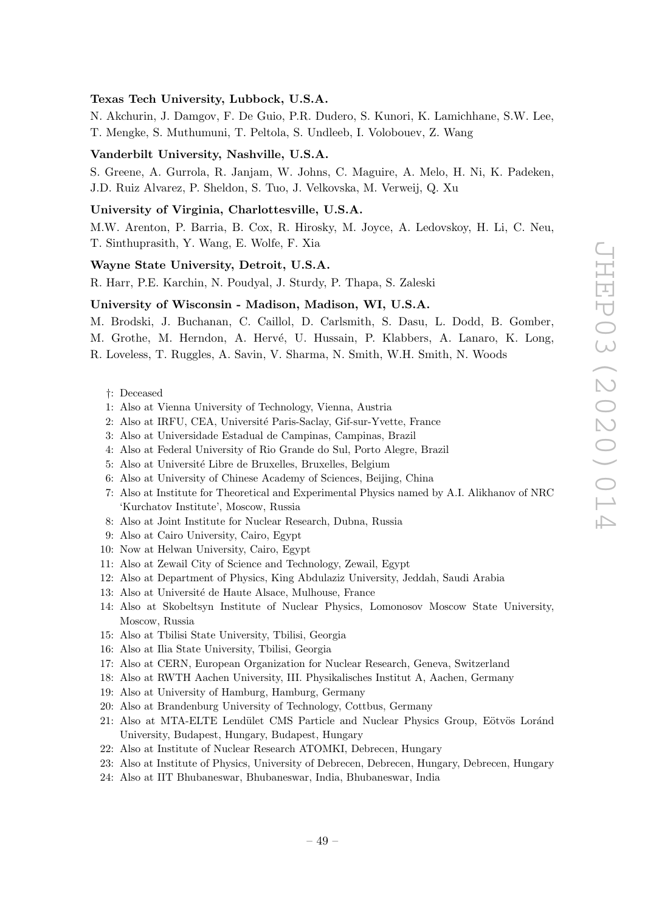**Texas Tech University, Lubbock, U.S.A.**

N. Akchurin, J. Damgov, F. De Guio, P.R. Dudero, S. Kunori, K. Lamichhane, S.W. Lee, T. Mengke, S. Muthumuni, T. Peltola, S. Undleeb, I. Volobouev, Z. Wang

**Vanderbilt University, Nashville, U.S.A.**

S. Greene, A. Gurrola, R. Janjam, W. Johns, C. Maguire, A. Melo, H. Ni, K. Padeken, J.D. Ruiz Alvarez, P. Sheldon, S. Tuo, J. Velkovska, M. Verweij, Q. Xu

**University of Virginia, Charlottesville, U.S.A.**

M.W. Arenton, P. Barria, B. Cox, R. Hirosky, M. Joyce, A. Ledovskoy, H. Li, C. Neu, T. Sinthuprasith, Y. Wang, E. Wolfe, F. Xia

**Wayne State University, Detroit, U.S.A.**

R. Harr, P.E. Karchin, N. Poudyal, J. Sturdy, P. Thapa, S. Zaleski

**University of Wisconsin - Madison, Madison, WI, U.S.A.**

M. Brodski, J. Buchanan, C. Caillol, D. Carlsmith, S. Dasu, L. Dodd, B. Gomber, M. Grothe, M. Herndon, A. Hervé, U. Hussain, P. Klabbers, A. Lanaro, K. Long, R. Loveless, T. Ruggles, A. Savin, V. Sharma, N. Smith, W.H. Smith, N. Woods

†: Deceased
1: Also at Vienna University of Technology, Vienna, Austria
2: Also at IRFU, CEA, Université Paris-Saclay, Gif-sur-Yvette, France
3: Also at Universidade Estadual de Campinas, Campinas, Brazil
4: Also at Federal University of Rio Grande do Sul, Porto Alegre, Brazil
5: Also at Université Libre de Bruxelles, Bruxelles, Belgium
6: Also at University of Chinese Academy of Sciences, Beijing, China
7: Also at Institute for Theoretical and Experimental Physics named by A.I. Alikhanov of NRC 'Kurchatov Institute', Moscow, Russia
8: Also at Joint Institute for Nuclear Research, Dubna, Russia
9: Also at Cairo University, Cairo, Egypt
10: Now at Helwan University, Cairo, Egypt
11: Also at Zewail City of Science and Technology, Zewail, Egypt
12: Also at Department of Physics, King Abdulaziz University, Jeddah, Saudi Arabia
13: Also at Université de Haute Alsace, Mulhouse, France
14: Also at Skobeltsyn Institute of Nuclear Physics, Lomonosov Moscow State University, Moscow, Russia
15: Also at Tbilisi State University, Tbilisi, Georgia
16: Also at Ilia State University, Tbilisi, Georgia
17: Also at CERN, European Organization for Nuclear Research, Geneva, Switzerland
18: Also at RWTH Aachen University, III. Physikalisches Institut A, Aachen, Germany
19: Also at University of Hamburg, Hamburg, Germany
20: Also at Brandenburg University of Technology, Cottbus, Germany
21: Also at MTA-ELTE Lendület CMS Particle and Nuclear Physics Group, Eötvös Loránd University, Budapest, Hungary, Budapest, Hungary
22: Also at Institute of Nuclear Research ATOMKI, Debrecen, Hungary
23: Also at Institute of Physics, University of Debrecen, Debrecen, Hungary, Debrecen, Hungary
24: Also at IIT Bhubaneswar, Bhubaneswar, India, Bhubaneswar, India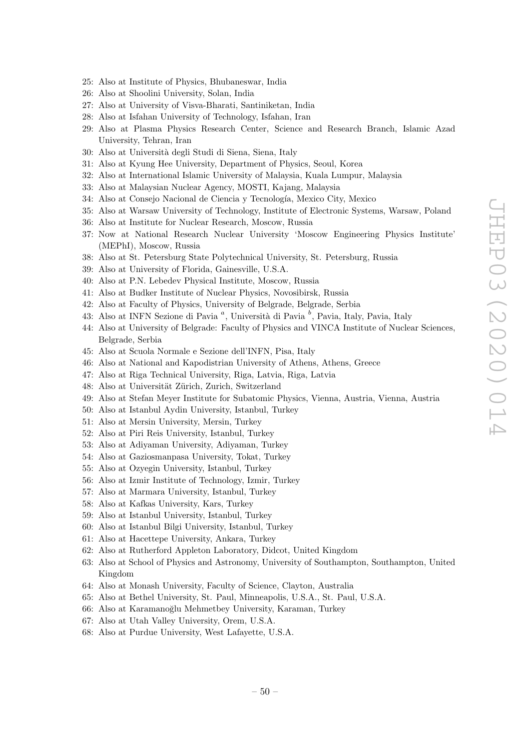25: Also at Institute of Physics, Bhubaneswar, India  
26: Also at Shoolini University, Solan, India  
27: Also at University of Visva-Bharati, Santiniketan, India  
28: Also at Isfahan University of Technology, Isfahan, Iran  
29: Also at Plasma Physics Research Center, Science and Research Branch, Islamic Azad University, Tehran, Iran  
30: Also at Università degli Studi di Siena, Siena, Italy  
31: Also at Kyung Hee University, Department of Physics, Seoul, Korea  
32: Also at International Islamic University of Malaysia, Kuala Lumpur, Malaysia  
33: Also at Malaysian Nuclear Agency, MOSTI, Kajang, Malaysia  
34: Also at Consejo Nacional de Ciencia y Tecnología, Mexico City, Mexico  
35: Also at Warsaw University of Technology, Institute of Electronic Systems, Warsaw, Poland  
36: Also at Institute for Nuclear Research, Moscow, Russia  
37: Now at National Research Nuclear University 'Moscow Engineering Physics Institute' (MEPhI), Moscow, Russia  
38: Also at St. Petersburg State Polytechnical University, St. Petersburg, Russia  
39: Also at University of Florida, Gainesville, U.S.A.  
40: Also at P.N. Lebedev Physical Institute, Moscow, Russia  
41: Also at Budker Institute of Nuclear Physics, Novosibirsk, Russia  
42: Also at Faculty of Physics, University of Belgrade, Belgrade, Serbia  
43: Also at INFN Sezione di Pavia [a], Università di Pavia [b], Pavia, Italy, Pavia, Italy  
44: Also at University of Belgrade: Faculty of Physics and VINCA Institute of Nuclear Sciences, Belgrade, Serbia  
45: Also at Scuola Normale e Sezione dell'INFN, Pisa, Italy  
46: Also at National and Kapodistrian University of Athens, Athens, Greece  
47: Also at Riga Technical University, Riga, Latvia, Riga, Latvia  
48: Also at Universität Zürich, Zurich, Switzerland  
49: Also at Stefan Meyer Institute for Subatomic Physics, Vienna, Austria, Vienna, Austria  
50: Also at Istanbul Aydin University, Istanbul, Turkey  
51: Also at Mersin University, Mersin, Turkey  
52: Also at Piri Reis University, Istanbul, Turkey  
53: Also at Adiyaman University, Adiyaman, Turkey  
54: Also at Gaziosmanpasa University, Tokat, Turkey  
55: Also at Ozyegin University, Istanbul, Turkey  
56: Also at Izmir Institute of Technology, Izmir, Turkey  
57: Also at Marmara University, Istanbul, Turkey  
58: Also at Kafkas University, Kars, Turkey  
59: Also at Istanbul University, Istanbul, Turkey  
60: Also at Istanbul Bilgi University, Istanbul, Turkey  
61: Also at Hacettepe University, Ankara, Turkey  
62: Also at Rutherford Appleton Laboratory, Didcot, United Kingdom  
63: Also at School of Physics and Astronomy, University of Southampton, Southampton, United Kingdom  
64: Also at Monash University, Faculty of Science, Clayton, Australia  
65: Also at Bethel University, St. Paul, Minneapolis, U.S.A., St. Paul, U.S.A.  
66: Also at Karamanoğlu Mehmetbey University, Karaman, Turkey  
67: Also at Utah Valley University, Orem, U.S.A.  
68: Also at Purdue University, West Lafayette, U.S.A.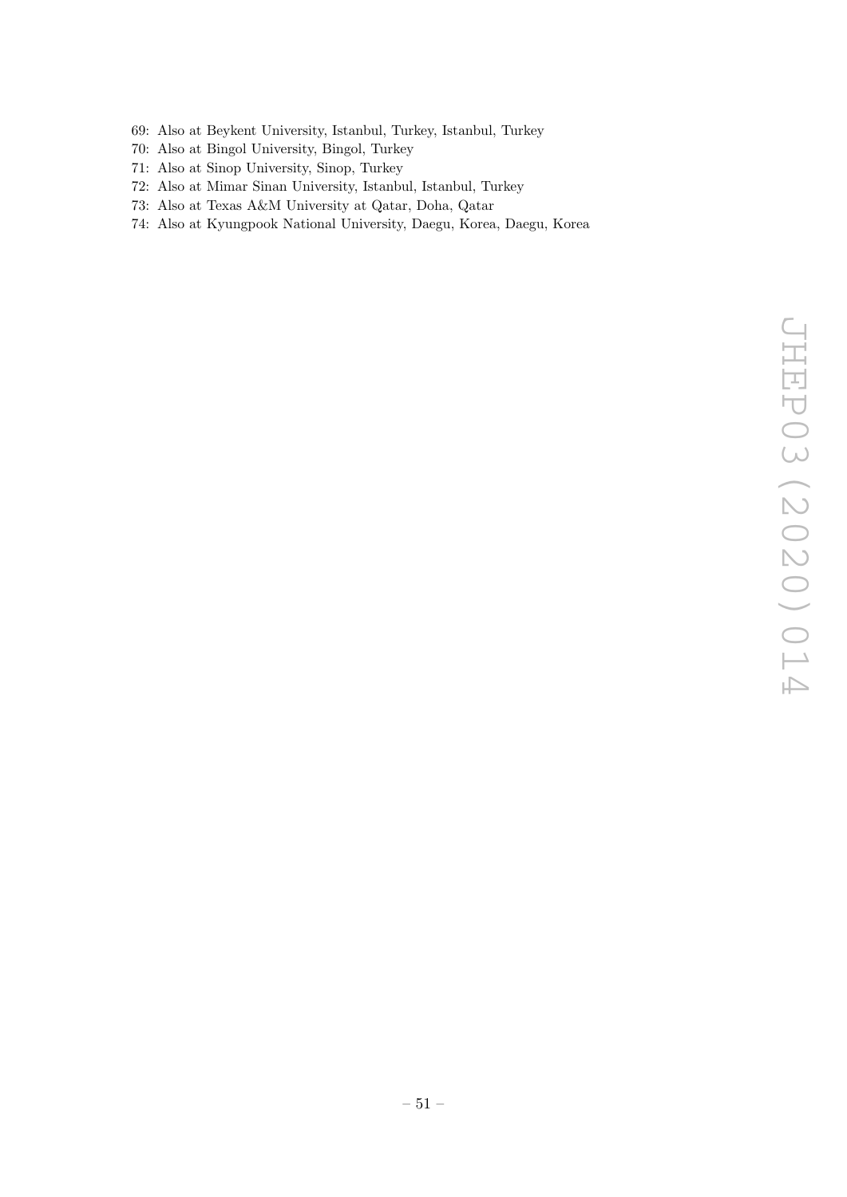69: Also at Beykent University, Istanbul, Turkey, Istanbul, Turkey
70: Also at Bingol University, Bingol, Turkey
71: Also at Sinop University, Sinop, Turkey
72: Also at Mimar Sinan University, Istanbul, Istanbul, Turkey
73: Also at Texas A&M University at Qatar, Doha, Qatar
74: Also at Kyungpook National University, Daegu, Korea, Daegu, Korea